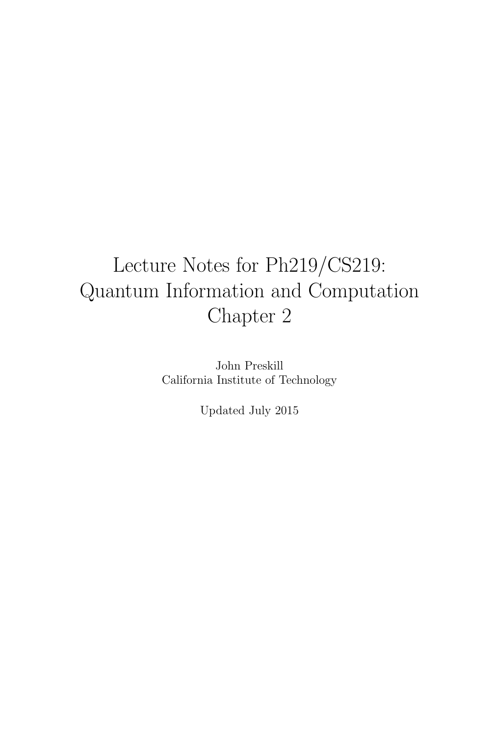# Lecture Notes for Ph219/CS219: Quantum Information and Computation Chapter 2

John Preskill
California Institute of Technology

Updated July 2015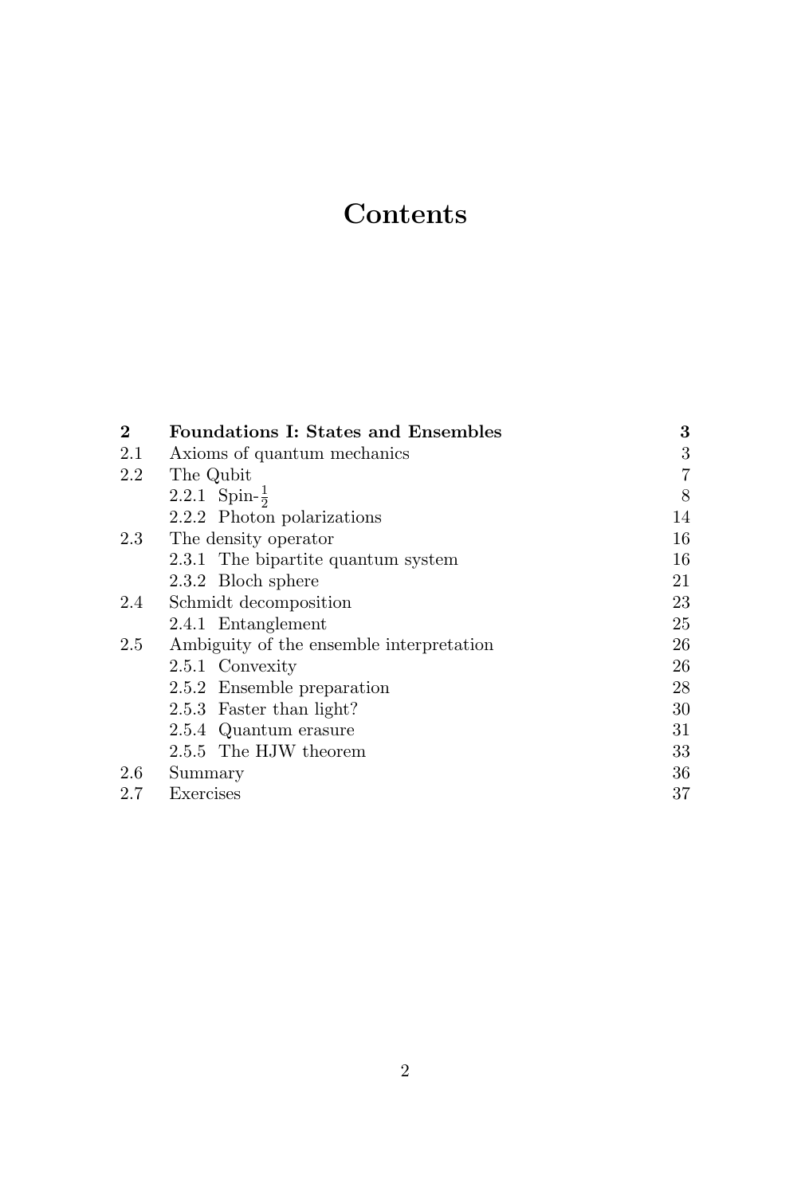# Contents

| | | |
|---|---|---|
| **2** | **Foundations I: States and Ensembles** | **3** |
| 2.1 | Axioms of quantum mechanics | 3 |
| 2.2 | The Qubit | 7 |
| | 2.2.1 Spin-$\frac{1}{2}$ | 8 |
| | 2.2.2 Photon polarizations | 14 |
| 2.3 | The density operator | 16 |
| | 2.3.1 The bipartite quantum system | 16 |
| | 2.3.2 Bloch sphere | 21 |
| 2.4 | Schmidt decomposition | 23 |
| | 2.4.1 Entanglement | 25 |
| 2.5 | Ambiguity of the ensemble interpretation | 26 |
| | 2.5.1 Convexity | 26 |
| | 2.5.2 Ensemble preparation | 28 |
| | 2.5.3 Faster than light? | 30 |
| | 2.5.4 Quantum erasure | 31 |
| | 2.5.5 The HJW theorem | 33 |
| 2.6 | Summary | 36 |
| 2.7 | Exercises | 37 |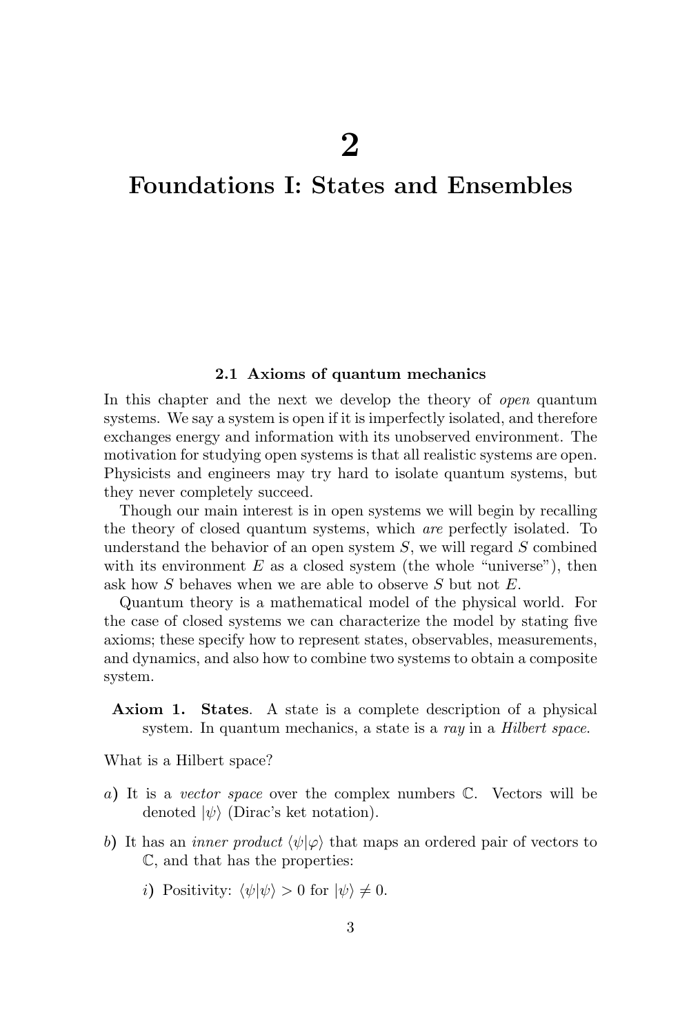# 2

# Foundations I: States and Ensembles

## 2.1 Axioms of quantum mechanics

In this chapter and the next we develop the theory of *open* quantum systems. We say a system is open if it is imperfectly isolated, and therefore exchanges energy and information with its unobserved environment. The motivation for studying open systems is that all realistic systems are open. Physicists and engineers may try hard to isolate quantum systems, but they never completely succeed.

Though our main interest is in open systems we will begin by recalling the theory of closed quantum systems, which *are* perfectly isolated. To understand the behavior of an open system $S$, we will regard $S$ combined with its environment $E$ as a closed system (the whole "universe"), then ask how $S$ behaves when we are able to observe $S$ but not $E$.

Quantum theory is a mathematical model of the physical world. For the case of closed systems we can characterize the model by stating five axioms; these specify how to represent states, observables, measurements, and dynamics, and also how to combine two systems to obtain a composite system.

**Axiom 1. States**. A state is a complete description of a physical system. In quantum mechanics, a state is a *ray* in a *Hilbert space.*

What is a Hilbert space?

*a*) It is a *vector space* over the complex numbers $\mathbb{C}$. Vectors will be denoted $|\psi\rangle$ (Dirac's ket notation).

*b*) It has an *inner product* $\langle\psi|\varphi\rangle$ that maps an ordered pair of vectors to $\mathbb{C}$, and that has the properties:

*i*) Positivity: $\langle\psi|\psi\rangle > 0$ for $|\psi\rangle \neq 0$.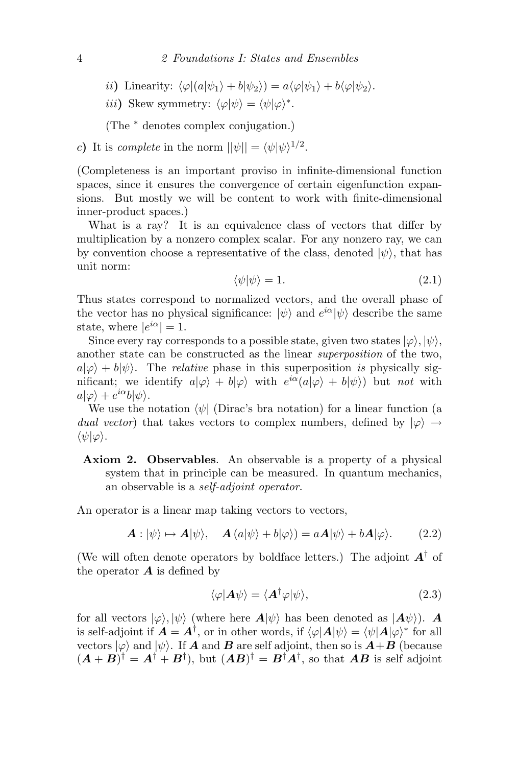*ii*) Linearity: $\langle\varphi|(a|\psi_1\rangle + b|\psi_2\rangle) = a\langle\varphi|\psi_1\rangle + b\langle\varphi|\psi_2\rangle$.

*iii*) Skew symmetry: $\langle\varphi|\psi\rangle = \langle\psi|\varphi\rangle^*$.

(The $^*$ denotes complex conjugation.)

*c*) It is *complete* in the norm $||\psi|| = \langle\psi|\psi\rangle^{1/2}$.

(Completeness is an important proviso in infinite-dimensional function spaces, since it ensures the convergence of certain eigenfunction expansions. But mostly we will be content to work with finite-dimensional inner-product spaces.)

What is a ray? It is an equivalence class of vectors that differ by multiplication by a nonzero complex scalar. For any nonzero ray, we can by convention choose a representative of the class, denoted $|\psi\rangle$, that has unit norm:

$$\langle\psi|\psi\rangle = 1. \tag{2.1}$$

Thus states correspond to normalized vectors, and the overall phase of the vector has no physical significance: $|\psi\rangle$ and $e^{i\alpha}|\psi\rangle$ describe the same state, where $|e^{i\alpha}| = 1$.

Since every ray corresponds to a possible state, given two states $|\varphi\rangle, |\psi\rangle$, another state can be constructed as the linear *superposition* of the two, $a|\varphi\rangle + b|\psi\rangle$. The *relative* phase in this superposition *is* physically significant; we identify $a|\varphi\rangle + b|\varphi\rangle$ with $e^{i\alpha}(a|\varphi\rangle + b|\psi\rangle)$ but *not* with $a|\varphi\rangle + e^{i\alpha}b|\psi\rangle$.

We use the notation $\langle\psi|$ (Dirac's bra notation) for a linear function (a *dual vector*) that takes vectors to complex numbers, defined by $|\varphi\rangle \to \langle\psi|\varphi\rangle$.

**Axiom 2. Observables**. An observable is a property of a physical system that in principle can be measured. In quantum mechanics, an observable is a *self-adjoint operator*.

An operator is a linear map taking vectors to vectors,

$$\boldsymbol{A} : |\psi\rangle \mapsto \boldsymbol{A}|\psi\rangle, \quad \boldsymbol{A}\left(a|\psi\rangle + b|\varphi\rangle\right) = a\boldsymbol{A}|\psi\rangle + b\boldsymbol{A}|\varphi\rangle. \tag{2.2}$$

(We will often denote operators by boldface letters.) The adjoint $\boldsymbol{A}^\dagger$ of the operator $\boldsymbol{A}$ is defined by

$$\langle\varphi|\boldsymbol{A}\psi\rangle = \langle\boldsymbol{A}^\dagger\varphi|\psi\rangle, \tag{2.3}$$

for all vectors $|\varphi\rangle, |\psi\rangle$ (where here $\boldsymbol{A}|\psi\rangle$ has been denoted as $|\boldsymbol{A}\psi\rangle$). $\boldsymbol{A}$ is self-adjoint if $\boldsymbol{A} = \boldsymbol{A}^\dagger$, or in other words, if $\langle\varphi|\boldsymbol{A}|\psi\rangle = \langle\psi|\boldsymbol{A}|\varphi\rangle^*$ for all vectors $|\varphi\rangle$ and $|\psi\rangle$. If $\boldsymbol{A}$ and $\boldsymbol{B}$ are self adjoint, then so is $\boldsymbol{A}+\boldsymbol{B}$ (because $(\boldsymbol{A}+\boldsymbol{B})^\dagger = \boldsymbol{A}^\dagger + \boldsymbol{B}^\dagger$), but $(\boldsymbol{A}\boldsymbol{B})^\dagger = \boldsymbol{B}^\dagger\boldsymbol{A}^\dagger$, so that $\boldsymbol{A}\boldsymbol{B}$ is self adjoint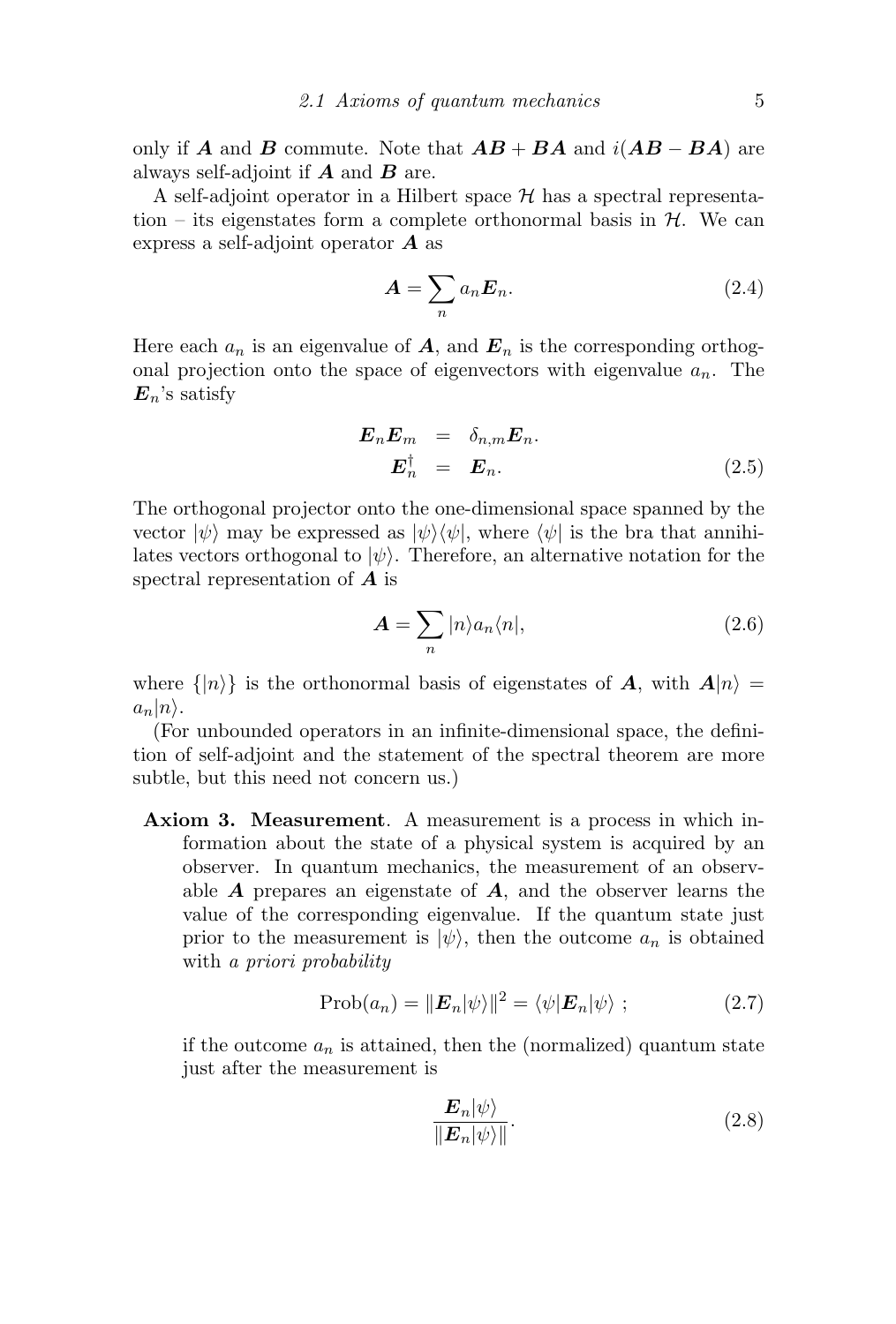only if $\boldsymbol{A}$ and $\boldsymbol{B}$ commute. Note that $\boldsymbol{AB} + \boldsymbol{BA}$ and $i(\boldsymbol{AB} - \boldsymbol{BA})$ are always self-adjoint if $\boldsymbol{A}$ and $\boldsymbol{B}$ are.

A self-adjoint operator in a Hilbert space $\mathcal{H}$ has a spectral representation – its eigenstates form a complete orthonormal basis in $\mathcal{H}$. We can express a self-adjoint operator $\boldsymbol{A}$ as

$$\boldsymbol{A} = \sum_n a_n \boldsymbol{E}_n. \tag{2.4}$$

Here each $a_n$ is an eigenvalue of $\boldsymbol{A}$, and $\boldsymbol{E}_n$ is the corresponding orthogonal projection onto the space of eigenvectors with eigenvalue $a_n$. The $\boldsymbol{E}_n$'s satisfy

$$\begin{aligned} \boldsymbol{E}_n \boldsymbol{E}_m &= \delta_{n,m} \boldsymbol{E}_n. \\ \boldsymbol{E}_n^\dagger &= \boldsymbol{E}_n. \end{aligned} \tag{2.5}$$

The orthogonal projector onto the one-dimensional space spanned by the vector $|\psi\rangle$ may be expressed as $|\psi\rangle\langle\psi|$, where $\langle\psi|$ is the bra that annihilates vectors orthogonal to $|\psi\rangle$. Therefore, an alternative notation for the spectral representation of $\boldsymbol{A}$ is

$$\boldsymbol{A} = \sum_n |n\rangle a_n \langle n|, \tag{2.6}$$

where $\{|n\rangle\}$ is the orthonormal basis of eigenstates of $\boldsymbol{A}$, with $\boldsymbol{A}|n\rangle = a_n|n\rangle$.

(For unbounded operators in an infinite-dimensional space, the definition of self-adjoint and the statement of the spectral theorem are more subtle, but this need not concern us.)

**Axiom 3. Measurement**. A measurement is a process in which information about the state of a physical system is acquired by an observer. In quantum mechanics, the measurement of an observable $\boldsymbol{A}$ prepares an eigenstate of $\boldsymbol{A}$, and the observer learns the value of the corresponding eigenvalue. If the quantum state just prior to the measurement is $|\psi\rangle$, then the outcome $a_n$ is obtained with *a priori probability*

$$\text{Prob}(a_n) = \|\boldsymbol{E}_n|\psi\rangle\|^2 = \langle\psi|\boldsymbol{E}_n|\psi\rangle \; ; \tag{2.7}$$

if the outcome $a_n$ is attained, then the (normalized) quantum state just after the measurement is

$$\frac{\boldsymbol{E}_n|\psi\rangle}{\|\boldsymbol{E}_n|\psi\rangle\|}. \tag{2.8}$$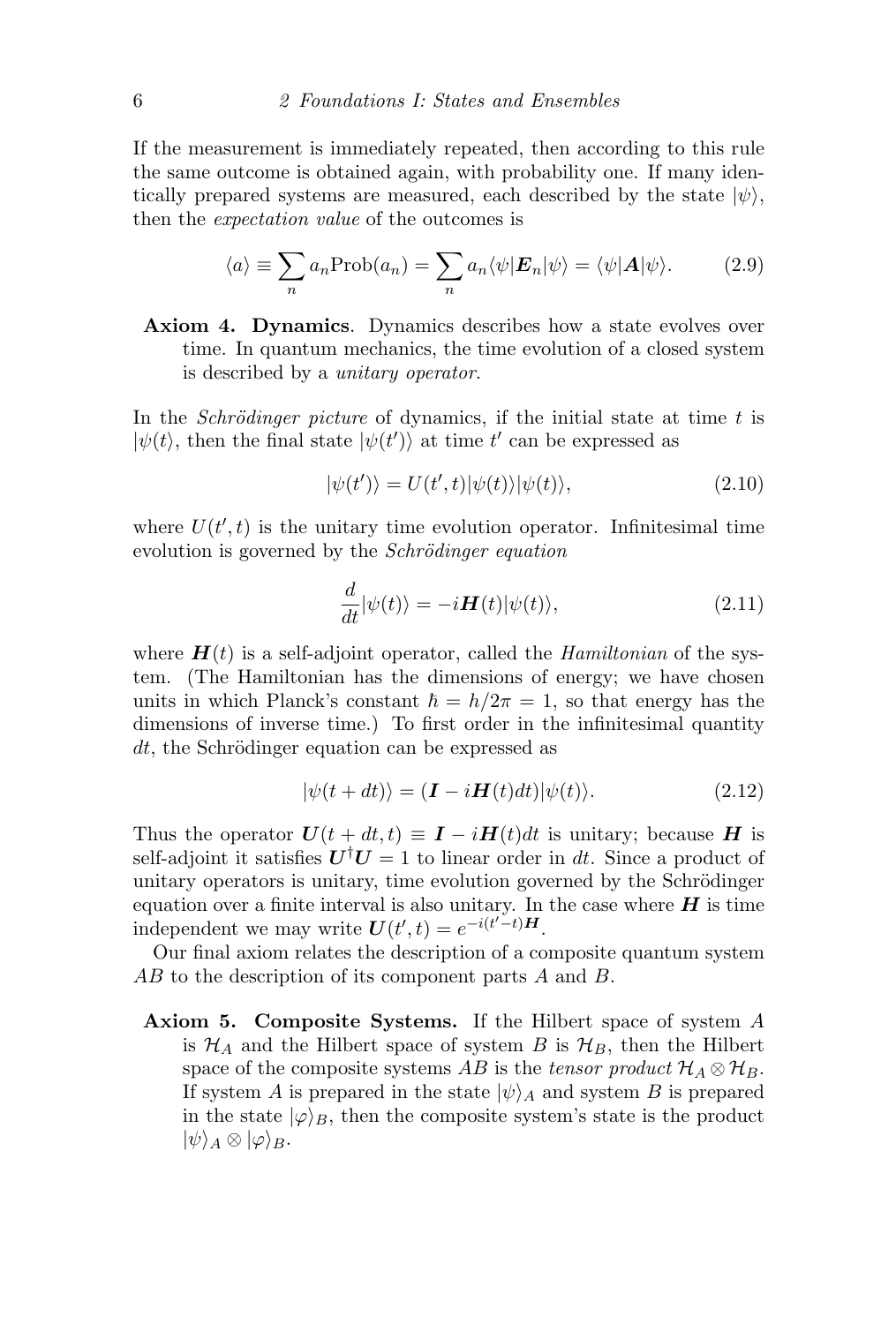If the measurement is immediately repeated, then according to this rule the same outcome is obtained again, with probability one. If many identically prepared systems are measured, each described by the state $|\psi\rangle$, then the *expectation value* of the outcomes is

$$\langle a \rangle \equiv \sum_n a_n \text{Prob}(a_n) = \sum_n a_n \langle \psi | \boldsymbol{E}_n | \psi \rangle = \langle \psi | \boldsymbol{A} | \psi \rangle. \tag{2.9}$$

**Axiom 4. Dynamics**. Dynamics describes how a state evolves over time. In quantum mechanics, the time evolution of a closed system is described by a *unitary operator*.

In the *Schrödinger picture* of dynamics, if the initial state at time $t$ is $|\psi(t\rangle$, then the final state $|\psi(t')\rangle$ at time $t'$ can be expressed as

$$|\psi(t')\rangle = U(t', t)|\psi(t)\rangle|\psi(t)\rangle, \tag{2.10}$$

where $U(t', t)$ is the unitary time evolution operator. Infinitesimal time evolution is governed by the *Schrödinger equation*

$$\frac{d}{dt}|\psi(t)\rangle = -i\boldsymbol{H}(t)|\psi(t)\rangle, \tag{2.11}$$

where $\boldsymbol{H}(t)$ is a self-adjoint operator, called the *Hamiltonian* of the system. (The Hamiltonian has the dimensions of energy; we have chosen units in which Planck's constant $\hbar = h/2\pi = 1$, so that energy has the dimensions of inverse time.) To first order in the infinitesimal quantity $dt$, the Schrödinger equation can be expressed as

$$|\psi(t + dt)\rangle = (\boldsymbol{I} - i\boldsymbol{H}(t)dt)|\psi(t)\rangle. \tag{2.12}$$

Thus the operator $\boldsymbol{U}(t + dt, t) \equiv \boldsymbol{I} - i\boldsymbol{H}(t)dt$ is unitary; because $\boldsymbol{H}$ is self-adjoint it satisfies $\boldsymbol{U}^\dagger \boldsymbol{U} = 1$ to linear order in $dt$. Since a product of unitary operators is unitary, time evolution governed by the Schrödinger equation over a finite interval is also unitary. In the case where $\boldsymbol{H}$ is time independent we may write $\boldsymbol{U}(t', t) = e^{-i(t'-t)\boldsymbol{H}}$.

Our final axiom relates the description of a composite quantum system $AB$ to the description of its component parts $A$ and $B$.

**Axiom 5. Composite Systems.** If the Hilbert space of system $A$ is $\mathcal{H}_A$ and the Hilbert space of system $B$ is $\mathcal{H}_B$, then the Hilbert space of the composite systems $AB$ is the *tensor product* $\mathcal{H}_A \otimes \mathcal{H}_B$. If system $A$ is prepared in the state $|\psi\rangle_A$ and system $B$ is prepared in the state $|\varphi\rangle_B$, then the composite system's state is the product $|\psi\rangle_A \otimes |\varphi\rangle_B$.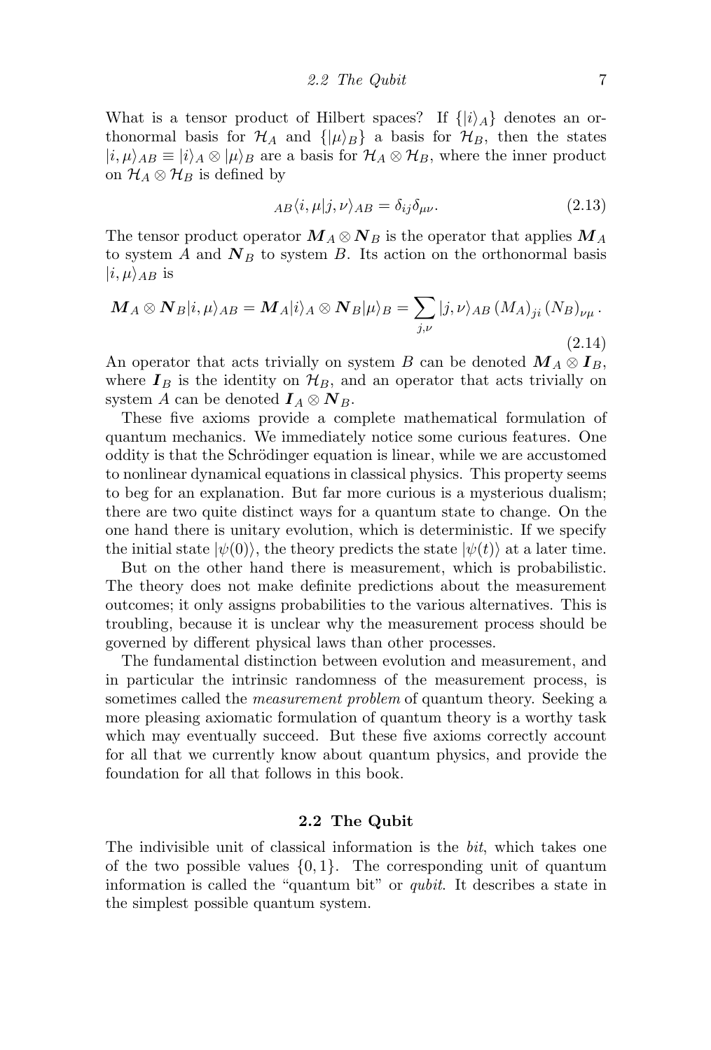What is a tensor product of Hilbert spaces? If $\{|i\rangle_A\}$ denotes an orthonormal basis for $\mathcal{H}_A$ and $\{|\mu\rangle_B\}$ a basis for $\mathcal{H}_B$, then the states $|i,\mu\rangle_{AB} \equiv |i\rangle_A \otimes |\mu\rangle_B$ are a basis for $\mathcal{H}_A \otimes \mathcal{H}_B$, where the inner product on $\mathcal{H}_A \otimes \mathcal{H}_B$ is defined by

$$
{}_{AB}\langle i,\mu|j,\nu\rangle_{AB} = \delta_{ij}\delta_{\mu\nu}. \tag{2.13}
$$

The tensor product operator $\boldsymbol{M}_A \otimes \boldsymbol{N}_B$ is the operator that applies $\boldsymbol{M}_A$ to system $A$ and $\boldsymbol{N}_B$ to system $B$. Its action on the orthonormal basis $|i,\mu\rangle_{AB}$ is

$$
\boldsymbol{M}_A \otimes \boldsymbol{N}_B |i,\mu\rangle_{AB} = \boldsymbol{M}_A |i\rangle_A \otimes \boldsymbol{N}_B |\mu\rangle_B = \sum_{j,\nu} |j,\nu\rangle_{AB} \left(M_A\right)_{ji} \left(N_B\right)_{\nu\mu}. \tag{2.14}
$$

An operator that acts trivially on system $B$ can be denoted $\boldsymbol{M}_A \otimes \boldsymbol{I}_B$, where $\boldsymbol{I}_B$ is the identity on $\mathcal{H}_B$, and an operator that acts trivially on system $A$ can be denoted $\boldsymbol{I}_A \otimes \boldsymbol{N}_B$.

These five axioms provide a complete mathematical formulation of quantum mechanics. We immediately notice some curious features. One oddity is that the Schrödinger equation is linear, while we are accustomed to nonlinear dynamical equations in classical physics. This property seems to beg for an explanation. But far more curious is a mysterious dualism; there are two quite distinct ways for a quantum state to change. On the one hand there is unitary evolution, which is deterministic. If we specify the initial state $|\psi(0)\rangle$, the theory predicts the state $|\psi(t)\rangle$ at a later time.

But on the other hand there is measurement, which is probabilistic. The theory does not make definite predictions about the measurement outcomes; it only assigns probabilities to the various alternatives. This is troubling, because it is unclear why the measurement process should be governed by different physical laws than other processes.

The fundamental distinction between evolution and measurement, and in particular the intrinsic randomness of the measurement process, is sometimes called the *measurement problem* of quantum theory. Seeking a more pleasing axiomatic formulation of quantum theory is a worthy task which may eventually succeed. But these five axioms correctly account for all that we currently know about quantum physics, and provide the foundation for all that follows in this book.

## 2.2 The Qubit

The indivisible unit of classical information is the *bit*, which takes one of the two possible values $\{0, 1\}$. The corresponding unit of quantum information is called the "quantum bit" or *qubit*. It describes a state in the simplest possible quantum system.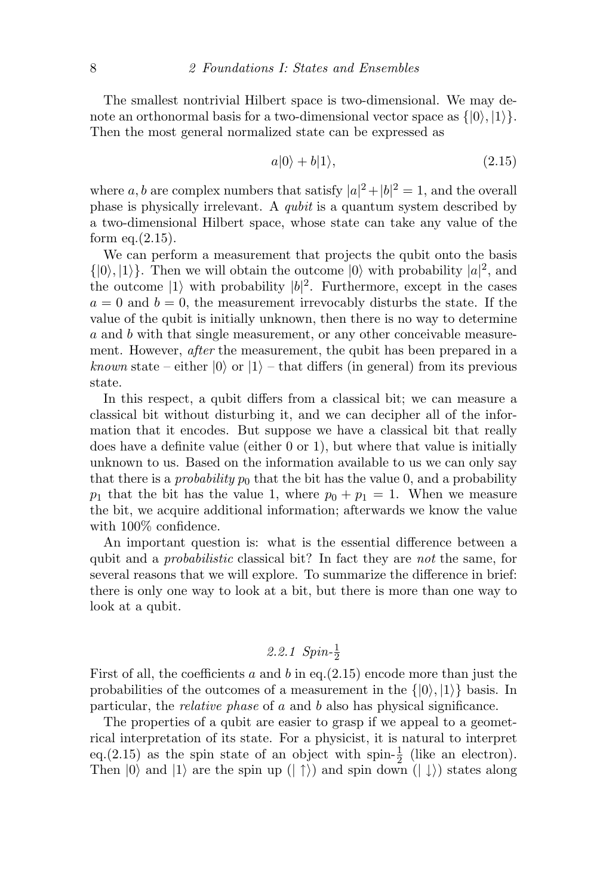The smallest nontrivial Hilbert space is two-dimensional. We may denote an orthonormal basis for a two-dimensional vector space as $\{|0\rangle, |1\rangle\}$. Then the most general normalized state can be expressed as

$$a|0\rangle + b|1\rangle, \tag{2.15}$$

where $a, b$ are complex numbers that satisfy $|a|^2 + |b|^2 = 1$, and the overall phase is physically irrelevant. A *qubit* is a quantum system described by a two-dimensional Hilbert space, whose state can take any value of the form eq.(2.15).

We can perform a measurement that projects the qubit onto the basis $\{|0\rangle, |1\rangle\}$. Then we will obtain the outcome $|0\rangle$ with probability $|a|^2$, and the outcome $|1\rangle$ with probability $|b|^2$. Furthermore, except in the cases $a = 0$ and $b = 0$, the measurement irrevocably disturbs the state. If the value of the qubit is initially unknown, then there is no way to determine $a$ and $b$ with that single measurement, or any other conceivable measurement. However, *after* the measurement, the qubit has been prepared in a *known* state – either $|0\rangle$ or $|1\rangle$ – that differs (in general) from its previous state.

In this respect, a qubit differs from a classical bit; we can measure a classical bit without disturbing it, and we can decipher all of the information that it encodes. But suppose we have a classical bit that really does have a definite value (either 0 or 1), but where that value is initially unknown to us. Based on the information available to us we can only say that there is a *probability* $p_0$ that the bit has the value 0, and a probability $p_1$ that the bit has the value 1, where $p_0 + p_1 = 1$. When we measure the bit, we acquire additional information; afterwards we know the value with 100% confidence.

An important question is: what is the essential difference between a qubit and a *probabilistic* classical bit? In fact they are *not* the same, for several reasons that we will explore. To summarize the difference in brief: there is only one way to look at a bit, but there is more than one way to look at a qubit.

### 2.2.1 Spin-$\frac{1}{2}$

First of all, the coefficients $a$ and $b$ in eq.(2.15) encode more than just the probabilities of the outcomes of a measurement in the $\{|0\rangle, |1\rangle\}$ basis. In particular, the *relative phase* of $a$ and $b$ also has physical significance.

The properties of a qubit are easier to grasp if we appeal to a geometrical interpretation of its state. For a physicist, it is natural to interpret eq.(2.15) as the spin state of an object with spin-$\frac{1}{2}$ (like an electron). Then $|0\rangle$ and $|1\rangle$ are the spin up ($|\uparrow\rangle$) and spin down ($|\downarrow\rangle$) states along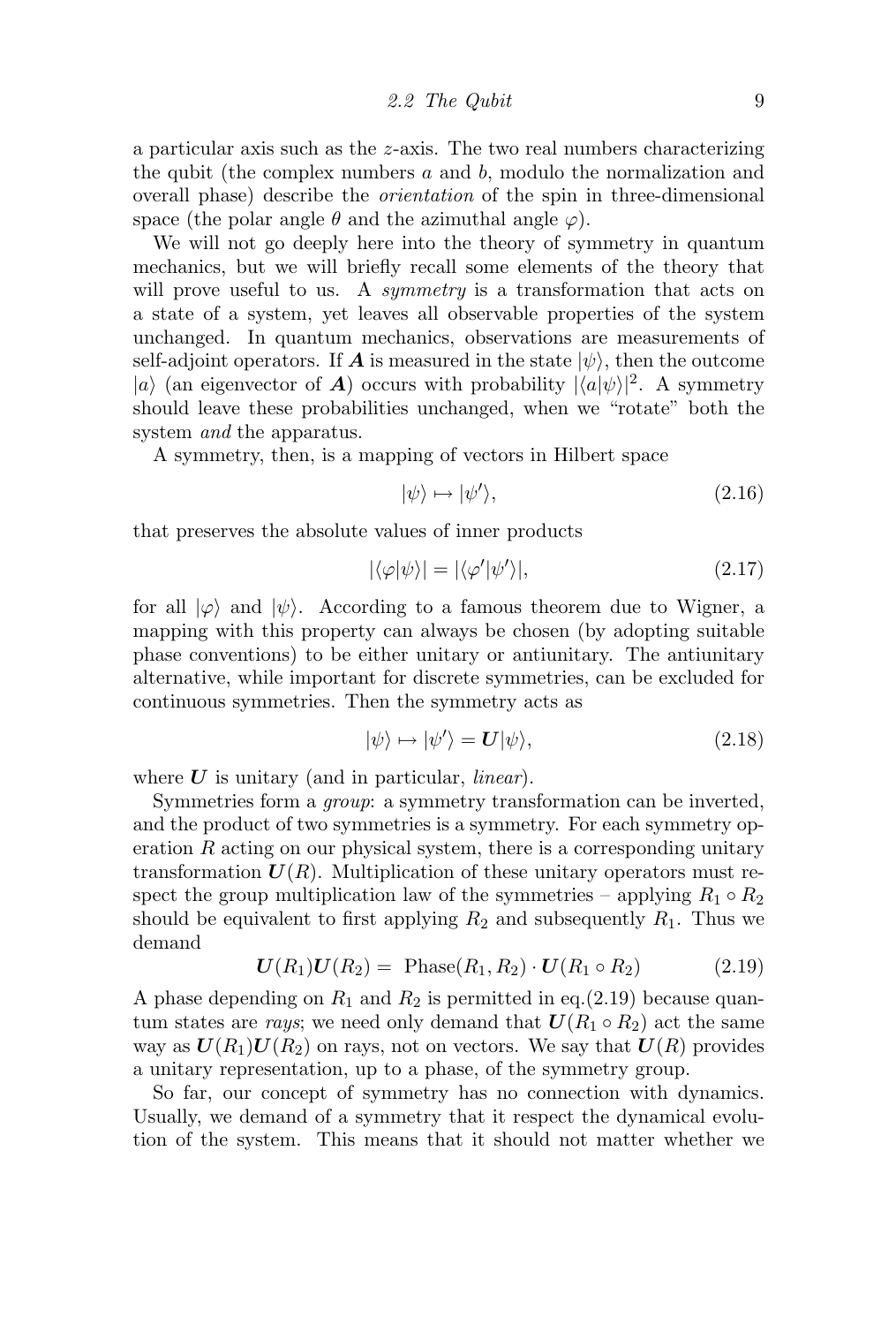a particular axis such as the $z$-axis. The two real numbers characterizing the qubit (the complex numbers $a$ and $b$, modulo the normalization and overall phase) describe the *orientation* of the spin in three-dimensional space (the polar angle $\theta$ and the azimuthal angle $\varphi$).

We will not go deeply here into the theory of symmetry in quantum mechanics, but we will briefly recall some elements of the theory that will prove useful to us. A *symmetry* is a transformation that acts on a state of a system, yet leaves all observable properties of the system unchanged. In quantum mechanics, observations are measurements of self-adjoint operators. If $\boldsymbol{A}$ is measured in the state $|\psi\rangle$, then the outcome $|a\rangle$ (an eigenvector of $\boldsymbol{A}$) occurs with probability $|\langle a|\psi\rangle|^2$. A symmetry should leave these probabilities unchanged, when we "rotate" both the system *and* the apparatus.

A symmetry, then, is a mapping of vectors in Hilbert space

$$|\psi\rangle \mapsto |\psi'\rangle, \tag{2.16}$$

that preserves the absolute values of inner products

$$|\langle\varphi|\psi\rangle| = |\langle\varphi'|\psi'\rangle|, \tag{2.17}$$

for all $|\varphi\rangle$ and $|\psi\rangle$. According to a famous theorem due to Wigner, a mapping with this property can always be chosen (by adopting suitable phase conventions) to be either unitary or antiunitary. The antiunitary alternative, while important for discrete symmetries, can be excluded for continuous symmetries. Then the symmetry acts as

$$|\psi\rangle \mapsto |\psi'\rangle = \boldsymbol{U}|\psi\rangle, \tag{2.18}$$

where $\boldsymbol{U}$ is unitary (and in particular, *linear*).

Symmetries form a *group*: a symmetry transformation can be inverted, and the product of two symmetries is a symmetry. For each symmetry operation $R$ acting on our physical system, there is a corresponding unitary transformation $\boldsymbol{U}(R)$. Multiplication of these unitary operators must respect the group multiplication law of the symmetries – applying $R_1 \circ R_2$ should be equivalent to first applying $R_2$ and subsequently $R_1$. Thus we demand

$$\boldsymbol{U}(R_1)\boldsymbol{U}(R_2) = \text{Phase}(R_1, R_2) \cdot \boldsymbol{U}(R_1 \circ R_2) \tag{2.19}$$

A phase depending on $R_1$ and $R_2$ is permitted in eq.(2.19) because quantum states are *rays*; we need only demand that $\boldsymbol{U}(R_1 \circ R_2)$ act the same way as $\boldsymbol{U}(R_1)\boldsymbol{U}(R_2)$ on rays, not on vectors. We say that $\boldsymbol{U}(R)$ provides a unitary representation, up to a phase, of the symmetry group.

So far, our concept of symmetry has no connection with dynamics. Usually, we demand of a symmetry that it respect the dynamical evolution of the system. This means that it should not matter whether we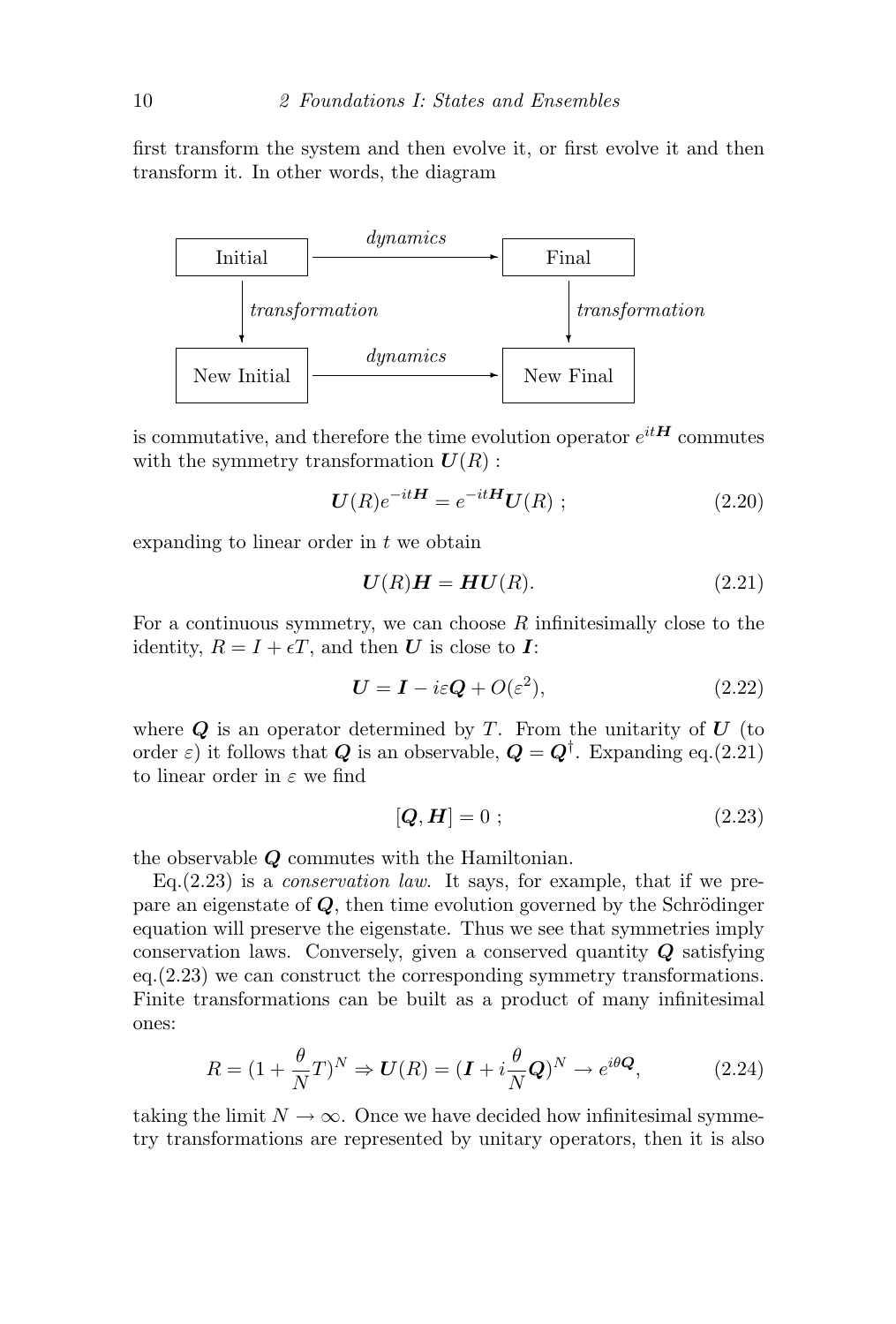first transform the system and then evolve it, or first evolve it and then transform it. In other words, the diagram

$$\begin{array}{ccc} \boxed{\text{Initial}} & \xrightarrow{\textit{dynamics}} & \boxed{\text{Final}} \\ \Big\downarrow \textit{transformation} & & \Big\downarrow \textit{transformation} \\ \boxed{\text{New Initial}} & \xrightarrow{\textit{dynamics}} & \boxed{\text{New Final}} \end{array}$$

is commutative, and therefore the time evolution operator $e^{it\boldsymbol{H}}$ commutes with the symmetry transformation $\boldsymbol{U}(R)$ :

$$\boldsymbol{U}(R)e^{-it\boldsymbol{H}} = e^{-it\boldsymbol{H}}\boldsymbol{U}(R) \; ; \tag{2.20}$$

expanding to linear order in $t$ we obtain

$$\boldsymbol{U}(R)\boldsymbol{H} = \boldsymbol{H}\boldsymbol{U}(R). \tag{2.21}$$

For a continuous symmetry, we can choose $R$ infinitesimally close to the identity, $R = I + \epsilon T$, and then $\boldsymbol{U}$ is close to $\boldsymbol{I}$:

$$\boldsymbol{U} = \boldsymbol{I} - i\varepsilon\boldsymbol{Q} + O(\varepsilon^2), \tag{2.22}$$

where $\boldsymbol{Q}$ is an operator determined by $T$. From the unitarity of $\boldsymbol{U}$ (to order $\varepsilon$) it follows that $\boldsymbol{Q}$ is an observable, $\boldsymbol{Q} = \boldsymbol{Q}^\dagger$. Expanding eq.(2.21) to linear order in $\varepsilon$ we find

$$[\boldsymbol{Q}, \boldsymbol{H}] = 0 \; ; \tag{2.23}$$

the observable $\boldsymbol{Q}$ commutes with the Hamiltonian.

Eq.(2.23) is a *conservation law*. It says, for example, that if we prepare an eigenstate of $\boldsymbol{Q}$, then time evolution governed by the Schrödinger equation will preserve the eigenstate. Thus we see that symmetries imply conservation laws. Conversely, given a conserved quantity $\boldsymbol{Q}$ satisfying eq.(2.23) we can construct the corresponding symmetry transformations. Finite transformations can be built as a product of many infinitesimal ones:

$$R = (1 + \frac{\theta}{N}T)^N \Rightarrow \boldsymbol{U}(R) = (\boldsymbol{I} + i\frac{\theta}{N}\boldsymbol{Q})^N \to e^{i\theta\boldsymbol{Q}}, \tag{2.24}$$

taking the limit $N \to \infty$. Once we have decided how infinitesimal symmetry transformations are represented by unitary operators, then it is also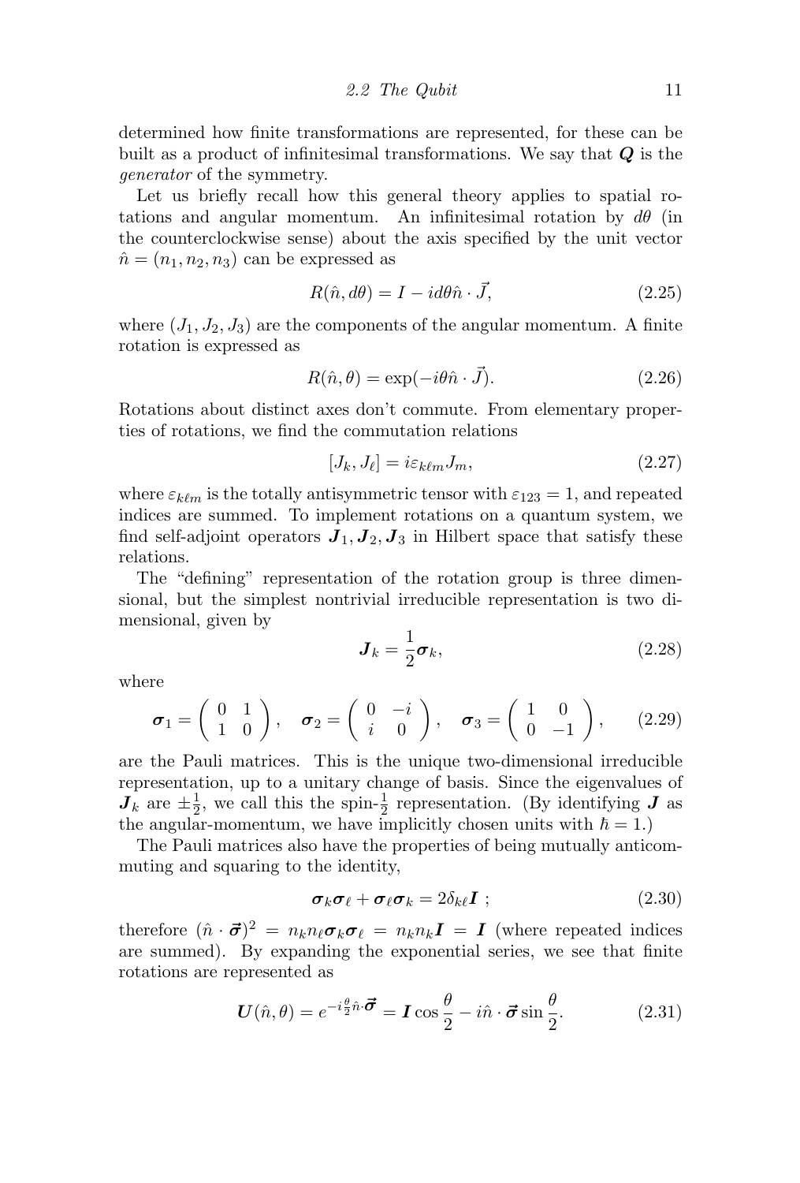determined how finite transformations are represented, for these can be built as a product of infinitesimal transformations. We say that $\boldsymbol{Q}$ is the *generator* of the symmetry.

Let us briefly recall how this general theory applies to spatial rotations and angular momentum. An infinitesimal rotation by $d\theta$ (in the counterclockwise sense) about the axis specified by the unit vector $\hat{n} = (n_1, n_2, n_3)$ can be expressed as

$$R(\hat{n}, d\theta) = I - id\theta \hat{n} \cdot \vec{J}, \tag{2.25}$$

where $(J_1, J_2, J_3)$ are the components of the angular momentum. A finite rotation is expressed as

$$R(\hat{n}, \theta) = \exp(-i\theta \hat{n} \cdot \vec{J}). \tag{2.26}$$

Rotations about distinct axes don't commute. From elementary properties of rotations, we find the commutation relations

$$[J_k, J_\ell] = i\varepsilon_{k\ell m} J_m, \tag{2.27}$$

where $\varepsilon_{k\ell m}$ is the totally antisymmetric tensor with $\varepsilon_{123} = 1$, and repeated indices are summed. To implement rotations on a quantum system, we find self-adjoint operators $\boldsymbol{J}_1, \boldsymbol{J}_2, \boldsymbol{J}_3$ in Hilbert space that satisfy these relations.

The "defining" representation of the rotation group is three dimensional, but the simplest nontrivial irreducible representation is two dimensional, given by

$$\boldsymbol{J}_k = \frac{1}{2}\boldsymbol{\sigma}_k, \tag{2.28}$$

where

$$\boldsymbol{\sigma}_1 = \begin{pmatrix} 0 & 1 \\ 1 & 0 \end{pmatrix}, \quad \boldsymbol{\sigma}_2 = \begin{pmatrix} 0 & -i \\ i & 0 \end{pmatrix}, \quad \boldsymbol{\sigma}_3 = \begin{pmatrix} 1 & 0 \\ 0 & -1 \end{pmatrix}, \tag{2.29}$$

are the Pauli matrices. This is the unique two-dimensional irreducible representation, up to a unitary change of basis. Since the eigenvalues of $\boldsymbol{J}_k$ are $\pm\frac{1}{2}$, we call this the spin-$\frac{1}{2}$ representation. (By identifying $\boldsymbol{J}$ as the angular-momentum, we have implicitly chosen units with $\hbar = 1$.)

The Pauli matrices also have the properties of being mutually anticommuting and squaring to the identity,

$$\boldsymbol{\sigma}_k \boldsymbol{\sigma}_\ell + \boldsymbol{\sigma}_\ell \boldsymbol{\sigma}_k = 2\delta_{k\ell} \boldsymbol{I} \ ; \tag{2.30}$$

therefore $(\hat{n} \cdot \vec{\boldsymbol{\sigma}})^2 = n_k n_\ell \boldsymbol{\sigma}_k \boldsymbol{\sigma}_\ell = n_k n_k \boldsymbol{I} = \boldsymbol{I}$ (where repeated indices are summed). By expanding the exponential series, we see that finite rotations are represented as

$$\boldsymbol{U}(\hat{n}, \theta) = e^{-i\frac{\theta}{2}\hat{n}\cdot\vec{\boldsymbol{\sigma}}} = \boldsymbol{I}\cos\frac{\theta}{2} - i\hat{n} \cdot \vec{\boldsymbol{\sigma}} \sin\frac{\theta}{2}. \tag{2.31}$$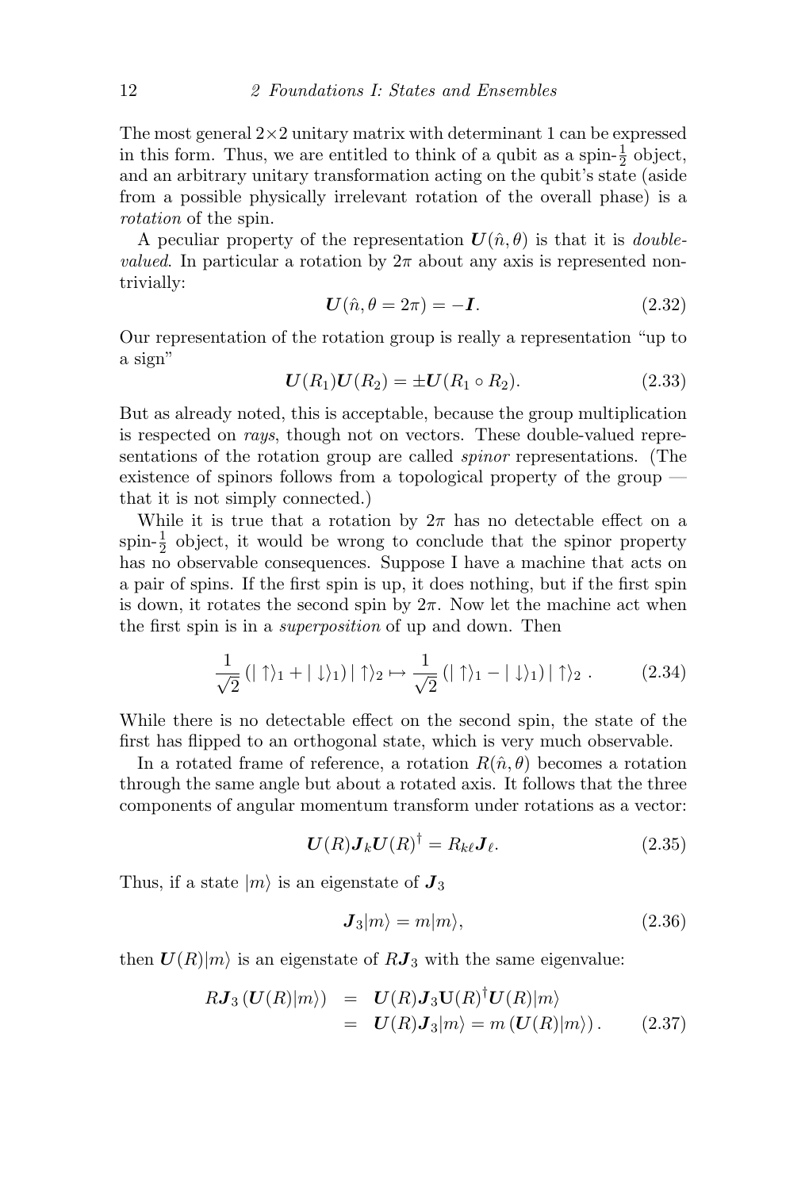The most general 2×2 unitary matrix with determinant 1 can be expressed in this form. Thus, we are entitled to think of a qubit as a spin-$\frac{1}{2}$ object, and an arbitrary unitary transformation acting on the qubit's state (aside from a possible physically irrelevant rotation of the overall phase) is a *rotation* of the spin.

A peculiar property of the representation $\boldsymbol{U}(\hat{n},\theta)$ is that it is *double-valued*. In particular a rotation by $2\pi$ about any axis is represented nontrivially:

$$\boldsymbol{U}(\hat{n},\theta = 2\pi) = -\boldsymbol{I}. \tag{2.32}$$

Our representation of the rotation group is really a representation "up to a sign"

$$\boldsymbol{U}(R_1)\boldsymbol{U}(R_2) = \pm\boldsymbol{U}(R_1 \circ R_2). \tag{2.33}$$

But as already noted, this is acceptable, because the group multiplication is respected on *rays*, though not on vectors. These double-valued representations of the rotation group are called *spinor* representations. (The existence of spinors follows from a topological property of the group — that it is not simply connected.)

While it is true that a rotation by $2\pi$ has no detectable effect on a spin-$\frac{1}{2}$ object, it would be wrong to conclude that the spinor property has no observable consequences. Suppose I have a machine that acts on a pair of spins. If the first spin is up, it does nothing, but if the first spin is down, it rotates the second spin by $2\pi$. Now let the machine act when the first spin is in a *superposition* of up and down. Then

$$\frac{1}{\sqrt{2}}\left(|\uparrow\rangle_1 + |\downarrow\rangle_1\right)|\uparrow\rangle_2 \mapsto \frac{1}{\sqrt{2}}\left(|\uparrow\rangle_1 - |\downarrow\rangle_1\right)|\uparrow\rangle_2 \,. \tag{2.34}$$

While there is no detectable effect on the second spin, the state of the first has flipped to an orthogonal state, which is very much observable.

In a rotated frame of reference, a rotation $R(\hat{n},\theta)$ becomes a rotation through the same angle but about a rotated axis. It follows that the three components of angular momentum transform under rotations as a vector:

$$\boldsymbol{U}(R)\boldsymbol{J}_k\boldsymbol{U}(R)^\dagger = R_{k\ell}\boldsymbol{J}_\ell. \tag{2.35}$$

Thus, if a state $|m\rangle$ is an eigenstate of $\boldsymbol{J}_3$

$$\boldsymbol{J}_3|m\rangle = m|m\rangle, \tag{2.36}$$

then $\boldsymbol{U}(R)|m\rangle$ is an eigenstate of $R\boldsymbol{J}_3$ with the same eigenvalue:

$$\begin{aligned} R\boldsymbol{J}_3\left(\boldsymbol{U}(R)|m\rangle\right) &= \boldsymbol{U}(R)\boldsymbol{J}_3\mathbf{U}(R)^\dagger\boldsymbol{U}(R)|m\rangle \\ &= \boldsymbol{U}(R)\boldsymbol{J}_3|m\rangle = m\left(\boldsymbol{U}(R)|m\rangle\right). \end{aligned} \tag{2.37}$$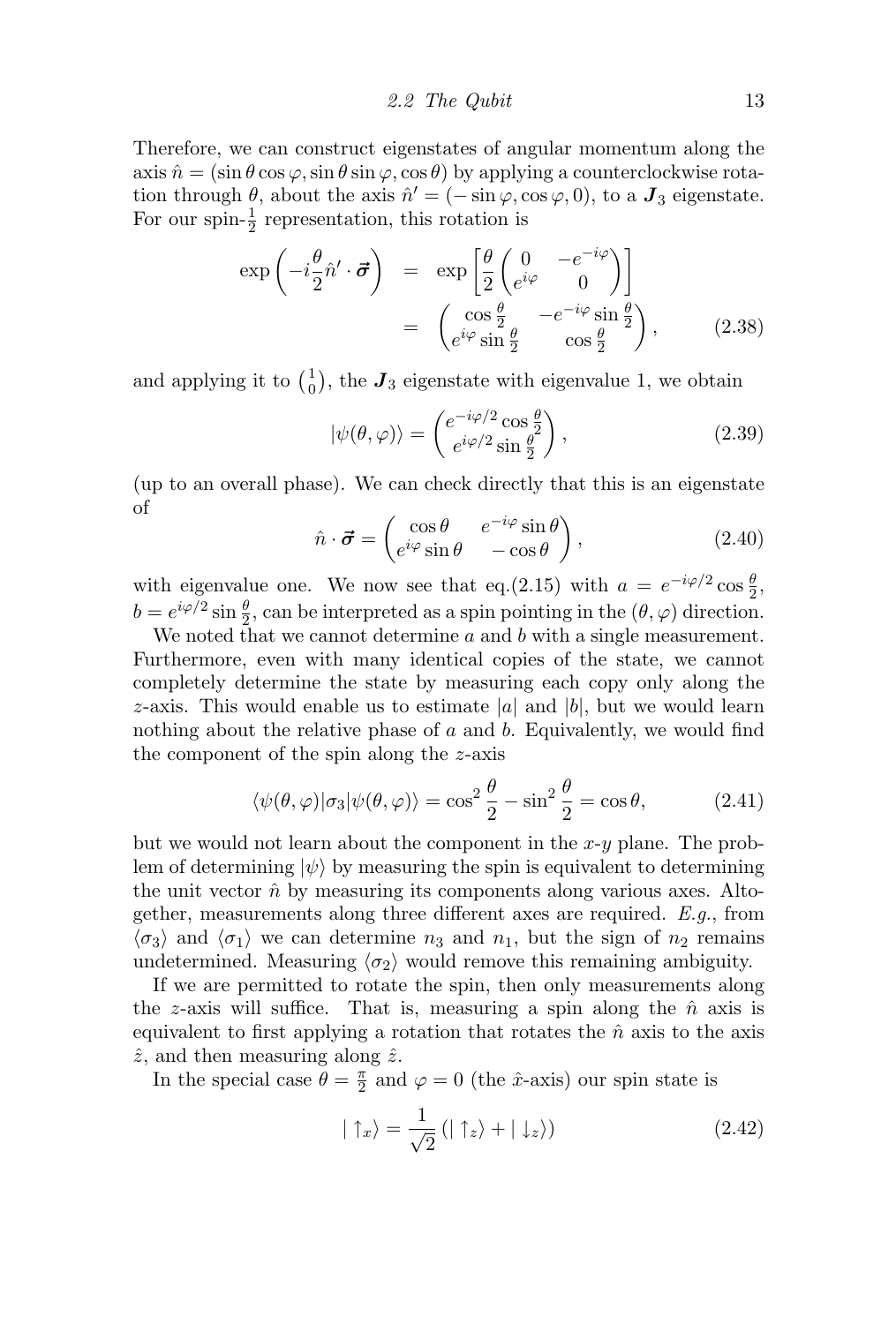Therefore, we can construct eigenstates of angular momentum along the axis $\hat{n} = (\sin\theta\cos\varphi, \sin\theta\sin\varphi, \cos\theta)$ by applying a counterclockwise rotation through $\theta$, about the axis $\hat{n}' = (-\sin\varphi, \cos\varphi, 0)$, to a $\boldsymbol{J}_3$ eigenstate. For our spin-$\frac{1}{2}$ representation, this rotation is

$$
\begin{aligned}
\exp\left(-i\frac{\theta}{2}\hat{n}'\cdot\vec{\boldsymbol{\sigma}}\right) &= \exp\left[\frac{\theta}{2}\begin{pmatrix} 0 & -e^{-i\varphi} \\ e^{i\varphi} & 0 \end{pmatrix}\right] \\
&= \begin{pmatrix} \cos\frac{\theta}{2} & -e^{-i\varphi}\sin\frac{\theta}{2} \\ e^{i\varphi}\sin\frac{\theta}{2} & \cos\frac{\theta}{2} \end{pmatrix},
\end{aligned}
\tag{2.38}
$$

and applying it to $\binom{1}{0}$, the $\boldsymbol{J}_3$ eigenstate with eigenvalue 1, we obtain

$$
|\psi(\theta,\varphi)\rangle = \begin{pmatrix} e^{-i\varphi/2}\cos\frac{\theta}{2} \\ e^{i\varphi/2}\sin\frac{\theta}{2} \end{pmatrix},
\tag{2.39}
$$

(up to an overall phase). We can check directly that this is an eigenstate of

$$
\hat{n}\cdot\vec{\boldsymbol{\sigma}} = \begin{pmatrix} \cos\theta & e^{-i\varphi}\sin\theta \\ e^{i\varphi}\sin\theta & -\cos\theta \end{pmatrix},
\tag{2.40}
$$

with eigenvalue one. We now see that eq.(2.15) with $a = e^{-i\varphi/2}\cos\frac{\theta}{2}$, $b = e^{i\varphi/2}\sin\frac{\theta}{2}$, can be interpreted as a spin pointing in the $(\theta,\varphi)$ direction.

We noted that we cannot determine $a$ and $b$ with a single measurement. Furthermore, even with many identical copies of the state, we cannot completely determine the state by measuring each copy only along the $z$-axis. This would enable us to estimate $|a|$ and $|b|$, but we would learn nothing about the relative phase of $a$ and $b$. Equivalently, we would find the component of the spin along the $z$-axis

$$
\langle\psi(\theta,\varphi)|\sigma_3|\psi(\theta,\varphi)\rangle = \cos^2\frac{\theta}{2} - \sin^2\frac{\theta}{2} = \cos\theta,
\tag{2.41}
$$

but we would not learn about the component in the $x$-$y$ plane. The problem of determining $|\psi\rangle$ by measuring the spin is equivalent to determining the unit vector $\hat{n}$ by measuring its components along various axes. Altogether, measurements along three different axes are required. *E.g.*, from $\langle\sigma_3\rangle$ and $\langle\sigma_1\rangle$ we can determine $n_3$ and $n_1$, but the sign of $n_2$ remains undetermined. Measuring $\langle\sigma_2\rangle$ would remove this remaining ambiguity.

If we are permitted to rotate the spin, then only measurements along the $z$-axis will suffice. That is, measuring a spin along the $\hat{n}$ axis is equivalent to first applying a rotation that rotates the $\hat{n}$ axis to the axis $\hat{z}$, and then measuring along $\hat{z}$.

In the special case $\theta = \frac{\pi}{2}$ and $\varphi = 0$ (the $\hat{x}$-axis) our spin state is

$$
|\uparrow_x\rangle = \frac{1}{\sqrt{2}}\left(|\uparrow_z\rangle + |\downarrow_z\rangle\right)
\tag{2.42}
$$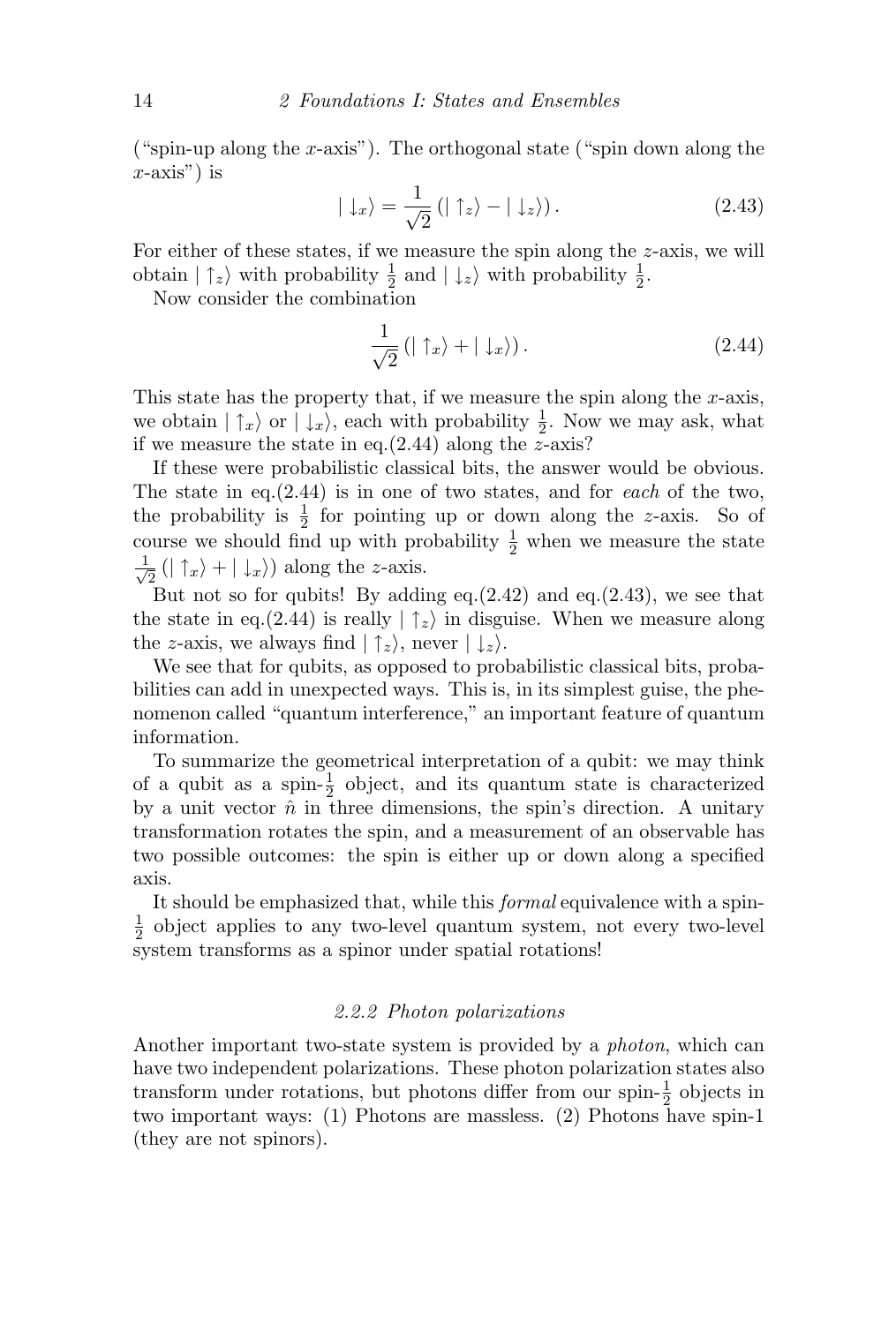("spin-up along the $x$-axis"). The orthogonal state ("spin down along the $x$-axis") is

$$|\downarrow_x\rangle = \frac{1}{\sqrt{2}}\left(|\uparrow_z\rangle - |\downarrow_z\rangle\right). \tag{2.43}$$

For either of these states, if we measure the spin along the $z$-axis, we will obtain $|\uparrow_z\rangle$ with probability $\frac{1}{2}$ and $|\downarrow_z\rangle$ with probability $\frac{1}{2}$.

Now consider the combination

$$\frac{1}{\sqrt{2}}\left(|\uparrow_x\rangle + |\downarrow_x\rangle\right). \tag{2.44}$$

This state has the property that, if we measure the spin along the $x$-axis, we obtain $|\uparrow_x\rangle$ or $|\downarrow_x\rangle$, each with probability $\frac{1}{2}$. Now we may ask, what if we measure the state in eq.(2.44) along the $z$-axis?

If these were probabilistic classical bits, the answer would be obvious. The state in eq.(2.44) is in one of two states, and for *each* of the two, the probability is $\frac{1}{2}$ for pointing up or down along the $z$-axis. So of course we should find up with probability $\frac{1}{2}$ when we measure the state $\frac{1}{\sqrt{2}}\left(|\uparrow_x\rangle + |\downarrow_x\rangle\right)$ along the $z$-axis.

But not so for qubits! By adding eq.(2.42) and eq.(2.43), we see that the state in eq.(2.44) is really $|\uparrow_z\rangle$ in disguise. When we measure along the $z$-axis, we always find $|\uparrow_z\rangle$, never $|\downarrow_z\rangle$.

We see that for qubits, as opposed to probabilistic classical bits, probabilities can add in unexpected ways. This is, in its simplest guise, the phenomenon called "quantum interference," an important feature of quantum information.

To summarize the geometrical interpretation of a qubit: we may think of a qubit as a spin-$\frac{1}{2}$ object, and its quantum state is characterized by a unit vector $\hat{n}$ in three dimensions, the spin's direction. A unitary transformation rotates the spin, and a measurement of an observable has two possible outcomes: the spin is either up or down along a specified axis.

It should be emphasized that, while this *formal* equivalence with a spin-$\frac{1}{2}$ object applies to any two-level quantum system, not every two-level system transforms as a spinor under spatial rotations!

### *2.2.2 Photon polarizations*

Another important two-state system is provided by a *photon*, which can have two independent polarizations. These photon polarization states also transform under rotations, but photons differ from our spin-$\frac{1}{2}$ objects in two important ways: (1) Photons are massless. (2) Photons have spin-1 (they are not spinors).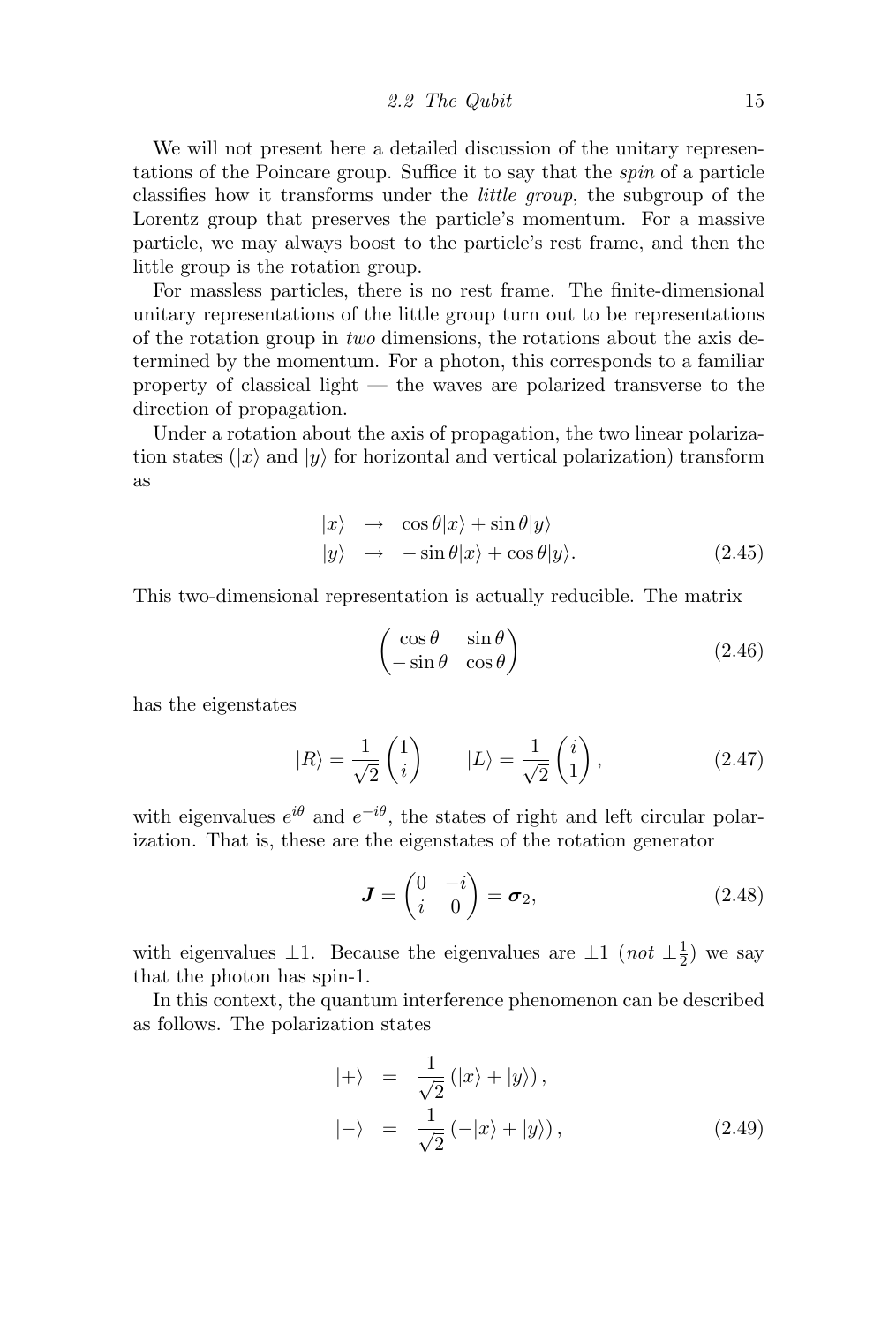We will not present here a detailed discussion of the unitary representations of the Poincare group. Suffice it to say that the *spin* of a particle classifies how it transforms under the *little group*, the subgroup of the Lorentz group that preserves the particle's momentum. For a massive particle, we may always boost to the particle's rest frame, and then the little group is the rotation group.

For massless particles, there is no rest frame. The finite-dimensional unitary representations of the little group turn out to be representations of the rotation group in *two* dimensions, the rotations about the axis determined by the momentum. For a photon, this corresponds to a familiar property of classical light — the waves are polarized transverse to the direction of propagation.

Under a rotation about the axis of propagation, the two linear polarization states ($|x\rangle$ and $|y\rangle$ for horizontal and vertical polarization) transform as

$$\begin{aligned} |x\rangle &\rightarrow \cos\theta|x\rangle + \sin\theta|y\rangle \\ |y\rangle &\rightarrow -\sin\theta|x\rangle + \cos\theta|y\rangle. \end{aligned} \tag{2.45}$$

This two-dimensional representation is actually reducible. The matrix

$$\begin{pmatrix} \cos\theta & \sin\theta \\ -\sin\theta & \cos\theta \end{pmatrix} \tag{2.46}$$

has the eigenstates

$$|R\rangle = \frac{1}{\sqrt{2}}\begin{pmatrix} 1 \\ i \end{pmatrix} \qquad |L\rangle = \frac{1}{\sqrt{2}}\begin{pmatrix} i \\ 1 \end{pmatrix}, \tag{2.47}$$

with eigenvalues $e^{i\theta}$ and $e^{-i\theta}$, the states of right and left circular polarization. That is, these are the eigenstates of the rotation generator

$$\boldsymbol{J} = \begin{pmatrix} 0 & -i \\ i & 0 \end{pmatrix} = \boldsymbol{\sigma}_2, \tag{2.48}$$

with eigenvalues $\pm 1$. Because the eigenvalues are $\pm 1$ (*not* $\pm\frac{1}{2}$) we say that the photon has spin-1.

In this context, the quantum interference phenomenon can be described as follows. The polarization states

$$\begin{aligned} |+\rangle &= \frac{1}{\sqrt{2}}\left(|x\rangle + |y\rangle\right), \\ |-\rangle &= \frac{1}{\sqrt{2}}\left(-|x\rangle + |y\rangle\right), \end{aligned} \tag{2.49}$$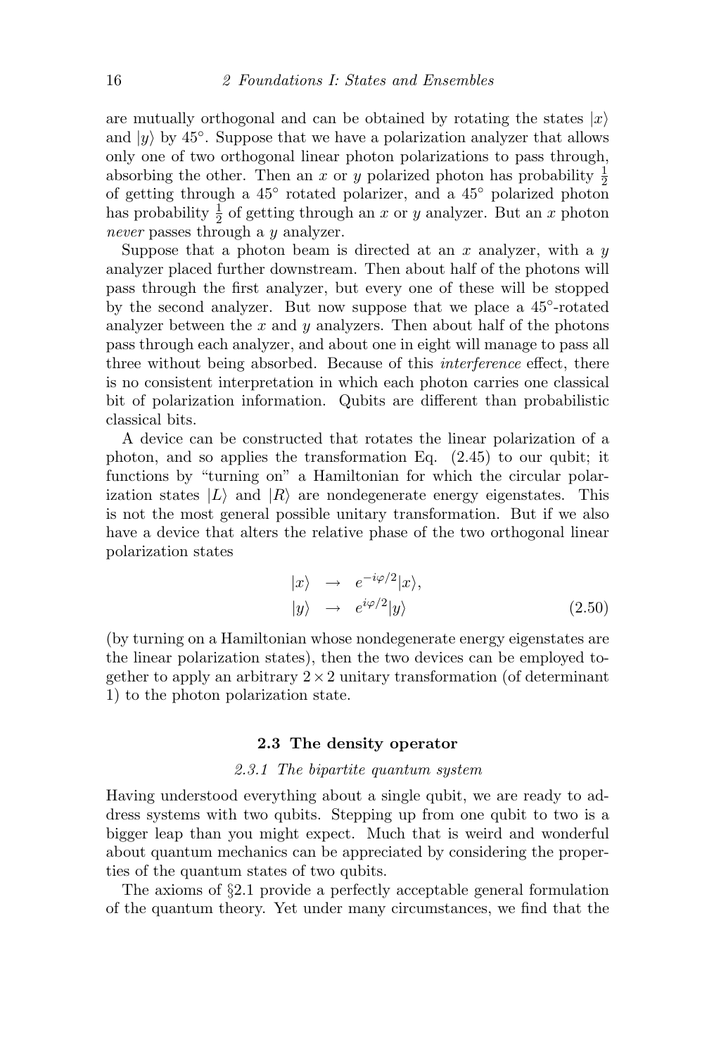are mutually orthogonal and can be obtained by rotating the states $|x\rangle$ and $|y\rangle$ by 45°. Suppose that we have a polarization analyzer that allows only one of two orthogonal linear photon polarizations to pass through, absorbing the other. Then an $x$ or $y$ polarized photon has probability $\frac{1}{2}$ of getting through a 45° rotated polarizer, and a 45° polarized photon has probability $\frac{1}{2}$ of getting through an $x$ or $y$ analyzer. But an $x$ photon *never* passes through a $y$ analyzer.

Suppose that a photon beam is directed at an $x$ analyzer, with a $y$ analyzer placed further downstream. Then about half of the photons will pass through the first analyzer, but every one of these will be stopped by the second analyzer. But now suppose that we place a 45°-rotated analyzer between the $x$ and $y$ analyzers. Then about half of the photons pass through each analyzer, and about one in eight will manage to pass all three without being absorbed. Because of this *interference* effect, there is no consistent interpretation in which each photon carries one classical bit of polarization information. Qubits are different than probabilistic classical bits.

A device can be constructed that rotates the linear polarization of a photon, and so applies the transformation Eq. (2.45) to our qubit; it functions by "turning on" a Hamiltonian for which the circular polarization states $|L\rangle$ and $|R\rangle$ are nondegenerate energy eigenstates. This is not the most general possible unitary transformation. But if we also have a device that alters the relative phase of the two orthogonal linear polarization states

$$
\begin{aligned}
|x\rangle &\rightarrow e^{-i\varphi/2}|x\rangle, \\
|y\rangle &\rightarrow e^{i\varphi/2}|y\rangle
\end{aligned}
\qquad (2.50)
$$

(by turning on a Hamiltonian whose nondegenerate energy eigenstates are the linear polarization states), then the two devices can be employed together to apply an arbitrary $2\times 2$ unitary transformation (of determinant 1) to the photon polarization state.

## 2.3 The density operator

### *2.3.1 The bipartite quantum system*

Having understood everything about a single qubit, we are ready to address systems with two qubits. Stepping up from one qubit to two is a bigger leap than you might expect. Much that is weird and wonderful about quantum mechanics can be appreciated by considering the properties of the quantum states of two qubits.

The axioms of §2.1 provide a perfectly acceptable general formulation of the quantum theory. Yet under many circumstances, we find that the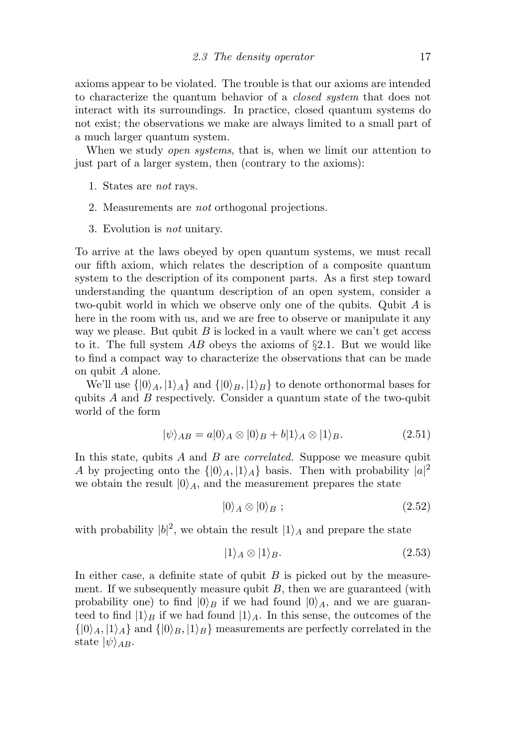axioms appear to be violated. The trouble is that our axioms are intended to characterize the quantum behavior of a *closed system* that does not interact with its surroundings. In practice, closed quantum systems do not exist; the observations we make are always limited to a small part of a much larger quantum system.

When we study *open systems*, that is, when we limit our attention to just part of a larger system, then (contrary to the axioms):

1. States are *not* rays.
2. Measurements are *not* orthogonal projections.
3. Evolution is *not* unitary.

To arrive at the laws obeyed by open quantum systems, we must recall our fifth axiom, which relates the description of a composite quantum system to the description of its component parts. As a first step toward understanding the quantum description of an open system, consider a two-qubit world in which we observe only one of the qubits. Qubit $A$ is here in the room with us, and we are free to observe or manipulate it any way we please. But qubit $B$ is locked in a vault where we can't get access to it. The full system $AB$ obeys the axioms of §2.1. But we would like to find a compact way to characterize the observations that can be made on qubit $A$ alone.

We'll use $\{|0\rangle_A, |1\rangle_A\}$ and $\{|0\rangle_B, |1\rangle_B\}$ to denote orthonormal bases for qubits $A$ and $B$ respectively. Consider a quantum state of the two-qubit world of the form

$$|\psi\rangle_{AB} = a|0\rangle_A \otimes |0\rangle_B + b|1\rangle_A \otimes |1\rangle_B. \tag{2.51}$$

In this state, qubits $A$ and $B$ are *correlated*. Suppose we measure qubit $A$ by projecting onto the $\{|0\rangle_A, |1\rangle_A\}$ basis. Then with probability $|a|^2$ we obtain the result $|0\rangle_A$, and the measurement prepares the state

$$|0\rangle_A \otimes |0\rangle_B \ ; \tag{2.52}$$

with probability $|b|^2$, we obtain the result $|1\rangle_A$ and prepare the state

$$|1\rangle_A \otimes |1\rangle_B. \tag{2.53}$$

In either case, a definite state of qubit $B$ is picked out by the measurement. If we subsequently measure qubit $B$, then we are guaranteed (with probability one) to find $|0\rangle_B$ if we had found $|0\rangle_A$, and we are guaranteed to find $|1\rangle_B$ if we had found $|1\rangle_A$. In this sense, the outcomes of the $\{|0\rangle_A, |1\rangle_A\}$ and $\{|0\rangle_B, |1\rangle_B\}$ measurements are perfectly correlated in the state $|\psi\rangle_{AB}$.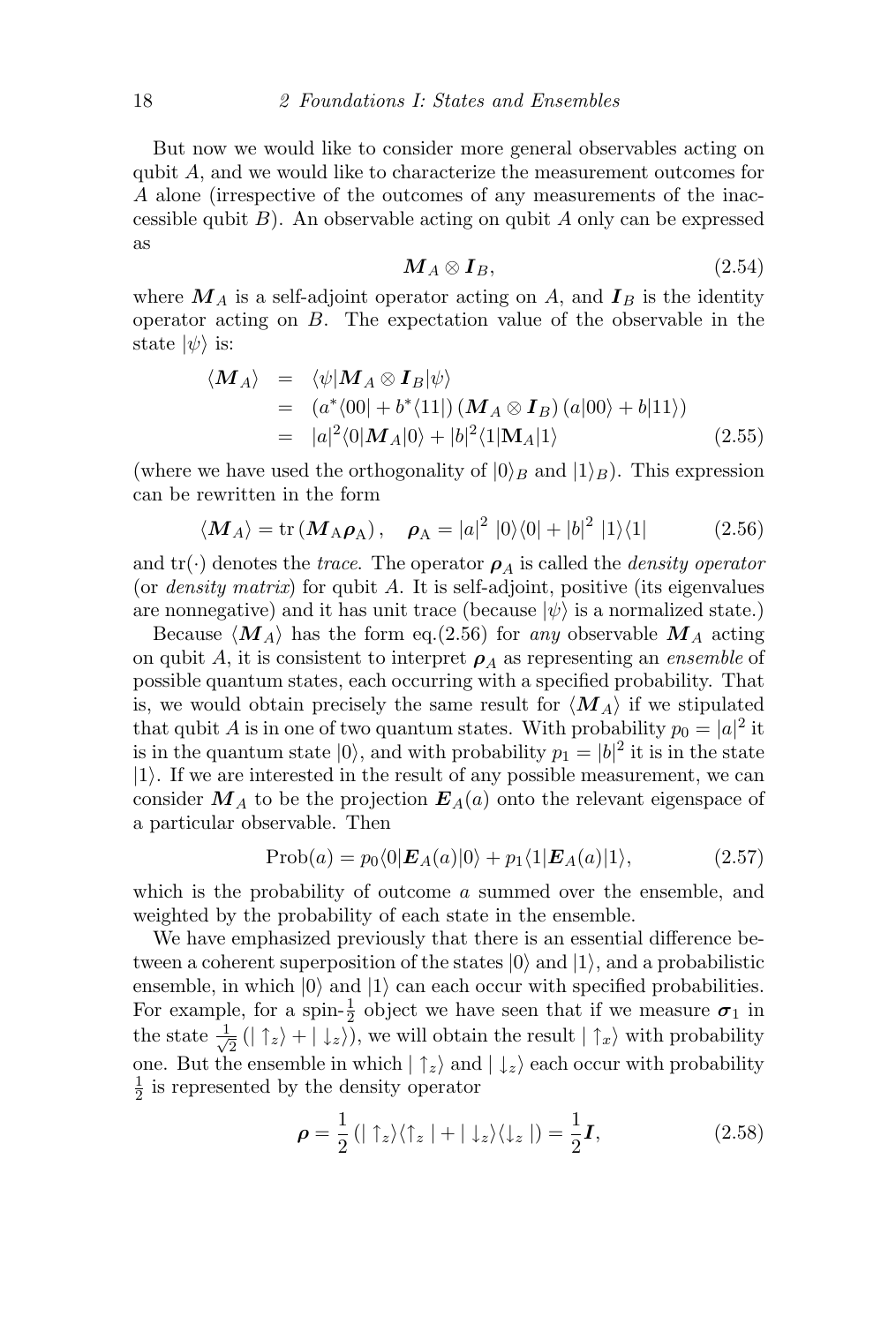But now we would like to consider more general observables acting on qubit $A$, and we would like to characterize the measurement outcomes for $A$ alone (irrespective of the outcomes of any measurements of the inaccessible qubit $B$). An observable acting on qubit $A$ only can be expressed as

$$\boldsymbol{M}_A \otimes \boldsymbol{I}_B, \tag{2.54}$$

where $\boldsymbol{M}_A$ is a self-adjoint operator acting on $A$, and $\boldsymbol{I}_B$ is the identity operator acting on $B$. The expectation value of the observable in the state $|\psi\rangle$ is:

$$\begin{aligned}
\langle \boldsymbol{M}_A \rangle &= \langle \psi | \boldsymbol{M}_A \otimes \boldsymbol{I}_B | \psi \rangle \\
&= (a^* \langle 00| + b^* \langle 11|) \left( \boldsymbol{M}_A \otimes \boldsymbol{I}_B \right) (a|00\rangle + b|11\rangle) \\
&= |a|^2 \langle 0 | \boldsymbol{M}_A | 0 \rangle + |b|^2 \langle 1 | \mathbf{M}_A | 1 \rangle
\end{aligned} \tag{2.55}$$

(where we have used the orthogonality of $|0\rangle_B$ and $|1\rangle_B$). This expression can be rewritten in the form

$$\langle \boldsymbol{M}_A \rangle = \operatorname{tr}\left( \boldsymbol{M}_{\mathrm{A}} \boldsymbol{\rho}_{\mathrm{A}} \right), \quad \boldsymbol{\rho}_{\mathrm{A}} = |a|^2 \; |0\rangle\langle 0| + |b|^2 \; |1\rangle\langle 1| \tag{2.56}$$

and $\operatorname{tr}(\cdot)$ denotes the *trace*. The operator $\boldsymbol{\rho}_A$ is called the *density operator* (or *density matrix*) for qubit $A$. It is self-adjoint, positive (its eigenvalues are nonnegative) and it has unit trace (because $|\psi\rangle$ is a normalized state.)

Because $\langle \boldsymbol{M}_A \rangle$ has the form eq.(2.56) for *any* observable $\boldsymbol{M}_A$ acting on qubit $A$, it is consistent to interpret $\boldsymbol{\rho}_A$ as representing an *ensemble* of possible quantum states, each occurring with a specified probability. That is, we would obtain precisely the same result for $\langle \boldsymbol{M}_A \rangle$ if we stipulated that qubit $A$ is in one of two quantum states. With probability $p_0 = |a|^2$ it is in the quantum state $|0\rangle$, and with probability $p_1 = |b|^2$ it is in the state $|1\rangle$. If we are interested in the result of any possible measurement, we can consider $\boldsymbol{M}_A$ to be the projection $\boldsymbol{E}_A(a)$ onto the relevant eigenspace of a particular observable. Then

$$\mathrm{Prob}(a) = p_0 \langle 0 | \boldsymbol{E}_A(a) | 0 \rangle + p_1 \langle 1 | \boldsymbol{E}_A(a) | 1 \rangle, \tag{2.57}$$

which is the probability of outcome $a$ summed over the ensemble, and weighted by the probability of each state in the ensemble.

We have emphasized previously that there is an essential difference between a coherent superposition of the states $|0\rangle$ and $|1\rangle$, and a probabilistic ensemble, in which $|0\rangle$ and $|1\rangle$ can each occur with specified probabilities. For example, for a spin-$\frac{1}{2}$ object we have seen that if we measure $\boldsymbol{\sigma}_1$ in the state $\frac{1}{\sqrt{2}}(|\uparrow_z\rangle + |\downarrow_z\rangle)$, we will obtain the result $|\uparrow_x\rangle$ with probability one. But the ensemble in which $|\uparrow_z\rangle$ and $|\downarrow_z\rangle$ each occur with probability $\frac{1}{2}$ is represented by the density operator

$$\boldsymbol{\rho} = \frac{1}{2} \left( |\uparrow_z\rangle\langle\uparrow_z| + |\downarrow_z\rangle\langle\downarrow_z| \right) = \frac{1}{2} \boldsymbol{I}, \tag{2.58}$$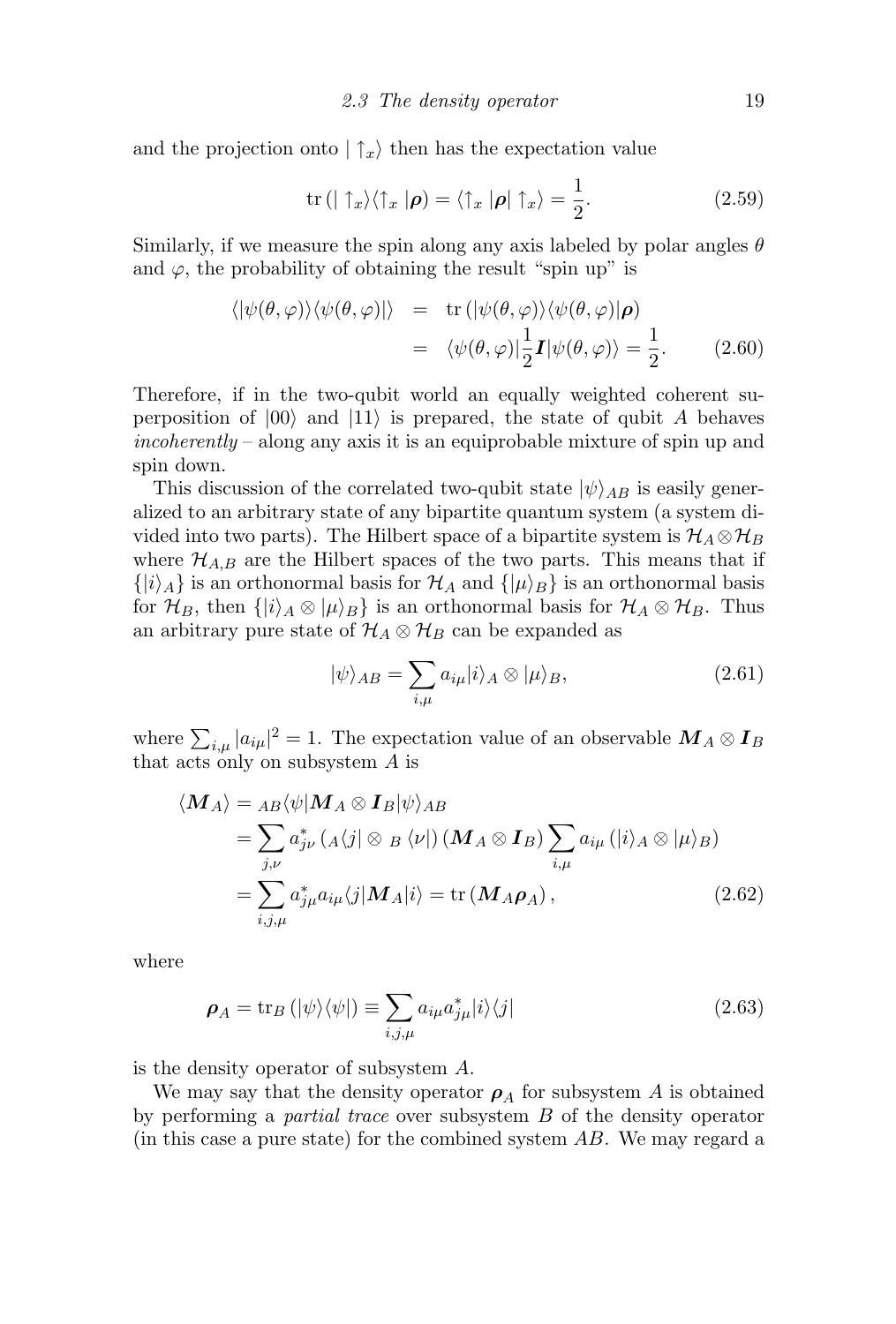and the projection onto $|\uparrow_x\rangle$ then has the expectation value

$$\mathrm{tr}\left(|\uparrow_x\rangle\langle\uparrow_x|\boldsymbol{\rho}\right) = \langle\uparrow_x|\boldsymbol{\rho}|\uparrow_x\rangle = \frac{1}{2}. \tag{2.59}$$

Similarly, if we measure the spin along any axis labeled by polar angles $\theta$ and $\varphi$, the probability of obtaining the result "spin up" is

$$\begin{aligned}\langle|\psi(\theta,\varphi)\rangle\langle\psi(\theta,\varphi)|\rangle &= \mathrm{tr}\left(|\psi(\theta,\varphi)\rangle\langle\psi(\theta,\varphi)|\boldsymbol{\rho}\right) \\ &= \langle\psi(\theta,\varphi)|\frac{1}{2}\boldsymbol{I}|\psi(\theta,\varphi)\rangle = \frac{1}{2}.\end{aligned} \tag{2.60}$$

Therefore, if in the two-qubit world an equally weighted coherent superposition of $|00\rangle$ and $|11\rangle$ is prepared, the state of qubit $A$ behaves *incoherently* – along any axis it is an equiprobable mixture of spin up and spin down.

This discussion of the correlated two-qubit state $|\psi\rangle_{AB}$ is easily generalized to an arbitrary state of any bipartite quantum system (a system divided into two parts). The Hilbert space of a bipartite system is $\mathcal{H}_A\otimes\mathcal{H}_B$ where $\mathcal{H}_{A,B}$ are the Hilbert spaces of the two parts. This means that if $\{|i\rangle_A\}$ is an orthonormal basis for $\mathcal{H}_A$ and $\{|\mu\rangle_B\}$ is an orthonormal basis for $\mathcal{H}_B$, then $\{|i\rangle_A\otimes|\mu\rangle_B\}$ is an orthonormal basis for $\mathcal{H}_A\otimes\mathcal{H}_B$. Thus an arbitrary pure state of $\mathcal{H}_A\otimes\mathcal{H}_B$ can be expanded as

$$|\psi\rangle_{AB} = \sum_{i,\mu} a_{i\mu}|i\rangle_A\otimes|\mu\rangle_B, \tag{2.61}$$

where $\sum_{i,\mu}|a_{i\mu}|^2 = 1$. The expectation value of an observable $\boldsymbol{M}_A\otimes\boldsymbol{I}_B$ that acts only on subsystem $A$ is

$$\begin{aligned}\langle\boldsymbol{M}_A\rangle &= {}_{AB}\langle\psi|\boldsymbol{M}_A\otimes\boldsymbol{I}_B|\psi\rangle_{AB} \\ &= \sum_{j,\nu} a^*_{j\nu}\left({}_A\langle j|\otimes{}_B\langle\nu|\right)\left(\boldsymbol{M}_A\otimes\boldsymbol{I}_B\right)\sum_{i,\mu} a_{i\mu}\left(|i\rangle_A\otimes|\mu\rangle_B\right) \\ &= \sum_{i,j,\mu} a^*_{j\mu}a_{i\mu}\langle j|\boldsymbol{M}_A|i\rangle = \mathrm{tr}\left(\boldsymbol{M}_A\boldsymbol{\rho}_A\right),\end{aligned} \tag{2.62}$$

where

$$\boldsymbol{\rho}_A = \mathrm{tr}_B\left(|\psi\rangle\langle\psi|\right) \equiv \sum_{i,j,\mu} a_{i\mu}a^*_{j\mu}|i\rangle\langle j| \tag{2.63}$$

is the density operator of subsystem $A$.

We may say that the density operator $\boldsymbol{\rho}_A$ for subsystem $A$ is obtained by performing a *partial trace* over subsystem $B$ of the density operator (in this case a pure state) for the combined system $AB$. We may regard a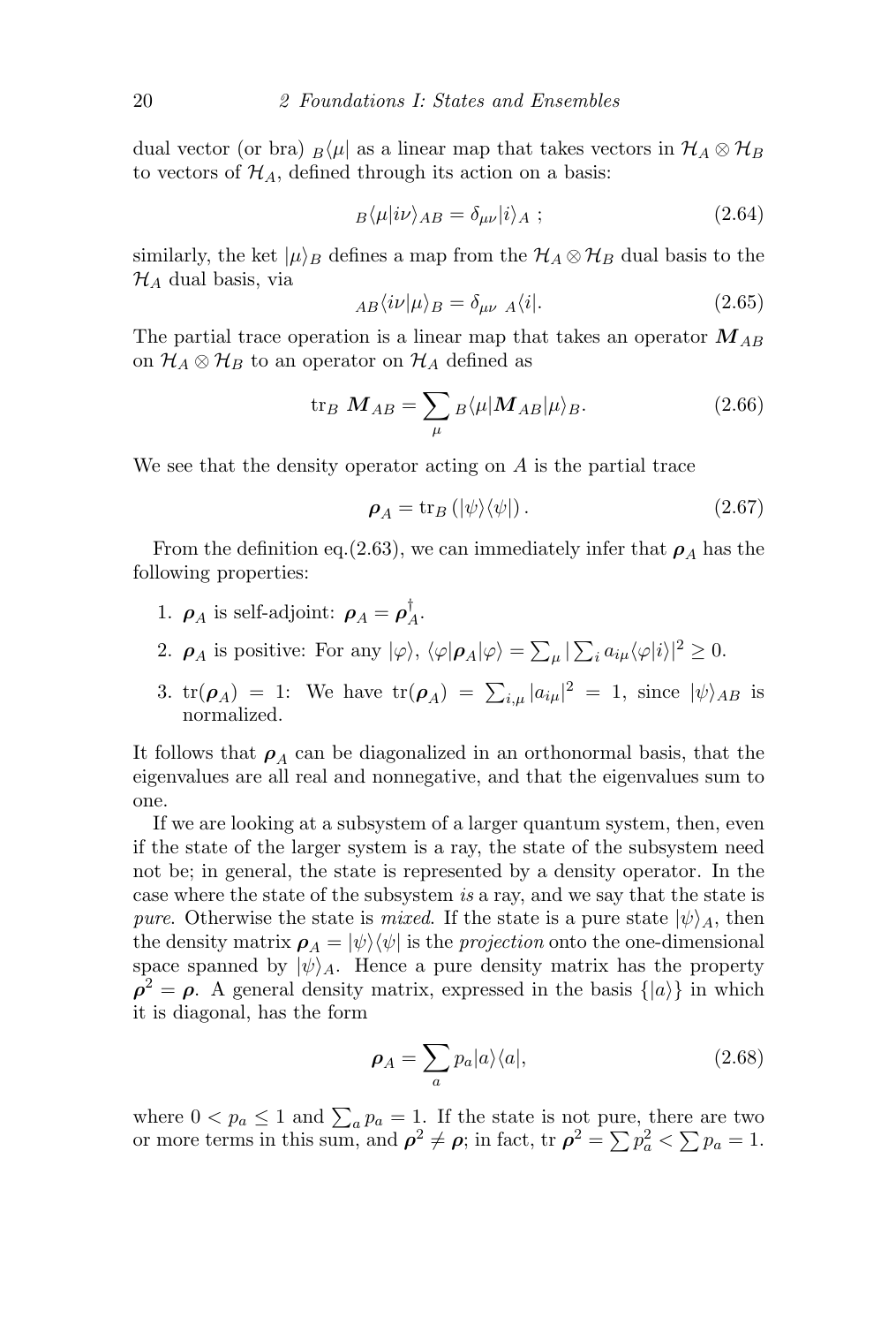dual vector (or bra) ${}_B\langle\mu|$ as a linear map that takes vectors in $\mathcal{H}_A \otimes \mathcal{H}_B$ to vectors of $\mathcal{H}_A$, defined through its action on a basis:

$$ {}_B\langle\mu|i\nu\rangle_{AB} = \delta_{\mu\nu}|i\rangle_A \ ; \tag{2.64} $$

similarly, the ket $|\mu\rangle_B$ defines a map from the $\mathcal{H}_A \otimes \mathcal{H}_B$ dual basis to the $\mathcal{H}_A$ dual basis, via

$$ {}_{AB}\langle i\nu|\mu\rangle_B = \delta_{\mu\nu}\ {}_A\langle i|. \tag{2.65} $$

The partial trace operation is a linear map that takes an operator $\boldsymbol{M}_{AB}$ on $\mathcal{H}_A \otimes \mathcal{H}_B$ to an operator on $\mathcal{H}_A$ defined as

$$ \mathrm{tr}_B\ \boldsymbol{M}_{AB} = \sum_\mu {}_B\langle\mu|\boldsymbol{M}_{AB}|\mu\rangle_B. \tag{2.66} $$

We see that the density operator acting on $A$ is the partial trace

$$ \boldsymbol{\rho}_A = \mathrm{tr}_B\left(|\psi\rangle\langle\psi|\right). \tag{2.67} $$

From the definition eq.(2.63), we can immediately infer that $\boldsymbol{\rho}_A$ has the following properties:

1. $\boldsymbol{\rho}_A$ is self-adjoint: $\boldsymbol{\rho}_A = \boldsymbol{\rho}_A^\dagger$.
2. $\boldsymbol{\rho}_A$ is positive: For any $|\varphi\rangle$, $\langle\varphi|\boldsymbol{\rho}_A|\varphi\rangle = \sum_\mu |\sum_i a_{i\mu}\langle\varphi|i\rangle|^2 \geq 0$.
3. $\mathrm{tr}(\boldsymbol{\rho}_A) = 1$: We have $\mathrm{tr}(\boldsymbol{\rho}_A) = \sum_{i,\mu}|a_{i\mu}|^2 = 1$, since $|\psi\rangle_{AB}$ is normalized.

It follows that $\boldsymbol{\rho}_A$ can be diagonalized in an orthonormal basis, that the eigenvalues are all real and nonnegative, and that the eigenvalues sum to one.

If we are looking at a subsystem of a larger quantum system, then, even if the state of the larger system is a ray, the state of the subsystem need not be; in general, the state is represented by a density operator. In the case where the state of the subsystem *is* a ray, and we say that the state is *pure*. Otherwise the state is *mixed*. If the state is a pure state $|\psi\rangle_A$, then the density matrix $\boldsymbol{\rho}_A = |\psi\rangle\langle\psi|$ is the *projection* onto the one-dimensional space spanned by $|\psi\rangle_A$. Hence a pure density matrix has the property $\boldsymbol{\rho}^2 = \boldsymbol{\rho}$. A general density matrix, expressed in the basis $\{|a\rangle\}$ in which it is diagonal, has the form

$$ \boldsymbol{\rho}_A = \sum_a p_a|a\rangle\langle a|, \tag{2.68} $$

where $0 < p_a \leq 1$ and $\sum_a p_a = 1$. If the state is not pure, there are two or more terms in this sum, and $\boldsymbol{\rho}^2 \neq \boldsymbol{\rho}$; in fact, $\mathrm{tr}\ \boldsymbol{\rho}^2 = \sum p_a^2 < \sum p_a = 1$.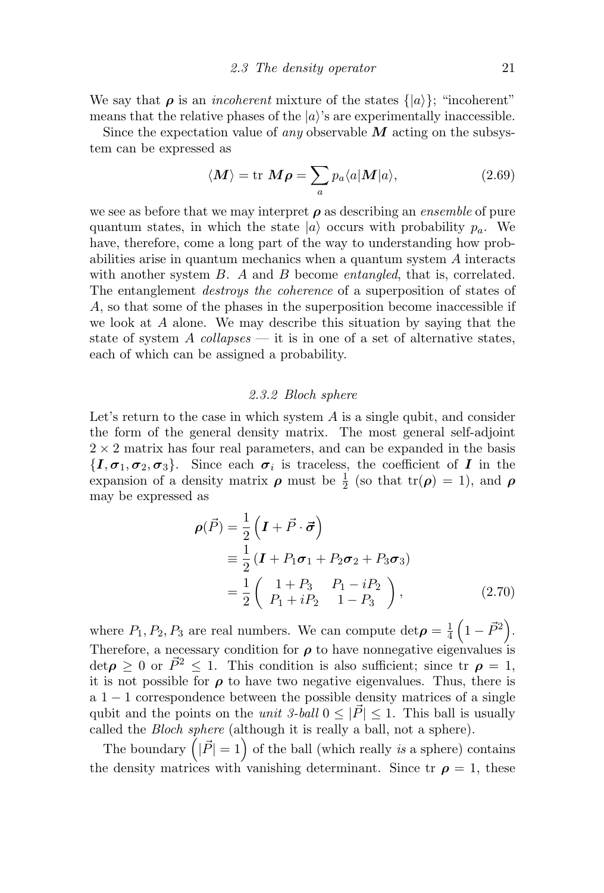We say that $\boldsymbol{\rho}$ is an *incoherent* mixture of the states $\{|a\rangle\}$; "incoherent" means that the relative phases of the $|a\rangle$'s are experimentally inaccessible.

Since the expectation value of *any* observable $\boldsymbol{M}$ acting on the subsystem can be expressed as

$$\langle \boldsymbol{M} \rangle = \text{tr } \boldsymbol{M}\boldsymbol{\rho} = \sum_a p_a \langle a|\boldsymbol{M}|a\rangle, \tag{2.69}$$

we see as before that we may interpret $\boldsymbol{\rho}$ as describing an *ensemble* of pure quantum states, in which the state $|a\rangle$ occurs with probability $p_a$. We have, therefore, come a long part of the way to understanding how probabilities arise in quantum mechanics when a quantum system $A$ interacts with another system $B$. $A$ and $B$ become *entangled*, that is, correlated. The entanglement *destroys the coherence* of a superposition of states of $A$, so that some of the phases in the superposition become inaccessible if we look at $A$ alone. We may describe this situation by saying that the state of system $A$ *collapses* — it is in one of a set of alternative states, each of which can be assigned a probability.

### 2.3.2 Bloch sphere

Let's return to the case in which system $A$ is a single qubit, and consider the form of the general density matrix. The most general self-adjoint $2 \times 2$ matrix has four real parameters, and can be expanded in the basis $\{\boldsymbol{I}, \boldsymbol{\sigma}_1, \boldsymbol{\sigma}_2, \boldsymbol{\sigma}_3\}$. Since each $\boldsymbol{\sigma}_i$ is traceless, the coefficient of $\boldsymbol{I}$ in the expansion of a density matrix $\boldsymbol{\rho}$ must be $\frac{1}{2}$ (so that $\text{tr}(\boldsymbol{\rho}) = 1$), and $\boldsymbol{\rho}$ may be expressed as

$$\begin{aligned}
\boldsymbol{\rho}(\vec{P}) &= \frac{1}{2}\left(\boldsymbol{I} + \vec{P} \cdot \vec{\boldsymbol{\sigma}}\right) \\
&\equiv \frac{1}{2}\left(\boldsymbol{I} + P_1\boldsymbol{\sigma}_1 + P_2\boldsymbol{\sigma}_2 + P_3\boldsymbol{\sigma}_3\right) \\
&= \frac{1}{2}\begin{pmatrix} 1 + P_3 & P_1 - iP_2 \\ P_1 + iP_2 & 1 - P_3 \end{pmatrix},
\end{aligned} \tag{2.70}$$

where $P_1, P_2, P_3$ are real numbers. We can compute $\det\boldsymbol{\rho} = \frac{1}{4}\left(1 - \vec{P}^2\right)$. Therefore, a necessary condition for $\boldsymbol{\rho}$ to have nonnegative eigenvalues is $\det\boldsymbol{\rho} \geq 0$ or $\vec{P}^2 \leq 1$. This condition is also sufficient; since tr $\boldsymbol{\rho} = 1$, it is not possible for $\boldsymbol{\rho}$ to have two negative eigenvalues. Thus, there is a $1-1$ correspondence between the possible density matrices of a single qubit and the points on the *unit 3-ball* $0 \leq |\vec{P}| \leq 1$. This ball is usually called the *Bloch sphere* (although it is really a ball, not a sphere).

The boundary $\left(|\vec{P}| = 1\right)$ of the ball (which really *is* a sphere) contains the density matrices with vanishing determinant. Since tr $\boldsymbol{\rho} = 1$, these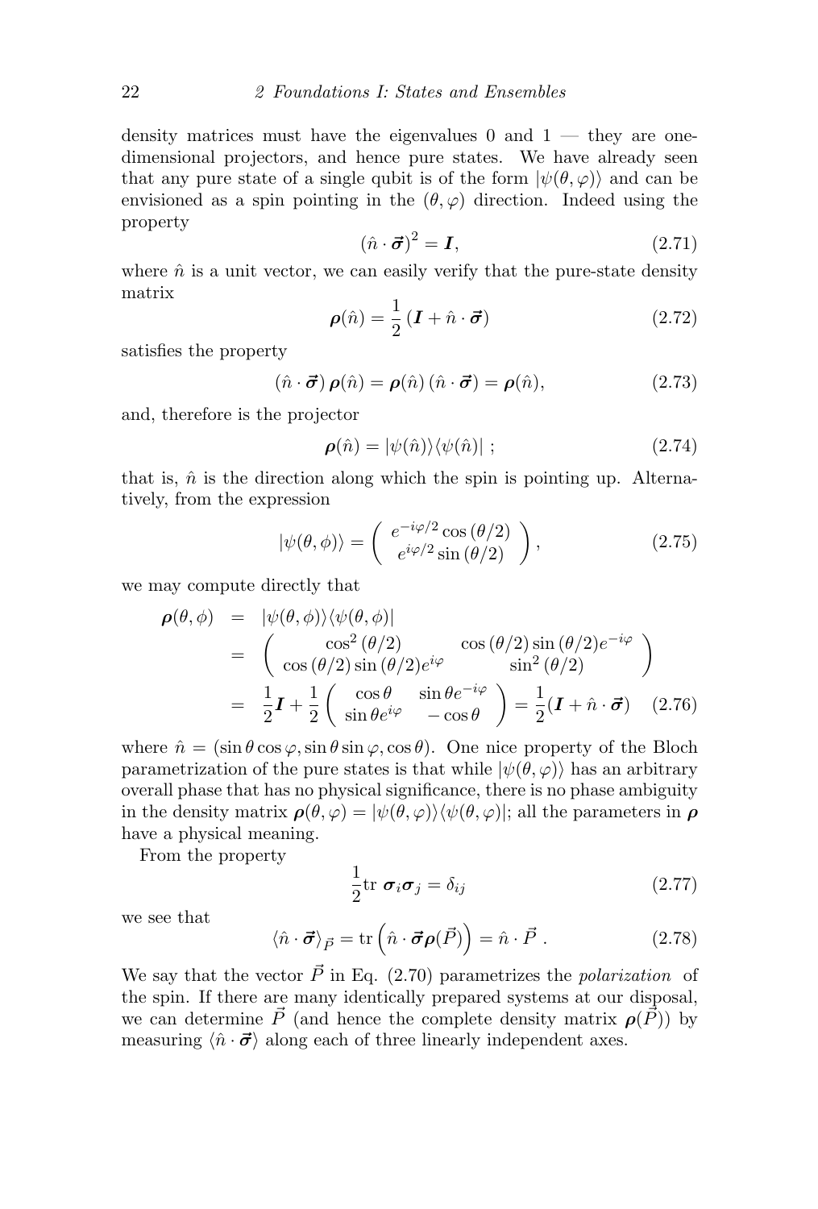density matrices must have the eigenvalues 0 and 1 — they are one-dimensional projectors, and hence pure states. We have already seen that any pure state of a single qubit is of the form $|\psi(\theta, \varphi)\rangle$ and can be envisioned as a spin pointing in the $(\theta, \varphi)$ direction. Indeed using the property

$$(\hat{n} \cdot \vec{\boldsymbol{\sigma}})^2 = \boldsymbol{I}, \tag{2.71}$$

where $\hat{n}$ is a unit vector, we can easily verify that the pure-state density matrix

$$\boldsymbol{\rho}(\hat{n}) = \frac{1}{2} (\boldsymbol{I} + \hat{n} \cdot \vec{\boldsymbol{\sigma}}) \tag{2.72}$$

satisfies the property

$$(\hat{n} \cdot \vec{\boldsymbol{\sigma}})\, \boldsymbol{\rho}(\hat{n}) = \boldsymbol{\rho}(\hat{n})\, (\hat{n} \cdot \vec{\boldsymbol{\sigma}}) = \boldsymbol{\rho}(\hat{n}), \tag{2.73}$$

and, therefore is the projector

$$\boldsymbol{\rho}(\hat{n}) = |\psi(\hat{n})\rangle\langle\psi(\hat{n})| \; ; \tag{2.74}$$

that is, $\hat{n}$ is the direction along which the spin is pointing up. Alternatively, from the expression

$$|\psi(\theta, \phi)\rangle = \begin{pmatrix} e^{-i\varphi/2} \cos(\theta/2) \\ e^{i\varphi/2} \sin(\theta/2) \end{pmatrix}, \tag{2.75}$$

we may compute directly that

$$\begin{aligned}
\boldsymbol{\rho}(\theta, \phi) &= |\psi(\theta, \phi)\rangle\langle\psi(\theta, \phi)| \\
&= \begin{pmatrix} \cos^2(\theta/2) & \cos(\theta/2)\sin(\theta/2) e^{-i\varphi} \\ \cos(\theta/2)\sin(\theta/2) e^{i\varphi} & \sin^2(\theta/2) \end{pmatrix} \\
&= \frac{1}{2}\boldsymbol{I} + \frac{1}{2} \begin{pmatrix} \cos\theta & \sin\theta e^{-i\varphi} \\ \sin\theta e^{i\varphi} & -\cos\theta \end{pmatrix} = \frac{1}{2}(\boldsymbol{I} + \hat{n} \cdot \vec{\boldsymbol{\sigma}})
\end{aligned} \tag{2.76}$$

where $\hat{n} = (\sin\theta\cos\varphi, \sin\theta\sin\varphi, \cos\theta)$. One nice property of the Bloch parametrization of the pure states is that while $|\psi(\theta, \varphi)\rangle$ has an arbitrary overall phase that has no physical significance, there is no phase ambiguity in the density matrix $\boldsymbol{\rho}(\theta, \varphi) = |\psi(\theta, \varphi)\rangle\langle\psi(\theta, \varphi)|$; all the parameters in $\boldsymbol{\rho}$ have a physical meaning.

From the property

$$\frac{1}{2} \mathrm{tr}\; \boldsymbol{\sigma}_i \boldsymbol{\sigma}_j = \delta_{ij} \tag{2.77}$$

we see that

$$\langle \hat{n} \cdot \vec{\boldsymbol{\sigma}} \rangle_{\vec{P}} = \mathrm{tr}\left( \hat{n} \cdot \vec{\boldsymbol{\sigma}} \boldsymbol{\rho}(\vec{P}) \right) = \hat{n} \cdot \vec{P} \; . \tag{2.78}$$

We say that the vector $\vec{P}$ in Eq. (2.70) parametrizes the *polarization* of the spin. If there are many identically prepared systems at our disposal, we can determine $\vec{P}$ (and hence the complete density matrix $\boldsymbol{\rho}(\vec{P})$) by measuring $\langle \hat{n} \cdot \vec{\boldsymbol{\sigma}} \rangle$ along each of three linearly independent axes.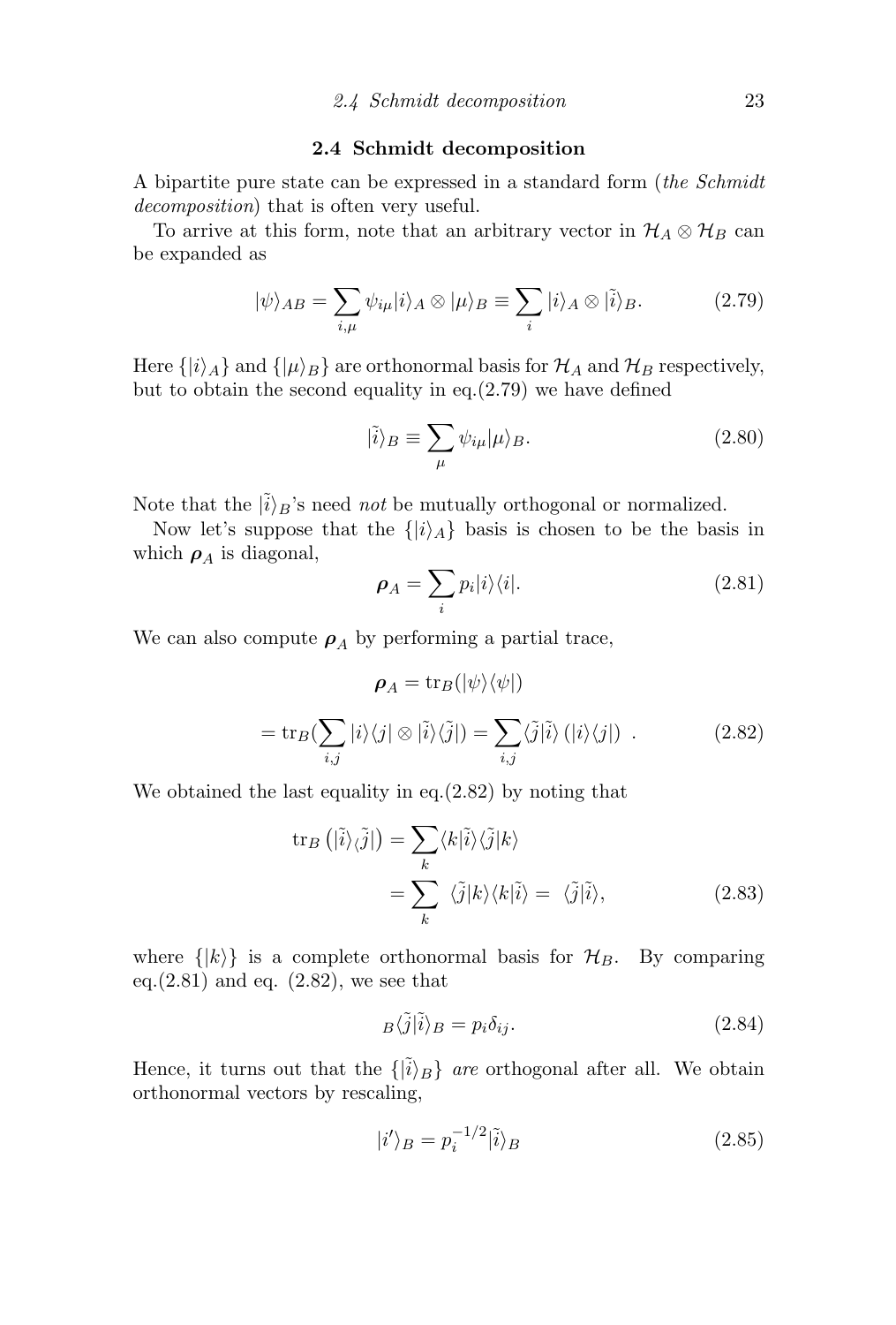## 2.4 Schmidt decomposition

A bipartite pure state can be expressed in a standard form (*the Schmidt decomposition*) that is often very useful.

To arrive at this form, note that an arbitrary vector in $\mathcal{H}_A \otimes \mathcal{H}_B$ can be expanded as

$$|\psi\rangle_{AB} = \sum_{i,\mu} \psi_{i\mu} |i\rangle_A \otimes |\mu\rangle_B \equiv \sum_i |i\rangle_A \otimes |\tilde{i}\rangle_B. \tag{2.79}$$

Here $\{|i\rangle_A\}$ and $\{|\mu\rangle_B\}$ are orthonormal basis for $\mathcal{H}_A$ and $\mathcal{H}_B$ respectively, but to obtain the second equality in eq.(2.79) we have defined

$$|\tilde{i}\rangle_B \equiv \sum_\mu \psi_{i\mu} |\mu\rangle_B. \tag{2.80}$$

Note that the $|\tilde{i}\rangle_B$'s need *not* be mutually orthogonal or normalized.

Now let's suppose that the $\{|i\rangle_A\}$ basis is chosen to be the basis in which $\boldsymbol{\rho}_A$ is diagonal,

$$\boldsymbol{\rho}_A = \sum_i p_i |i\rangle\langle i|. \tag{2.81}$$

We can also compute $\boldsymbol{\rho}_A$ by performing a partial trace,

$$\boldsymbol{\rho}_A = \text{tr}_B(|\psi\rangle\langle\psi|)$$

$$= \text{tr}_B(\sum_{i,j} |i\rangle\langle j| \otimes |\tilde{i}\rangle\langle\tilde{j}|) = \sum_{i,j} \langle\tilde{j}|\tilde{i}\rangle \left(|i\rangle\langle j|\right) \ . \tag{2.82}$$

We obtained the last equality in eq.(2.82) by noting that

$$\text{tr}_B\left(|\tilde{i}\rangle\langle\tilde{j}|\right) = \sum_k \langle k|\tilde{i}\rangle\langle\tilde{j}|k\rangle$$

$$= \sum_k \ \langle\tilde{j}|k\rangle\langle k|\tilde{i}\rangle = \ \langle\tilde{j}|\tilde{i}\rangle, \tag{2.83}$$

where $\{|k\rangle\}$ is a complete orthonormal basis for $\mathcal{H}_B$. By comparing eq.(2.81) and eq. (2.82), we see that

$${}_B\langle\tilde{j}|\tilde{i}\rangle_B = p_i \delta_{ij}. \tag{2.84}$$

Hence, it turns out that the $\{|\tilde{i}\rangle_B\}$ *are* orthogonal after all. We obtain orthonormal vectors by rescaling,

$$|i'\rangle_B = p_i^{-1/2} |\tilde{i}\rangle_B \tag{2.85}$$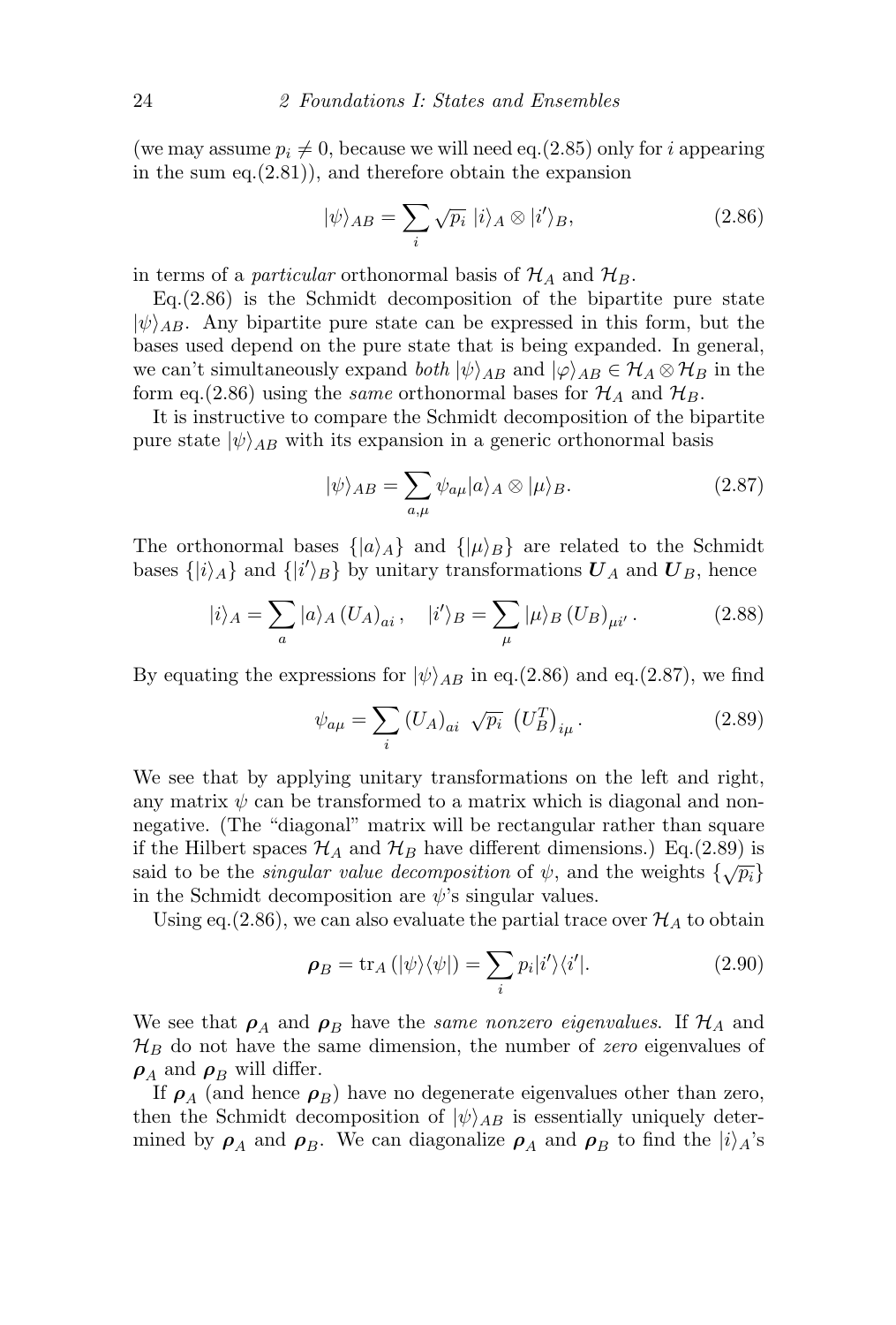(we may assume $p_i \neq 0$, because we will need eq.(2.85) only for $i$ appearing in the sum eq.(2.81)), and therefore obtain the expansion

$$|\psi\rangle_{AB} = \sum_i \sqrt{p_i}\ |i\rangle_A \otimes |i'\rangle_B, \tag{2.86}$$

in terms of a *particular* orthonormal basis of $\mathcal{H}_A$ and $\mathcal{H}_B$.

Eq.(2.86) is the Schmidt decomposition of the bipartite pure state $|\psi\rangle_{AB}$. Any bipartite pure state can be expressed in this form, but the bases used depend on the pure state that is being expanded. In general, we can't simultaneously expand *both* $|\psi\rangle_{AB}$ and $|\varphi\rangle_{AB} \in \mathcal{H}_A \otimes \mathcal{H}_B$ in the form eq.(2.86) using the *same* orthonormal bases for $\mathcal{H}_A$ and $\mathcal{H}_B$.

It is instructive to compare the Schmidt decomposition of the bipartite pure state $|\psi\rangle_{AB}$ with its expansion in a generic orthonormal basis

$$|\psi\rangle_{AB} = \sum_{a,\mu} \psi_{a\mu} |a\rangle_A \otimes |\mu\rangle_B. \tag{2.87}$$

The orthonormal bases $\{|a\rangle_A\}$ and $\{|\mu\rangle_B\}$ are related to the Schmidt bases $\{|i\rangle_A\}$ and $\{|i'\rangle_B\}$ by unitary transformations $\boldsymbol{U}_A$ and $\boldsymbol{U}_B$, hence

$$|i\rangle_A = \sum_a |a\rangle_A \left(U_A\right)_{ai}, \quad |i'\rangle_B = \sum_\mu |\mu\rangle_B \left(U_B\right)_{\mu i'}. \tag{2.88}$$

By equating the expressions for $|\psi\rangle_{AB}$ in eq.(2.86) and eq.(2.87), we find

$$\psi_{a\mu} = \sum_i \left(U_A\right)_{ai}\ \sqrt{p_i}\ \left(U_B^T\right)_{i\mu}. \tag{2.89}$$

We see that by applying unitary transformations on the left and right, any matrix $\psi$ can be transformed to a matrix which is diagonal and non-negative. (The "diagonal" matrix will be rectangular rather than square if the Hilbert spaces $\mathcal{H}_A$ and $\mathcal{H}_B$ have different dimensions.) Eq.(2.89) is said to be the *singular value decomposition* of $\psi$, and the weights $\{\sqrt{p_i}\}$ in the Schmidt decomposition are $\psi$'s singular values.

Using eq.(2.86), we can also evaluate the partial trace over $\mathcal{H}_A$ to obtain

$$\boldsymbol{\rho}_B = \mathrm{tr}_A\left(|\psi\rangle\langle\psi|\right) = \sum_i p_i |i'\rangle\langle i'|. \tag{2.90}$$

We see that $\boldsymbol{\rho}_A$ and $\boldsymbol{\rho}_B$ have the *same nonzero eigenvalues*. If $\mathcal{H}_A$ and $\mathcal{H}_B$ do not have the same dimension, the number of *zero* eigenvalues of $\boldsymbol{\rho}_A$ and $\boldsymbol{\rho}_B$ will differ.

If $\boldsymbol{\rho}_A$ (and hence $\boldsymbol{\rho}_B$) have no degenerate eigenvalues other than zero, then the Schmidt decomposition of $|\psi\rangle_{AB}$ is essentially uniquely determined by $\boldsymbol{\rho}_A$ and $\boldsymbol{\rho}_B$. We can diagonalize $\boldsymbol{\rho}_A$ and $\boldsymbol{\rho}_B$ to find the $|i\rangle_A$'s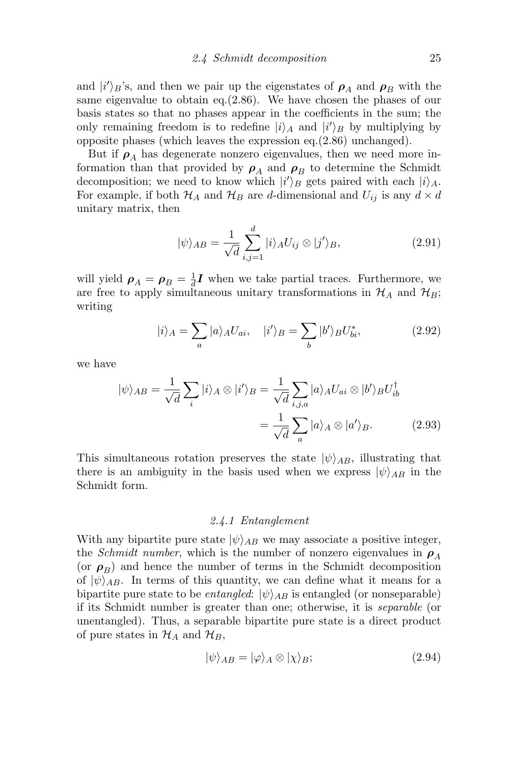and $|i'\rangle_B$'s, and then we pair up the eigenstates of $\boldsymbol{\rho}_A$ and $\boldsymbol{\rho}_B$ with the same eigenvalue to obtain eq.(2.86). We have chosen the phases of our basis states so that no phases appear in the coefficients in the sum; the only remaining freedom is to redefine $|i\rangle_A$ and $|i'\rangle_B$ by multiplying by opposite phases (which leaves the expression eq.(2.86) unchanged).

But if $\boldsymbol{\rho}_A$ has degenerate nonzero eigenvalues, then we need more information than that provided by $\boldsymbol{\rho}_A$ and $\boldsymbol{\rho}_B$ to determine the Schmidt decomposition; we need to know which $|i'\rangle_B$ gets paired with each $|i\rangle_A$. For example, if both $\mathcal{H}_A$ and $\mathcal{H}_B$ are $d$-dimensional and $U_{ij}$ is any $d \times d$ unitary matrix, then

$$|\psi\rangle_{AB} = \frac{1}{\sqrt{d}} \sum_{i,j=1}^{d} |i\rangle_A U_{ij} \otimes |j'\rangle_B, \tag{2.91}$$

will yield $\boldsymbol{\rho}_A = \boldsymbol{\rho}_B = \frac{1}{d}\boldsymbol{I}$ when we take partial traces. Furthermore, we are free to apply simultaneous unitary transformations in $\mathcal{H}_A$ and $\mathcal{H}_B$; writing

$$|i\rangle_A = \sum_a |a\rangle_A U_{ai}, \quad |i'\rangle_B = \sum_b |b'\rangle_B U^*_{bi}, \tag{2.92}$$

we have

$$\begin{aligned} |\psi\rangle_{AB} = \frac{1}{\sqrt{d}} \sum_i |i\rangle_A \otimes |i'\rangle_B &= \frac{1}{\sqrt{d}} \sum_{i,j,a} |a\rangle_A U_{ai} \otimes |b'\rangle_B U^\dagger_{ib} \\ &= \frac{1}{\sqrt{d}} \sum_a |a\rangle_A \otimes |a'\rangle_B. \end{aligned} \tag{2.93}$$

This simultaneous rotation preserves the state $|\psi\rangle_{AB}$, illustrating that there is an ambiguity in the basis used when we express $|\psi\rangle_{AB}$ in the Schmidt form.

### 2.4.1 Entanglement

With any bipartite pure state $|\psi\rangle_{AB}$ we may associate a positive integer, the *Schmidt number*, which is the number of nonzero eigenvalues in $\boldsymbol{\rho}_A$ (or $\boldsymbol{\rho}_B$) and hence the number of terms in the Schmidt decomposition of $|\psi\rangle_{AB}$. In terms of this quantity, we can define what it means for a bipartite pure state to be *entangled*: $|\psi\rangle_{AB}$ is entangled (or nonseparable) if its Schmidt number is greater than one; otherwise, it is *separable* (or unentangled). Thus, a separable bipartite pure state is a direct product of pure states in $\mathcal{H}_A$ and $\mathcal{H}_B$,

$$|\psi\rangle_{AB} = |\varphi\rangle_A \otimes |\chi\rangle_B; \tag{2.94}$$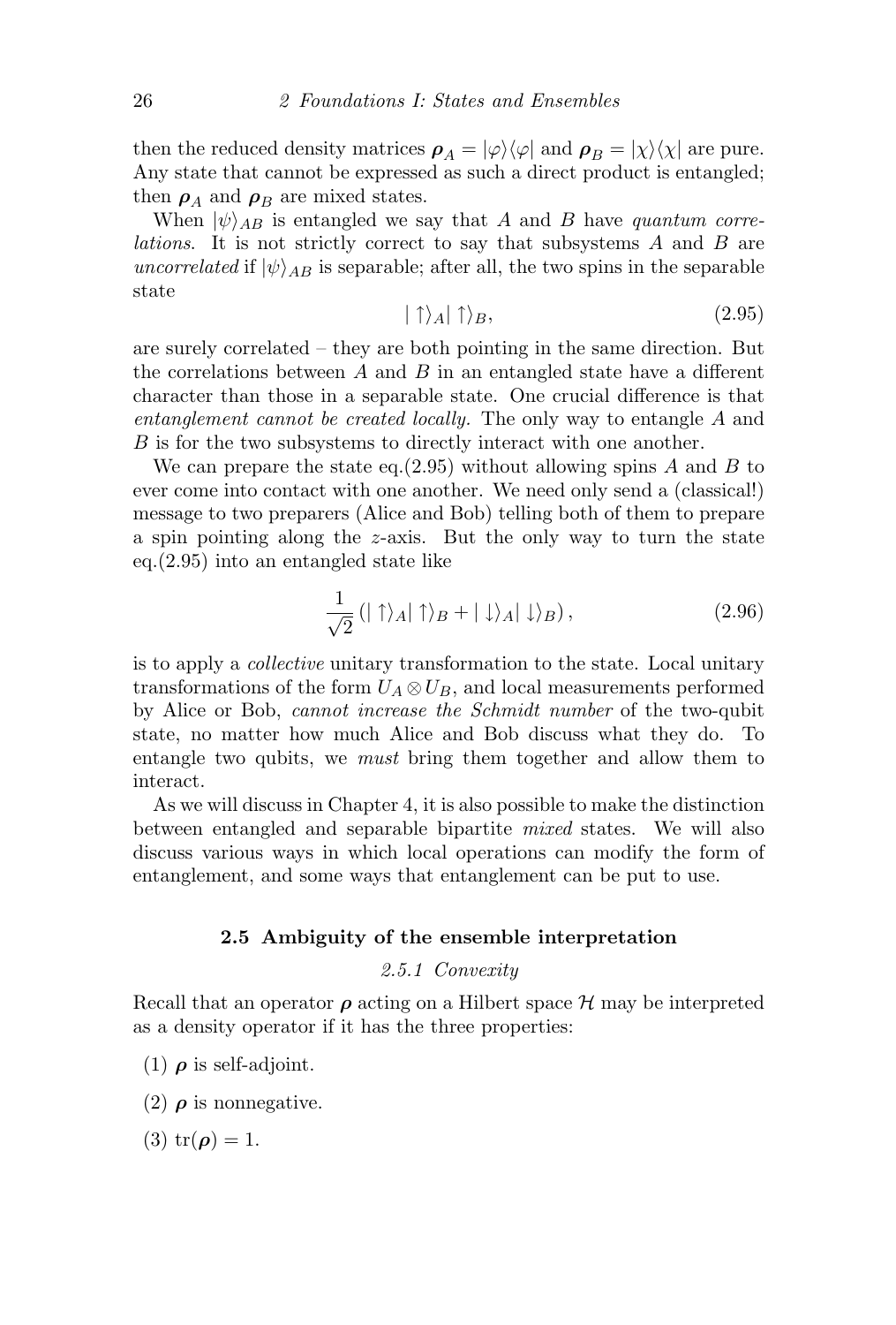then the reduced density matrices $\boldsymbol{\rho}_A = |\varphi\rangle\langle\varphi|$ and $\boldsymbol{\rho}_B = |\chi\rangle\langle\chi|$ are pure. Any state that cannot be expressed as such a direct product is entangled; then $\boldsymbol{\rho}_A$ and $\boldsymbol{\rho}_B$ are mixed states.

When $|\psi\rangle_{AB}$ is entangled we say that $A$ and $B$ have *quantum correlations*. It is not strictly correct to say that subsystems $A$ and $B$ are *uncorrelated* if $|\psi\rangle_{AB}$ is separable; after all, the two spins in the separable state

$$|\uparrow\rangle_A |\uparrow\rangle_B, \tag{2.95}$$

are surely correlated – they are both pointing in the same direction. But the correlations between $A$ and $B$ in an entangled state have a different character than those in a separable state. One crucial difference is that *entanglement cannot be created locally.* The only way to entangle $A$ and $B$ is for the two subsystems to directly interact with one another.

We can prepare the state eq.(2.95) without allowing spins $A$ and $B$ to ever come into contact with one another. We need only send a (classical!) message to two preparers (Alice and Bob) telling both of them to prepare a spin pointing along the $z$-axis. But the only way to turn the state eq.(2.95) into an entangled state like

$$\frac{1}{\sqrt{2}}\left(|\uparrow\rangle_A |\uparrow\rangle_B + |\downarrow\rangle_A |\downarrow\rangle_B\right), \tag{2.96}$$

is to apply a *collective* unitary transformation to the state. Local unitary transformations of the form $U_A \otimes U_B$, and local measurements performed by Alice or Bob, *cannot increase the Schmidt number* of the two-qubit state, no matter how much Alice and Bob discuss what they do. To entangle two qubits, we *must* bring them together and allow them to interact.

As we will discuss in Chapter 4, it is also possible to make the distinction between entangled and separable bipartite *mixed* states. We will also discuss various ways in which local operations can modify the form of entanglement, and some ways that entanglement can be put to use.

## 2.5 Ambiguity of the ensemble interpretation

### *2.5.1 Convexity*

Recall that an operator $\boldsymbol{\rho}$ acting on a Hilbert space $\mathcal{H}$ may be interpreted as a density operator if it has the three properties:

(1) $\boldsymbol{\rho}$ is self-adjoint.

(2) $\boldsymbol{\rho}$ is nonnegative.

(3) $\mathrm{tr}(\boldsymbol{\rho}) = 1$.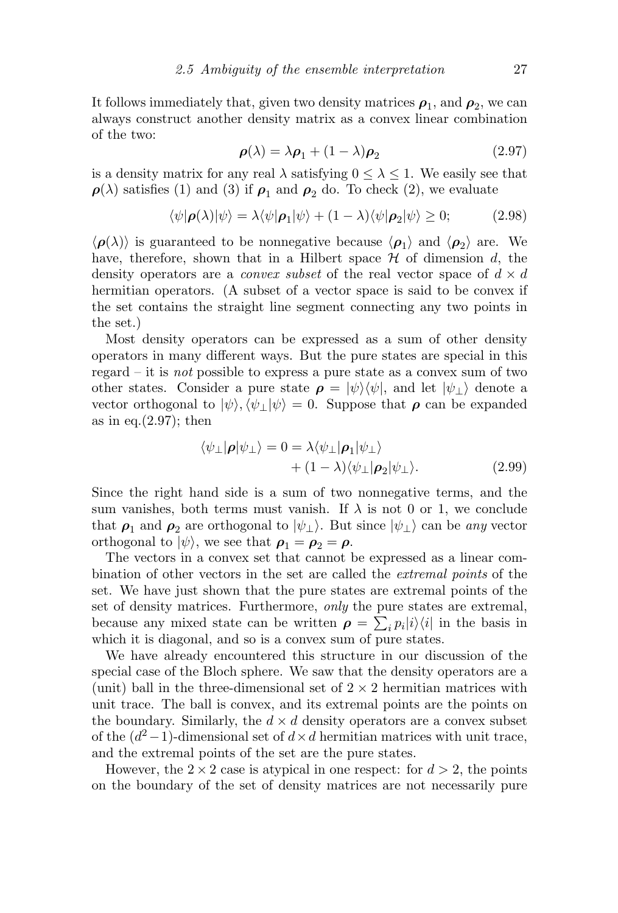It follows immediately that, given two density matrices $\boldsymbol{\rho}_1$, and $\boldsymbol{\rho}_2$, we can always construct another density matrix as a convex linear combination of the two:

$$\boldsymbol{\rho}(\lambda) = \lambda \boldsymbol{\rho}_1 + (1-\lambda)\boldsymbol{\rho}_2 \tag{2.97}$$

is a density matrix for any real $\lambda$ satisfying $0 \le \lambda \le 1$. We easily see that $\boldsymbol{\rho}(\lambda)$ satisfies (1) and (3) if $\boldsymbol{\rho}_1$ and $\boldsymbol{\rho}_2$ do. To check (2), we evaluate

$$\langle \psi | \boldsymbol{\rho}(\lambda) | \psi \rangle = \lambda \langle \psi | \boldsymbol{\rho}_1 | \psi \rangle + (1-\lambda) \langle \psi | \boldsymbol{\rho}_2 | \psi \rangle \ge 0; \tag{2.98}$$

$\langle \boldsymbol{\rho}(\lambda) \rangle$ is guaranteed to be nonnegative because $\langle \boldsymbol{\rho}_1 \rangle$ and $\langle \boldsymbol{\rho}_2 \rangle$ are. We have, therefore, shown that in a Hilbert space $\mathcal{H}$ of dimension $d$, the density operators are a *convex subset* of the real vector space of $d \times d$ hermitian operators. (A subset of a vector space is said to be convex if the set contains the straight line segment connecting any two points in the set.)

Most density operators can be expressed as a sum of other density operators in many different ways. But the pure states are special in this regard – it is *not* possible to express a pure state as a convex sum of two other states. Consider a pure state $\boldsymbol{\rho} = |\psi\rangle\langle\psi|$, and let $|\psi_\perp\rangle$ denote a vector orthogonal to $|\psi\rangle$, $\langle \psi_\perp | \psi \rangle = 0$. Suppose that $\boldsymbol{\rho}$ can be expanded as in eq.(2.97); then

$$\begin{aligned} \langle \psi_\perp | \boldsymbol{\rho} | \psi_\perp \rangle = 0 = &\lambda \langle \psi_\perp | \boldsymbol{\rho}_1 | \psi_\perp \rangle \\ &+ (1-\lambda) \langle \psi_\perp | \boldsymbol{\rho}_2 | \psi_\perp \rangle. \end{aligned} \tag{2.99}$$

Since the right hand side is a sum of two nonnegative terms, and the sum vanishes, both terms must vanish. If $\lambda$ is not 0 or 1, we conclude that $\boldsymbol{\rho}_1$ and $\boldsymbol{\rho}_2$ are orthogonal to $|\psi_\perp\rangle$. But since $|\psi_\perp\rangle$ can be *any* vector orthogonal to $|\psi\rangle$, we see that $\boldsymbol{\rho}_1 = \boldsymbol{\rho}_2 = \boldsymbol{\rho}$.

The vectors in a convex set that cannot be expressed as a linear combination of other vectors in the set are called the *extremal points* of the set. We have just shown that the pure states are extremal points of the set of density matrices. Furthermore, *only* the pure states are extremal, because any mixed state can be written $\boldsymbol{\rho} = \sum_i p_i |i\rangle\langle i|$ in the basis in which it is diagonal, and so is a convex sum of pure states.

We have already encountered this structure in our discussion of the special case of the Bloch sphere. We saw that the density operators are a (unit) ball in the three-dimensional set of $2 \times 2$ hermitian matrices with unit trace. The ball is convex, and its extremal points are the points on the boundary. Similarly, the $d \times d$ density operators are a convex subset of the $(d^2 - 1)$-dimensional set of $d \times d$ hermitian matrices with unit trace, and the extremal points of the set are the pure states.

However, the $2 \times 2$ case is atypical in one respect: for $d > 2$, the points on the boundary of the set of density matrices are not necessarily pure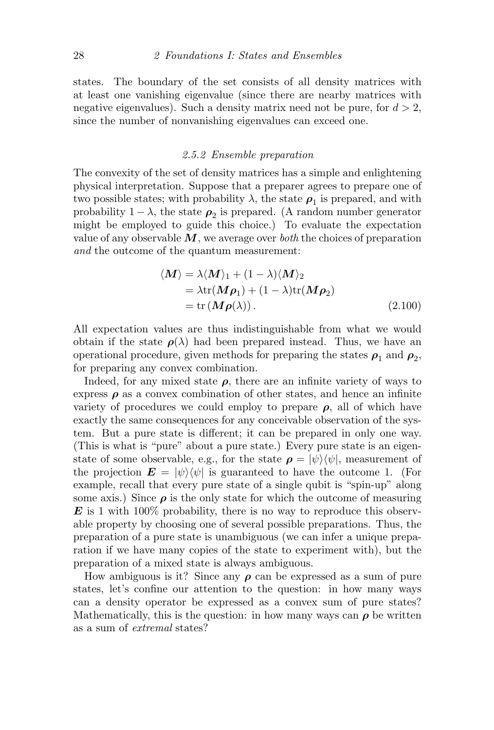states. The boundary of the set consists of all density matrices with at least one vanishing eigenvalue (since there are nearby matrices with negative eigenvalues). Such a density matrix need not be pure, for $d > 2$, since the number of nonvanishing eigenvalues can exceed one.

### 2.5.2 Ensemble preparation

The convexity of the set of density matrices has a simple and enlightening physical interpretation. Suppose that a preparer agrees to prepare one of two possible states; with probability $\lambda$, the state $\boldsymbol{\rho}_1$ is prepared, and with probability $1 - \lambda$, the state $\boldsymbol{\rho}_2$ is prepared. (A random number generator might be employed to guide this choice.) To evaluate the expectation value of any observable $\boldsymbol{M}$, we average over *both* the choices of preparation *and* the outcome of the quantum measurement:

$$
\begin{aligned}
\langle \boldsymbol{M} \rangle &= \lambda \langle \boldsymbol{M} \rangle_1 + (1-\lambda)\langle \boldsymbol{M} \rangle_2 \\
&= \lambda \mathrm{tr}(\boldsymbol{M}\boldsymbol{\rho}_1) + (1-\lambda)\mathrm{tr}(\boldsymbol{M}\boldsymbol{\rho}_2) \\
&= \mathrm{tr}\left(\boldsymbol{M}\boldsymbol{\rho}(\lambda)\right). \qquad (2.100)
\end{aligned}
$$

All expectation values are thus indistinguishable from what we would obtain if the state $\boldsymbol{\rho}(\lambda)$ had been prepared instead. Thus, we have an operational procedure, given methods for preparing the states $\boldsymbol{\rho}_1$ and $\boldsymbol{\rho}_2$, for preparing any convex combination.

Indeed, for any mixed state $\boldsymbol{\rho}$, there are an infinite variety of ways to express $\boldsymbol{\rho}$ as a convex combination of other states, and hence an infinite variety of procedures we could employ to prepare $\boldsymbol{\rho}$, all of which have exactly the same consequences for any conceivable observation of the system. But a pure state is different; it can be prepared in only one way. (This is what is "pure" about a pure state.) Every pure state is an eigenstate of some observable, e.g., for the state $\boldsymbol{\rho} = |\psi\rangle\langle\psi|$, measurement of the projection $\boldsymbol{E} = |\psi\rangle\langle\psi|$ is guaranteed to have the outcome 1. (For example, recall that every pure state of a single qubit is "spin-up" along some axis.) Since $\boldsymbol{\rho}$ is the only state for which the outcome of measuring $\boldsymbol{E}$ is 1 with 100% probability, there is no way to reproduce this observable property by choosing one of several possible preparations. Thus, the preparation of a pure state is unambiguous (we can infer a unique preparation if we have many copies of the state to experiment with), but the preparation of a mixed state is always ambiguous.

How ambiguous is it? Since any $\boldsymbol{\rho}$ can be expressed as a sum of pure states, let's confine our attention to the question: in how many ways can a density operator be expressed as a convex sum of pure states? Mathematically, this is the question: in how many ways can $\boldsymbol{\rho}$ be written as a sum of *extremal* states?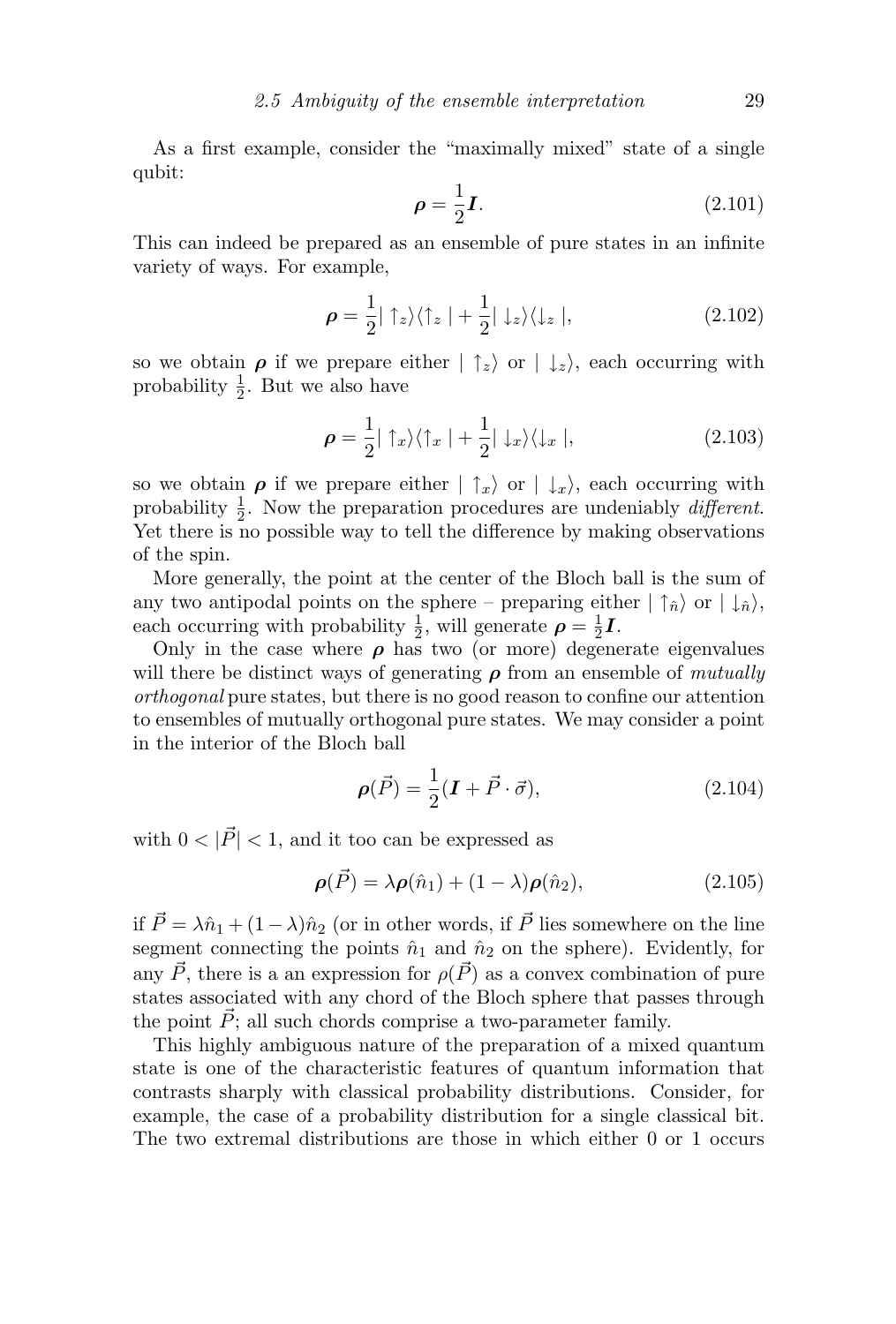As a first example, consider the "maximally mixed" state of a single qubit:

$$\boldsymbol{\rho} = \frac{1}{2}\boldsymbol{I}. \tag{2.101}$$

This can indeed be prepared as an ensemble of pure states in an infinite variety of ways. For example,

$$\boldsymbol{\rho} = \frac{1}{2}|\uparrow_z\rangle\langle\uparrow_z| + \frac{1}{2}|\downarrow_z\rangle\langle\downarrow_z|, \tag{2.102}$$

so we obtain $\boldsymbol{\rho}$ if we prepare either $|\uparrow_z\rangle$ or $|\downarrow_z\rangle$, each occurring with probability $\frac{1}{2}$. But we also have

$$\boldsymbol{\rho} = \frac{1}{2}|\uparrow_x\rangle\langle\uparrow_x| + \frac{1}{2}|\downarrow_x\rangle\langle\downarrow_x|, \tag{2.103}$$

so we obtain $\boldsymbol{\rho}$ if we prepare either $|\uparrow_x\rangle$ or $|\downarrow_x\rangle$, each occurring with probability $\frac{1}{2}$. Now the preparation procedures are undeniably *different*. Yet there is no possible way to tell the difference by making observations of the spin.

More generally, the point at the center of the Bloch ball is the sum of any two antipodal points on the sphere – preparing either $|\uparrow_{\hat{n}}\rangle$ or $|\downarrow_{\hat{n}}\rangle$, each occurring with probability $\frac{1}{2}$, will generate $\boldsymbol{\rho} = \frac{1}{2}\boldsymbol{I}$.

Only in the case where $\boldsymbol{\rho}$ has two (or more) degenerate eigenvalues will there be distinct ways of generating $\boldsymbol{\rho}$ from an ensemble of *mutually orthogonal* pure states, but there is no good reason to confine our attention to ensembles of mutually orthogonal pure states. We may consider a point in the interior of the Bloch ball

$$\boldsymbol{\rho}(\vec{P}) = \frac{1}{2}(\boldsymbol{I} + \vec{P}\cdot\vec{\sigma}), \tag{2.104}$$

with $0 < |\vec{P}| < 1$, and it too can be expressed as

$$\boldsymbol{\rho}(\vec{P}) = \lambda\boldsymbol{\rho}(\hat{n}_1) + (1-\lambda)\boldsymbol{\rho}(\hat{n}_2), \tag{2.105}$$

if $\vec{P} = \lambda\hat{n}_1 + (1-\lambda)\hat{n}_2$ (or in other words, if $\vec{P}$ lies somewhere on the line segment connecting the points $\hat{n}_1$ and $\hat{n}_2$ on the sphere). Evidently, for any $\vec{P}$, there is a an expression for $\rho(\vec{P})$ as a convex combination of pure states associated with any chord of the Bloch sphere that passes through the point $\vec{P}$; all such chords comprise a two-parameter family.

This highly ambiguous nature of the preparation of a mixed quantum state is one of the characteristic features of quantum information that contrasts sharply with classical probability distributions. Consider, for example, the case of a probability distribution for a single classical bit. The two extremal distributions are those in which either 0 or 1 occurs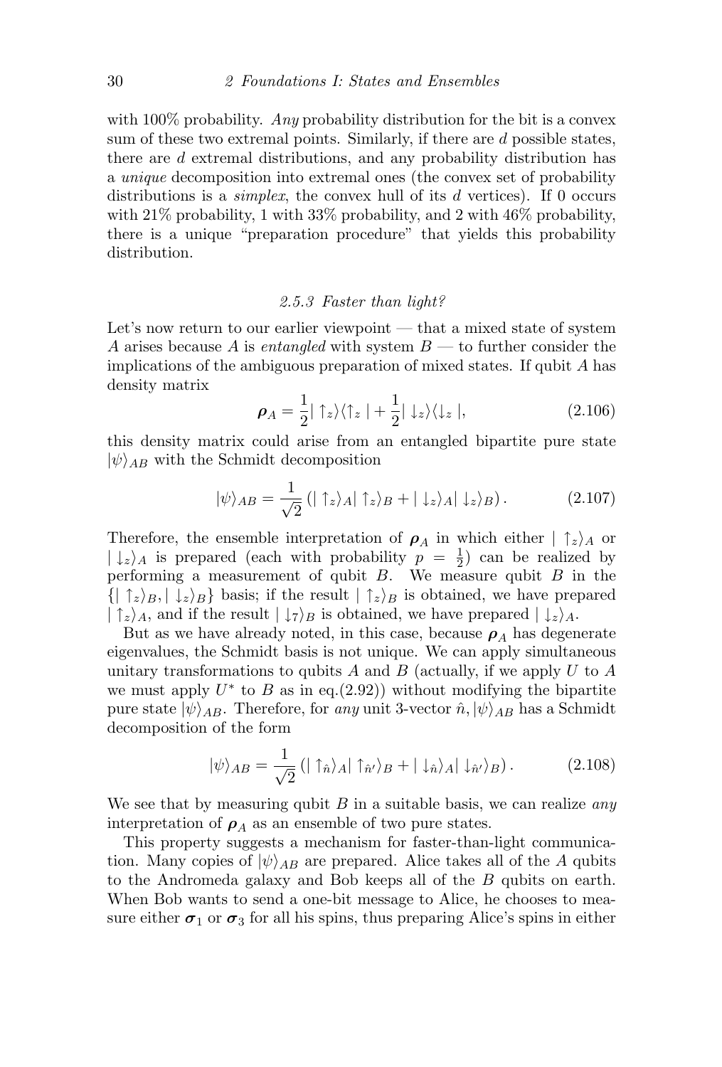with 100% probability. *Any* probability distribution for the bit is a convex sum of these two extremal points. Similarly, if there are $d$ possible states, there are $d$ extremal distributions, and any probability distribution has a *unique* decomposition into extremal ones (the convex set of probability distributions is a *simplex*, the convex hull of its $d$ vertices). If 0 occurs with 21% probability, 1 with 33% probability, and 2 with 46% probability, there is a unique "preparation procedure" that yields this probability distribution.

### 2.5.3 Faster than light?

Let's now return to our earlier viewpoint — that a mixed state of system $A$ arises because $A$ is *entangled* with system $B$ — to further consider the implications of the ambiguous preparation of mixed states. If qubit $A$ has density matrix

$$\boldsymbol{\rho}_A = \frac{1}{2}| \uparrow_z\rangle\langle\uparrow_z | + \frac{1}{2}| \downarrow_z\rangle\langle\downarrow_z |, \tag{2.106}$$

this density matrix could arise from an entangled bipartite pure state $|\psi\rangle_{AB}$ with the Schmidt decomposition

$$|\psi\rangle_{AB} = \frac{1}{\sqrt{2}}\left(| \uparrow_z\rangle_A | \uparrow_z\rangle_B + | \downarrow_z\rangle_A | \downarrow_z\rangle_B\right). \tag{2.107}$$

Therefore, the ensemble interpretation of $\boldsymbol{\rho}_A$ in which either $| \uparrow_z\rangle_A$ or $| \downarrow_z\rangle_A$ is prepared (each with probability $p = \frac{1}{2}$) can be realized by performing a measurement of qubit $B$. We measure qubit $B$ in the $\{| \uparrow_z\rangle_B, | \downarrow_z\rangle_B\}$ basis; if the result $| \uparrow_z\rangle_B$ is obtained, we have prepared $| \uparrow_z\rangle_A$, and if the result $| \downarrow_7\rangle_B$ is obtained, we have prepared $| \downarrow_z\rangle_A$.

But as we have already noted, in this case, because $\boldsymbol{\rho}_A$ has degenerate eigenvalues, the Schmidt basis is not unique. We can apply simultaneous unitary transformations to qubits $A$ and $B$ (actually, if we apply $U$ to $A$ we must apply $U^*$ to $B$ as in eq.(2.92)) without modifying the bipartite pure state $|\psi\rangle_{AB}$. Therefore, for *any* unit 3-vector $\hat{n}$, $|\psi\rangle_{AB}$ has a Schmidt decomposition of the form

$$|\psi\rangle_{AB} = \frac{1}{\sqrt{2}}\left(| \uparrow_{\hat{n}}\rangle_A | \uparrow_{\hat{n}'}\rangle_B + | \downarrow_{\hat{n}}\rangle_A | \downarrow_{\hat{n}'}\rangle_B\right). \tag{2.108}$$

We see that by measuring qubit $B$ in a suitable basis, we can realize *any* interpretation of $\boldsymbol{\rho}_A$ as an ensemble of two pure states.

This property suggests a mechanism for faster-than-light communication. Many copies of $|\psi\rangle_{AB}$ are prepared. Alice takes all of the $A$ qubits to the Andromeda galaxy and Bob keeps all of the $B$ qubits on earth. When Bob wants to send a one-bit message to Alice, he chooses to measure either $\boldsymbol{\sigma}_1$ or $\boldsymbol{\sigma}_3$ for all his spins, thus preparing Alice's spins in either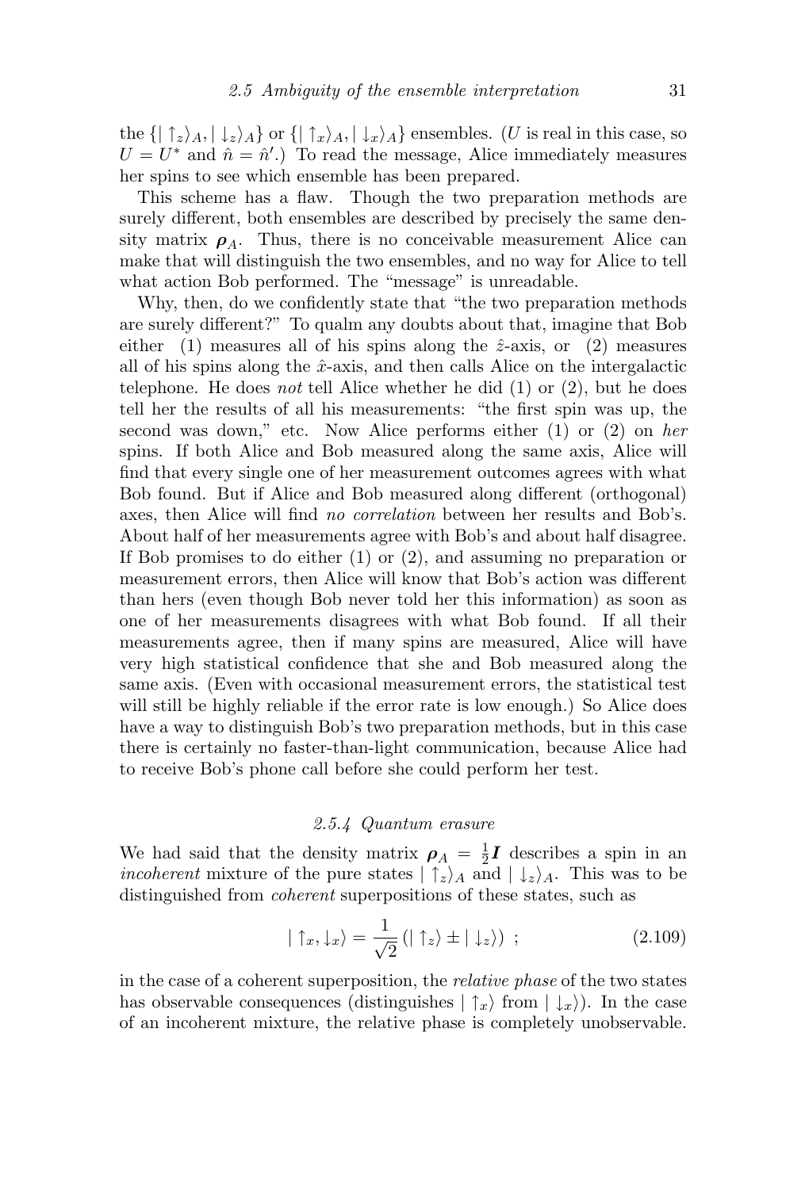the $\{|\uparrow_z\rangle_A, |\downarrow_z\rangle_A\}$ or $\{|\uparrow_x\rangle_A, |\downarrow_x\rangle_A\}$ ensembles. ($U$ is real in this case, so $U = U^*$ and $\hat{n} = \hat{n}'$.) To read the message, Alice immediately measures her spins to see which ensemble has been prepared.

This scheme has a flaw. Though the two preparation methods are surely different, both ensembles are described by precisely the same density matrix $\boldsymbol{\rho}_A$. Thus, there is no conceivable measurement Alice can make that will distinguish the two ensembles, and no way for Alice to tell what action Bob performed. The "message" is unreadable.

Why, then, do we confidently state that "the two preparation methods are surely different?" To qualm any doubts about that, imagine that Bob either (1) measures all of his spins along the $\hat{z}$-axis, or (2) measures all of his spins along the $\hat{x}$-axis, and then calls Alice on the intergalactic telephone. He does *not* tell Alice whether he did (1) or (2), but he does tell her the results of all his measurements: "the first spin was up, the second was down," etc. Now Alice performs either (1) or (2) on *her* spins. If both Alice and Bob measured along the same axis, Alice will find that every single one of her measurement outcomes agrees with what Bob found. But if Alice and Bob measured along different (orthogonal) axes, then Alice will find *no correlation* between her results and Bob's. About half of her measurements agree with Bob's and about half disagree. If Bob promises to do either (1) or (2), and assuming no preparation or measurement errors, then Alice will know that Bob's action was different than hers (even though Bob never told her this information) as soon as one of her measurements disagrees with what Bob found. If all their measurements agree, then if many spins are measured, Alice will have very high statistical confidence that she and Bob measured along the same axis. (Even with occasional measurement errors, the statistical test will still be highly reliable if the error rate is low enough.) So Alice does have a way to distinguish Bob's two preparation methods, but in this case there is certainly no faster-than-light communication, because Alice had to receive Bob's phone call before she could perform her test.

### *2.5.4 Quantum erasure*

We had said that the density matrix $\boldsymbol{\rho}_A = \frac{1}{2}\boldsymbol{I}$ describes a spin in an *incoherent* mixture of the pure states $|\uparrow_z\rangle_A$ and $|\downarrow_z\rangle_A$. This was to be distinguished from *coherent* superpositions of these states, such as

$$|\uparrow_x, \downarrow_x\rangle = \frac{1}{\sqrt{2}}\left(|\uparrow_z\rangle \pm |\downarrow_z\rangle\right) ; \tag{2.109}$$

in the case of a coherent superposition, the *relative phase* of the two states has observable consequences (distinguishes $|\uparrow_x\rangle$ from $|\downarrow_x\rangle$). In the case of an incoherent mixture, the relative phase is completely unobservable.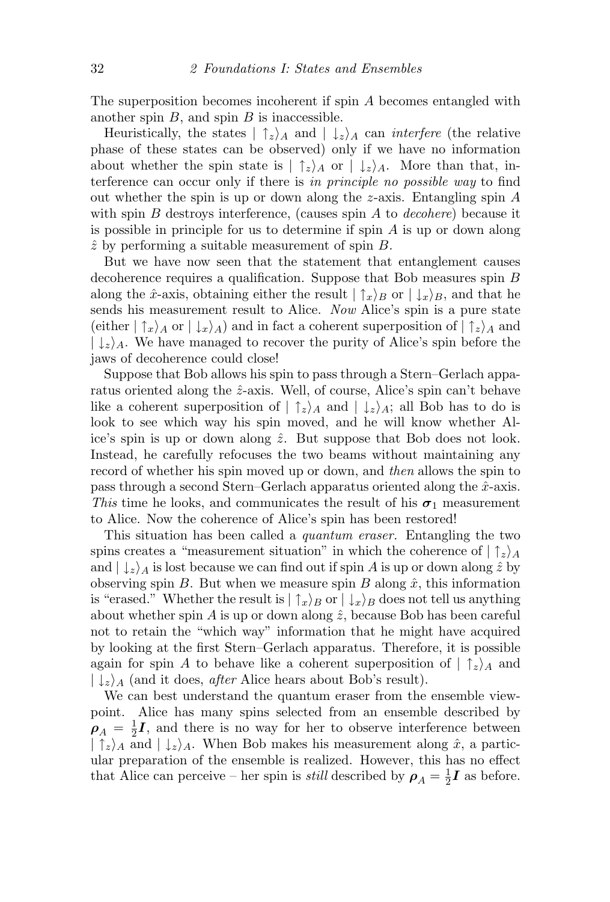The superposition becomes incoherent if spin $A$ becomes entangled with another spin $B$, and spin $B$ is inaccessible.

Heuristically, the states $|\uparrow_z\rangle_A$ and $|\downarrow_z\rangle_A$ can *interfere* (the relative phase of these states can be observed) only if we have no information about whether the spin state is $|\uparrow_z\rangle_A$ or $|\downarrow_z\rangle_A$. More than that, interference can occur only if there is *in principle no possible way* to find out whether the spin is up or down along the $z$-axis. Entangling spin $A$ with spin $B$ destroys interference, (causes spin $A$ to *decohere*) because it is possible in principle for us to determine if spin $A$ is up or down along $\hat{z}$ by performing a suitable measurement of spin $B$.

But we have now seen that the statement that entanglement causes decoherence requires a qualification. Suppose that Bob measures spin $B$ along the $\hat{x}$-axis, obtaining either the result $|\uparrow_x\rangle_B$ or $|\downarrow_x\rangle_B$, and that he sends his measurement result to Alice. *Now* Alice's spin is a pure state (either $|\uparrow_x\rangle_A$ or $|\downarrow_x\rangle_A$) and in fact a coherent superposition of $|\uparrow_z\rangle_A$ and $|\downarrow_z\rangle_A$. We have managed to recover the purity of Alice's spin before the jaws of decoherence could close!

Suppose that Bob allows his spin to pass through a Stern–Gerlach apparatus oriented along the $\hat{z}$-axis. Well, of course, Alice's spin can't behave like a coherent superposition of $|\uparrow_z\rangle_A$ and $|\downarrow_z\rangle_A$; all Bob has to do is look to see which way his spin moved, and he will know whether Alice's spin is up or down along $\hat{z}$. But suppose that Bob does not look. Instead, he carefully refocuses the two beams without maintaining any record of whether his spin moved up or down, and *then* allows the spin to pass through a second Stern–Gerlach apparatus oriented along the $\hat{x}$-axis. *This* time he looks, and communicates the result of his $\boldsymbol{\sigma}_1$ measurement to Alice. Now the coherence of Alice's spin has been restored!

This situation has been called a *quantum eraser*. Entangling the two spins creates a "measurement situation" in which the coherence of $|\uparrow_z\rangle_A$ and $|\downarrow_z\rangle_A$ is lost because we can find out if spin $A$ is up or down along $\hat{z}$ by observing spin $B$. But when we measure spin $B$ along $\hat{x}$, this information is "erased." Whether the result is $|\uparrow_x\rangle_B$ or $|\downarrow_x\rangle_B$ does not tell us anything about whether spin $A$ is up or down along $\hat{z}$, because Bob has been careful not to retain the "which way" information that he might have acquired by looking at the first Stern–Gerlach apparatus. Therefore, it is possible again for spin $A$ to behave like a coherent superposition of $|\uparrow_z\rangle_A$ and $|\downarrow_z\rangle_A$ (and it does, *after* Alice hears about Bob's result).

We can best understand the quantum eraser from the ensemble viewpoint. Alice has many spins selected from an ensemble described by $\boldsymbol{\rho}_A = \frac{1}{2}\boldsymbol{I}$, and there is no way for her to observe interference between $|\uparrow_z\rangle_A$ and $|\downarrow_z\rangle_A$. When Bob makes his measurement along $\hat{x}$, a particular preparation of the ensemble is realized. However, this has no effect that Alice can perceive – her spin is *still* described by $\boldsymbol{\rho}_A = \frac{1}{2}\boldsymbol{I}$ as before.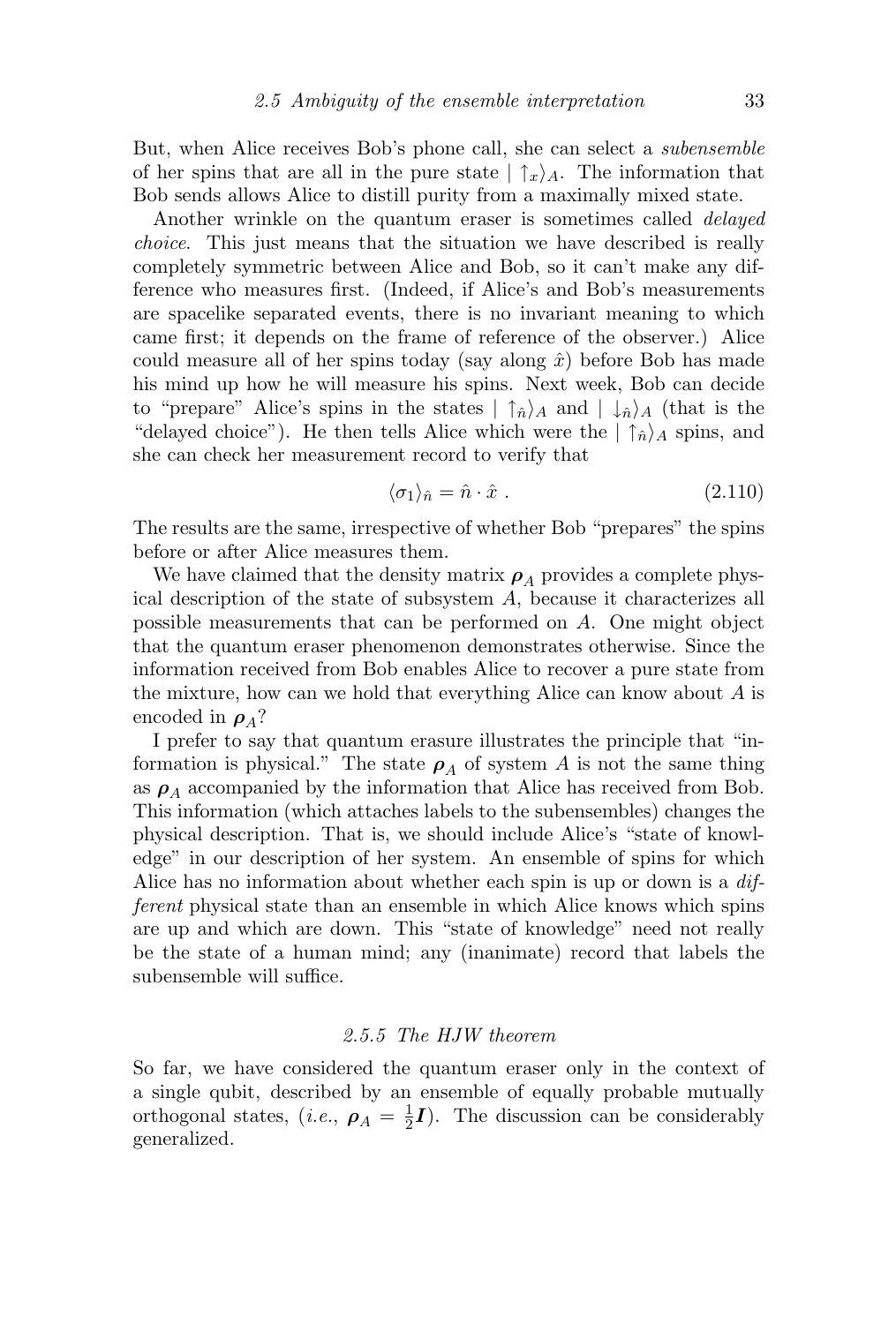But, when Alice receives Bob's phone call, she can select a *subensemble* of her spins that are all in the pure state $|\uparrow_x\rangle_A$. The information that Bob sends allows Alice to distill purity from a maximally mixed state.

Another wrinkle on the quantum eraser is sometimes called *delayed choice*. This just means that the situation we have described is really completely symmetric between Alice and Bob, so it can't make any difference who measures first. (Indeed, if Alice's and Bob's measurements are spacelike separated events, there is no invariant meaning to which came first; it depends on the frame of reference of the observer.) Alice could measure all of her spins today (say along $\hat{x}$) before Bob has made his mind up how he will measure his spins. Next week, Bob can decide to "prepare" Alice's spins in the states $|\uparrow_{\hat{n}}\rangle_A$ and $|\downarrow_{\hat{n}}\rangle_A$ (that is the "delayed choice"). He then tells Alice which were the $|\uparrow_{\hat{n}}\rangle_A$ spins, and she can check her measurement record to verify that

$$\langle\sigma_1\rangle_{\hat{n}} = \hat{n}\cdot\hat{x} \; . \tag{2.110}$$

The results are the same, irrespective of whether Bob "prepares" the spins before or after Alice measures them.

We have claimed that the density matrix $\boldsymbol{\rho}_A$ provides a complete physical description of the state of subsystem $A$, because it characterizes all possible measurements that can be performed on $A$. One might object that the quantum eraser phenomenon demonstrates otherwise. Since the information received from Bob enables Alice to recover a pure state from the mixture, how can we hold that everything Alice can know about $A$ is encoded in $\boldsymbol{\rho}_A$?

I prefer to say that quantum erasure illustrates the principle that "information is physical." The state $\boldsymbol{\rho}_A$ of system $A$ is not the same thing as $\boldsymbol{\rho}_A$ accompanied by the information that Alice has received from Bob. This information (which attaches labels to the subensembles) changes the physical description. That is, we should include Alice's "state of knowledge" in our description of her system. An ensemble of spins for which Alice has no information about whether each spin is up or down is a *different* physical state than an ensemble in which Alice knows which spins are up and which are down. This "state of knowledge" need not really be the state of a human mind; any (inanimate) record that labels the subensemble will suffice.

### 2.5.5 The HJW theorem

So far, we have considered the quantum eraser only in the context of a single qubit, described by an ensemble of equally probable mutually orthogonal states, (*i.e.*, $\boldsymbol{\rho}_A = \frac{1}{2}\boldsymbol{I}$). The discussion can be considerably generalized.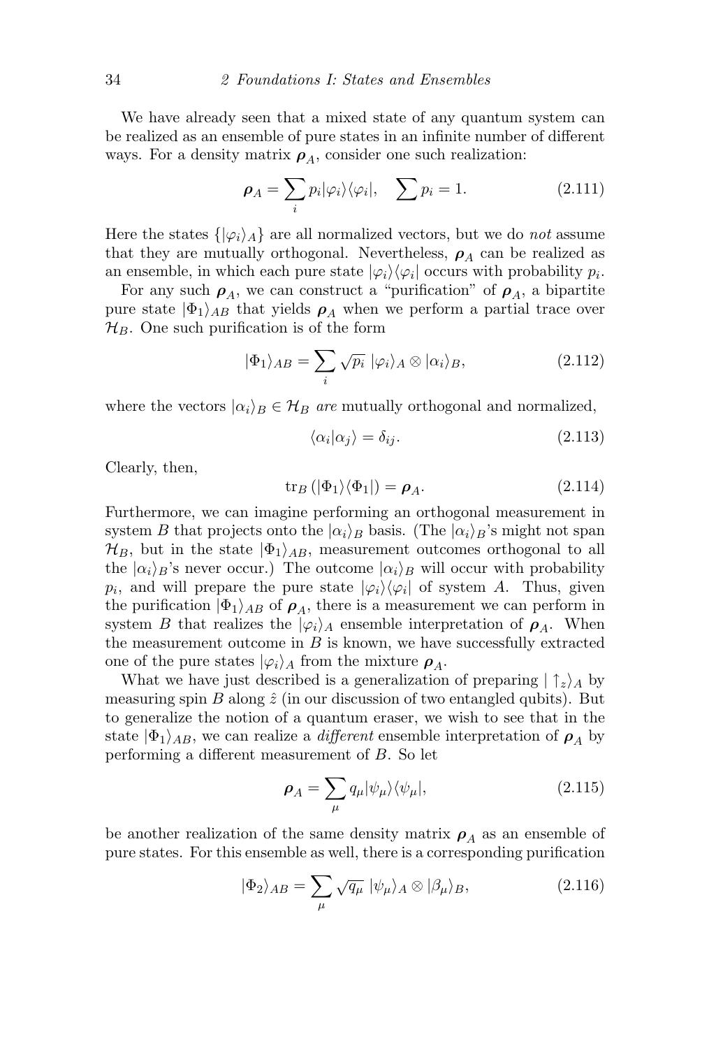We have already seen that a mixed state of any quantum system can be realized as an ensemble of pure states in an infinite number of different ways. For a density matrix $\boldsymbol{\rho}_A$, consider one such realization:

$$\boldsymbol{\rho}_A = \sum_i p_i |\varphi_i\rangle\langle\varphi_i|, \quad \sum p_i = 1. \tag{2.111}$$

Here the states $\{|\varphi_i\rangle_A\}$ are all normalized vectors, but we do *not* assume that they are mutually orthogonal. Nevertheless, $\boldsymbol{\rho}_A$ can be realized as an ensemble, in which each pure state $|\varphi_i\rangle\langle\varphi_i|$ occurs with probability $p_i$.

For any such $\boldsymbol{\rho}_A$, we can construct a "purification" of $\boldsymbol{\rho}_A$, a bipartite pure state $|\Phi_1\rangle_{AB}$ that yields $\boldsymbol{\rho}_A$ when we perform a partial trace over $\mathcal{H}_B$. One such purification is of the form

$$|\Phi_1\rangle_{AB} = \sum_i \sqrt{p_i}\ |\varphi_i\rangle_A \otimes |\alpha_i\rangle_B, \tag{2.112}$$

where the vectors $|\alpha_i\rangle_B \in \mathcal{H}_B$ *are* mutually orthogonal and normalized,

$$\langle\alpha_i|\alpha_j\rangle = \delta_{ij}. \tag{2.113}$$

Clearly, then,

$$\mathrm{tr}_B\left(|\Phi_1\rangle\langle\Phi_1|\right) = \boldsymbol{\rho}_A. \tag{2.114}$$

Furthermore, we can imagine performing an orthogonal measurement in system $B$ that projects onto the $|\alpha_i\rangle_B$ basis. (The $|\alpha_i\rangle_B$'s might not span $\mathcal{H}_B$, but in the state $|\Phi_1\rangle_{AB}$, measurement outcomes orthogonal to all the $|\alpha_i\rangle_B$'s never occur.) The outcome $|\alpha_i\rangle_B$ will occur with probability $p_i$, and will prepare the pure state $|\varphi_i\rangle\langle\varphi_i|$ of system $A$. Thus, given the purification $|\Phi_1\rangle_{AB}$ of $\boldsymbol{\rho}_A$, there is a measurement we can perform in system $B$ that realizes the $|\varphi_i\rangle_A$ ensemble interpretation of $\boldsymbol{\rho}_A$. When the measurement outcome in $B$ is known, we have successfully extracted one of the pure states $|\varphi_i\rangle_A$ from the mixture $\boldsymbol{\rho}_A$.

What we have just described is a generalization of preparing $|\uparrow_z\rangle_A$ by measuring spin $B$ along $\hat{z}$ (in our discussion of two entangled qubits). But to generalize the notion of a quantum eraser, we wish to see that in the state $|\Phi_1\rangle_{AB}$, we can realize a *different* ensemble interpretation of $\boldsymbol{\rho}_A$ by performing a different measurement of $B$. So let

$$\boldsymbol{\rho}_A = \sum_\mu q_\mu |\psi_\mu\rangle\langle\psi_\mu|, \tag{2.115}$$

be another realization of the same density matrix $\boldsymbol{\rho}_A$ as an ensemble of pure states. For this ensemble as well, there is a corresponding purification

$$|\Phi_2\rangle_{AB} = \sum_\mu \sqrt{q_\mu}\ |\psi_\mu\rangle_A \otimes |\beta_\mu\rangle_B, \tag{2.116}$$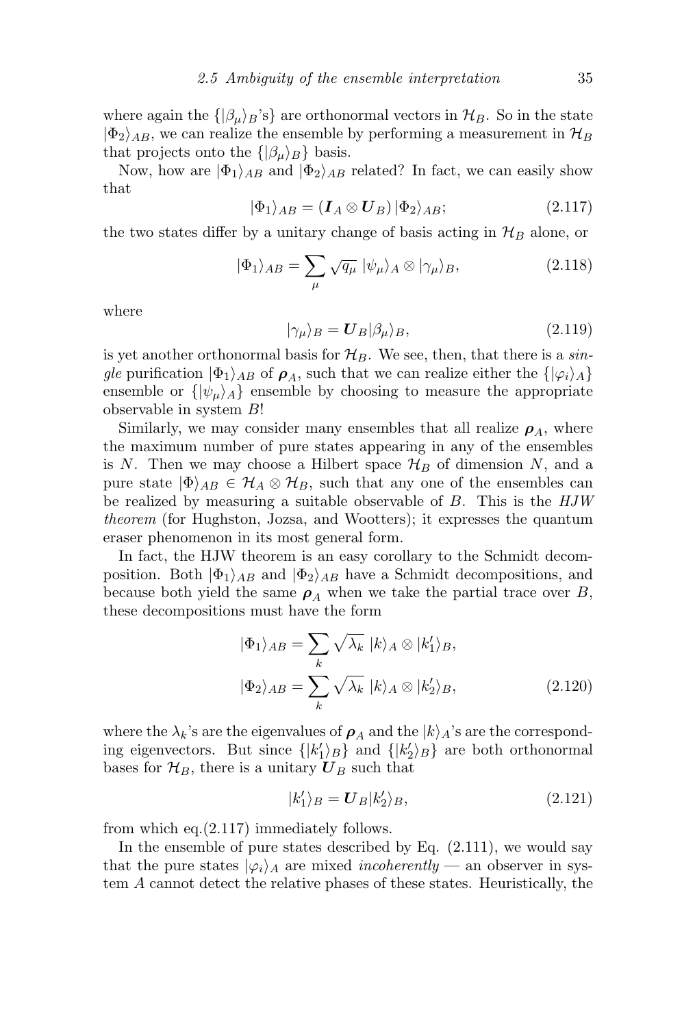where again the $\{|\beta_\mu\rangle_B$'s$\}$ are orthonormal vectors in $\mathcal{H}_B$. So in the state $|\Phi_2\rangle_{AB}$, we can realize the ensemble by performing a measurement in $\mathcal{H}_B$ that projects onto the $\{|\beta_\mu\rangle_B\}$ basis.

Now, how are $|\Phi_1\rangle_{AB}$ and $|\Phi_2\rangle_{AB}$ related? In fact, we can easily show that

$$|\Phi_1\rangle_{AB} = (\boldsymbol{I}_A \otimes \boldsymbol{U}_B)\,|\Phi_2\rangle_{AB}; \tag{2.117}$$

the two states differ by a unitary change of basis acting in $\mathcal{H}_B$ alone, or

$$|\Phi_1\rangle_{AB} = \sum_\mu \sqrt{q_\mu}\;|\psi_\mu\rangle_A \otimes |\gamma_\mu\rangle_B, \tag{2.118}$$

where

$$|\gamma_\mu\rangle_B = \boldsymbol{U}_B|\beta_\mu\rangle_B, \tag{2.119}$$

is yet another orthonormal basis for $\mathcal{H}_B$. We see, then, that there is a *single* purification $|\Phi_1\rangle_{AB}$ of $\boldsymbol{\rho}_A$, such that we can realize either the $\{|\varphi_i\rangle_A\}$ ensemble or $\{|\psi_\mu\rangle_A\}$ ensemble by choosing to measure the appropriate observable in system $B$!

Similarly, we may consider many ensembles that all realize $\boldsymbol{\rho}_A$, where the maximum number of pure states appearing in any of the ensembles is $N$. Then we may choose a Hilbert space $\mathcal{H}_B$ of dimension $N$, and a pure state $|\Phi\rangle_{AB} \in \mathcal{H}_A \otimes \mathcal{H}_B$, such that any one of the ensembles can be realized by measuring a suitable observable of $B$. This is the *HJW theorem* (for Hughston, Jozsa, and Wootters); it expresses the quantum eraser phenomenon in its most general form.

In fact, the HJW theorem is an easy corollary to the Schmidt decomposition. Both $|\Phi_1\rangle_{AB}$ and $|\Phi_2\rangle_{AB}$ have a Schmidt decompositions, and because both yield the same $\boldsymbol{\rho}_A$ when we take the partial trace over $B$, these decompositions must have the form

$$|\Phi_1\rangle_{AB} = \sum_k \sqrt{\lambda_k}\;|k\rangle_A \otimes |k_1'\rangle_B,$$
$$|\Phi_2\rangle_{AB} = \sum_k \sqrt{\lambda_k}\;|k\rangle_A \otimes |k_2'\rangle_B, \tag{2.120}$$

where the $\lambda_k$'s are the eigenvalues of $\boldsymbol{\rho}_A$ and the $|k\rangle_A$'s are the corresponding eigenvectors. But since $\{|k_1'\rangle_B\}$ and $\{|k_2'\rangle_B\}$ are both orthonormal bases for $\mathcal{H}_B$, there is a unitary $\boldsymbol{U}_B$ such that

$$|k_1'\rangle_B = \boldsymbol{U}_B|k_2'\rangle_B, \tag{2.121}$$

from which eq.(2.117) immediately follows.

In the ensemble of pure states described by Eq. (2.111), we would say that the pure states $|\varphi_i\rangle_A$ are mixed *incoherently* — an observer in system $A$ cannot detect the relative phases of these states. Heuristically, the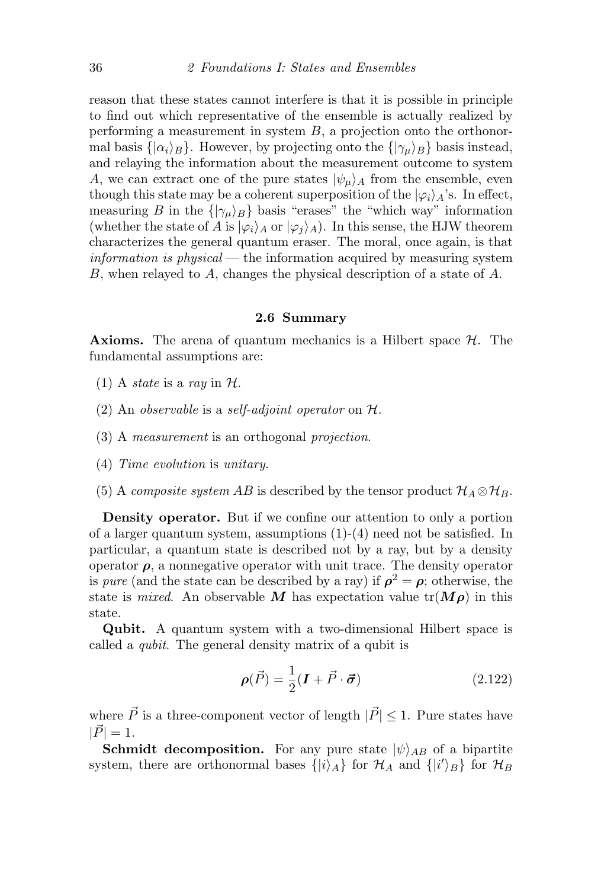reason that these states cannot interfere is that it is possible in principle to find out which representative of the ensemble is actually realized by performing a measurement in system $B$, a projection onto the orthonormal basis $\{|\alpha_i\rangle_B\}$. However, by projecting onto the $\{|\gamma_\mu\rangle_B\}$ basis instead, and relaying the information about the measurement outcome to system $A$, we can extract one of the pure states $|\psi_\mu\rangle_A$ from the ensemble, even though this state may be a coherent superposition of the $|\varphi_i\rangle_A$'s. In effect, measuring $B$ in the $\{|\gamma_\mu\rangle_B\}$ basis "erases" the "which way" information (whether the state of $A$ is $|\varphi_i\rangle_A$ or $|\varphi_j\rangle_A$). In this sense, the HJW theorem characterizes the general quantum eraser. The moral, once again, is that *information is physical* — the information acquired by measuring system $B$, when relayed to $A$, changes the physical description of a state of $A$.

## 2.6 Summary

**Axioms.** The arena of quantum mechanics is a Hilbert space $\mathcal{H}$. The fundamental assumptions are:

(1) A *state* is a *ray* in $\mathcal{H}$.

(2) An *observable* is a *self-adjoint operator* on $\mathcal{H}$.

(3) A *measurement* is an orthogonal *projection*.

(4) *Time evolution* is *unitary*.

(5) A *composite system* $AB$ is described by the tensor product $\mathcal{H}_A \otimes \mathcal{H}_B$.

**Density operator.** But if we confine our attention to only a portion of a larger quantum system, assumptions (1)-(4) need not be satisfied. In particular, a quantum state is described not by a ray, but by a density operator $\boldsymbol{\rho}$, a nonnegative operator with unit trace. The density operator is *pure* (and the state can be described by a ray) if $\boldsymbol{\rho}^2 = \boldsymbol{\rho}$; otherwise, the state is *mixed*. An observable $\boldsymbol{M}$ has expectation value $\mathrm{tr}(\boldsymbol{M}\boldsymbol{\rho})$ in this state.

**Qubit.** A quantum system with a two-dimensional Hilbert space is called a *qubit*. The general density matrix of a qubit is

$$\boldsymbol{\rho}(\vec{P}) = \frac{1}{2}(\boldsymbol{I} + \vec{P} \cdot \vec{\boldsymbol{\sigma}}) \tag{2.122}$$

where $\vec{P}$ is a three-component vector of length $|\vec{P}| \leq 1$. Pure states have $|\vec{P}| = 1$.

**Schmidt decomposition.** For any pure state $|\psi\rangle_{AB}$ of a bipartite system, there are orthonormal bases $\{|i\rangle_A\}$ for $\mathcal{H}_A$ and $\{|i'\rangle_B\}$ for $\mathcal{H}_B$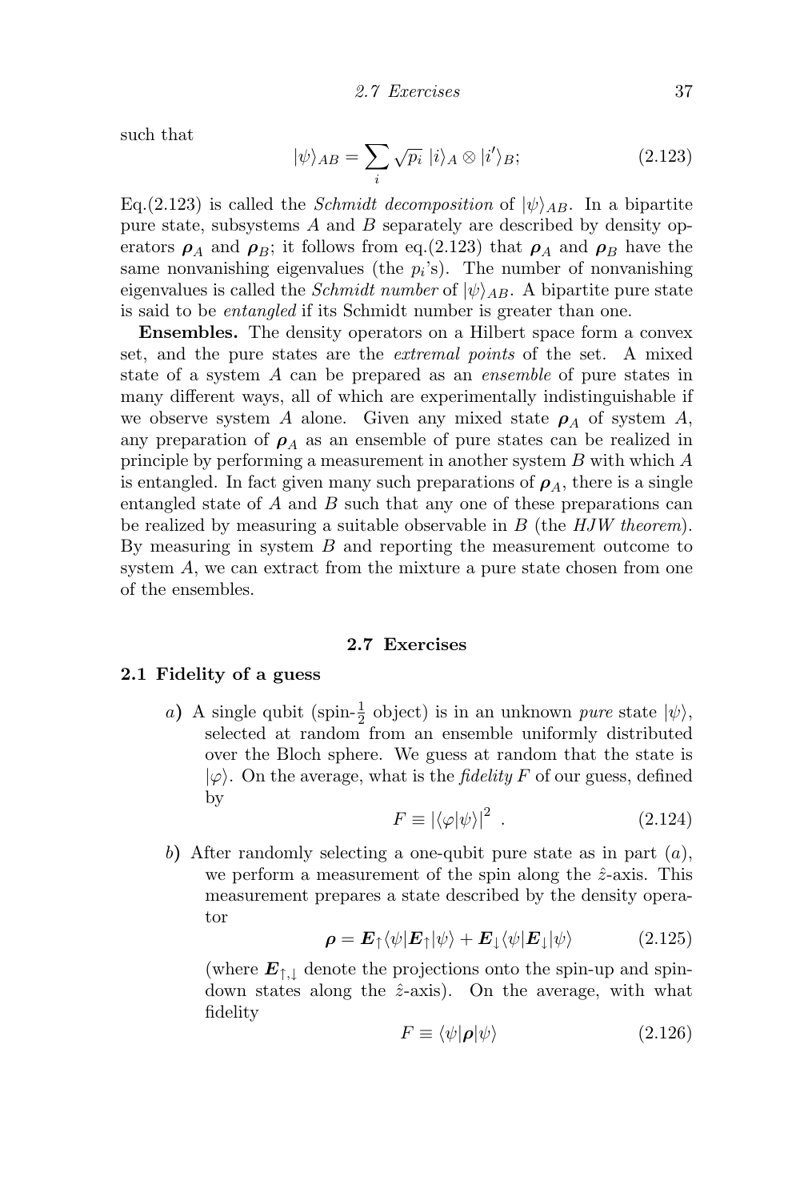such that

$$|\psi\rangle_{AB} = \sum_i \sqrt{p_i}\ |i\rangle_A \otimes |i'\rangle_B; \tag{2.123}$$

Eq.(2.123) is called the *Schmidt decomposition* of $|\psi\rangle_{AB}$. In a bipartite pure state, subsystems $A$ and $B$ separately are described by density operators $\boldsymbol{\rho}_A$ and $\boldsymbol{\rho}_B$; it follows from eq.(2.123) that $\boldsymbol{\rho}_A$ and $\boldsymbol{\rho}_B$ have the same nonvanishing eigenvalues (the $p_i$'s). The number of nonvanishing eigenvalues is called the *Schmidt number* of $|\psi\rangle_{AB}$. A bipartite pure state is said to be *entangled* if its Schmidt number is greater than one.

**Ensembles.** The density operators on a Hilbert space form a convex set, and the pure states are the *extremal points* of the set. A mixed state of a system $A$ can be prepared as an *ensemble* of pure states in many different ways, all of which are experimentally indistinguishable if we observe system $A$ alone. Given any mixed state $\boldsymbol{\rho}_A$ of system $A$, any preparation of $\boldsymbol{\rho}_A$ as an ensemble of pure states can be realized in principle by performing a measurement in another system $B$ with which $A$ is entangled. In fact given many such preparations of $\boldsymbol{\rho}_A$, there is a single entangled state of $A$ and $B$ such that any one of these preparations can be realized by measuring a suitable observable in $B$ (the *HJW theorem*). By measuring in system $B$ and reporting the measurement outcome to system $A$, we can extract from the mixture a pure state chosen from one of the ensembles.

## 2.7 Exercises

### 2.1 Fidelity of a guess

*a*) A single qubit (spin-$\frac{1}{2}$ object) is in an unknown *pure* state $|\psi\rangle$, selected at random from an ensemble uniformly distributed over the Bloch sphere. We guess at random that the state is $|\varphi\rangle$. On the average, what is the *fidelity* $F$ of our guess, defined by

$$F \equiv |\langle\varphi|\psi\rangle|^2\ . \tag{2.124}$$

*b*) After randomly selecting a one-qubit pure state as in part (*a*), we perform a measurement of the spin along the $\hat{z}$-axis. This measurement prepares a state described by the density operator

$$\boldsymbol{\rho} = \boldsymbol{E}_\uparrow\langle\psi|\boldsymbol{E}_\uparrow|\psi\rangle + \boldsymbol{E}_\downarrow\langle\psi|\boldsymbol{E}_\downarrow|\psi\rangle \tag{2.125}$$

(where $\boldsymbol{E}_{\uparrow,\downarrow}$ denote the projections onto the spin-up and spin-down states along the $\hat{z}$-axis). On the average, with what fidelity

$$F \equiv \langle\psi|\boldsymbol{\rho}|\psi\rangle \tag{2.126}$$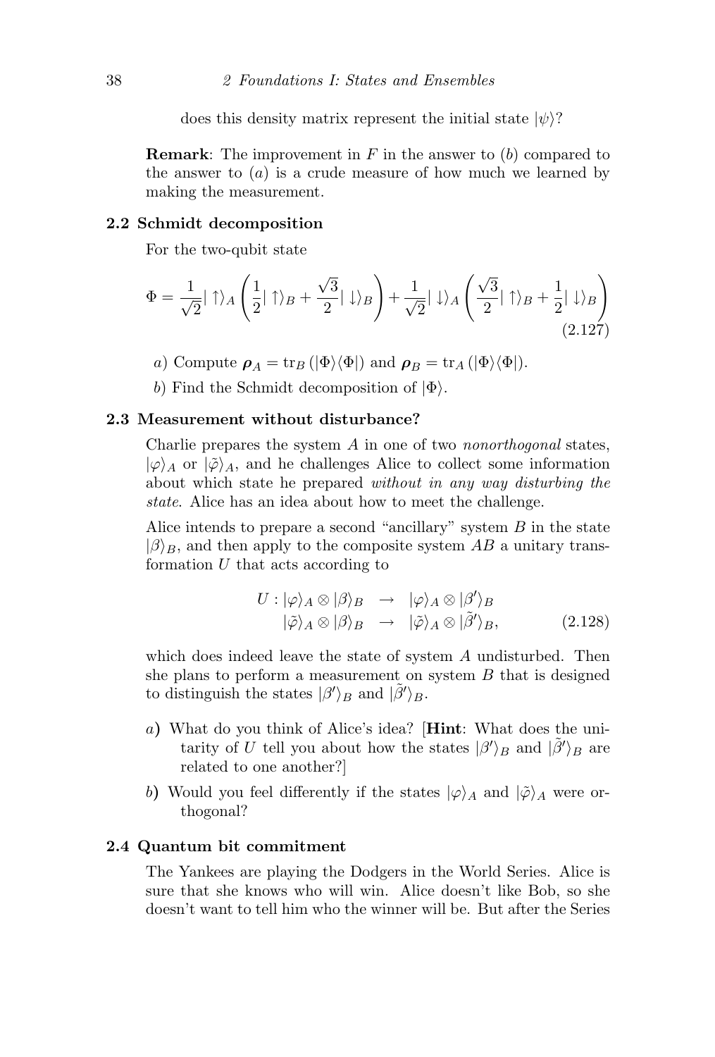does this density matrix represent the initial state $|\psi\rangle$?

**Remark**: The improvement in $F$ in the answer to ($b$) compared to the answer to ($a$) is a crude measure of how much we learned by making the measurement.

**2.2 Schmidt decomposition**

For the two-qubit state

$$\Phi = \frac{1}{\sqrt{2}}|\uparrow\rangle_A \left(\frac{1}{2}|\uparrow\rangle_B + \frac{\sqrt{3}}{2}|\downarrow\rangle_B\right) + \frac{1}{\sqrt{2}}|\downarrow\rangle_A \left(\frac{\sqrt{3}}{2}|\uparrow\rangle_B + \frac{1}{2}|\downarrow\rangle_B\right) \tag{2.127}$$

$a$) Compute $\boldsymbol{\rho}_A = \mathrm{tr}_B\left(|\Phi\rangle\langle\Phi|\right)$ and $\boldsymbol{\rho}_B = \mathrm{tr}_A\left(|\Phi\rangle\langle\Phi|\right)$.

$b$) Find the Schmidt decomposition of $|\Phi\rangle$.

**2.3 Measurement without disturbance?**

Charlie prepares the system $A$ in one of two *nonorthogonal* states, $|\varphi\rangle_A$ or $|\tilde{\varphi}\rangle_A$, and he challenges Alice to collect some information about which state he prepared *without in any way disturbing the state*. Alice has an idea about how to meet the challenge.

Alice intends to prepare a second "ancillary" system $B$ in the state $|\beta\rangle_B$, and then apply to the composite system $AB$ a unitary transformation $U$ that acts according to

$$\begin{aligned} U : |\varphi\rangle_A \otimes |\beta\rangle_B &\rightarrow |\varphi\rangle_A \otimes |\beta'\rangle_B \\ |\tilde{\varphi}\rangle_A \otimes |\beta\rangle_B &\rightarrow |\tilde{\varphi}\rangle_A \otimes |\tilde{\beta}'\rangle_B, \end{aligned} \tag{2.128}$$

which does indeed leave the state of system $A$ undisturbed. Then she plans to perform a measurement on system $B$ that is designed to distinguish the states $|\beta'\rangle_B$ and $|\tilde{\beta}'\rangle_B$.

$a$) What do you think of Alice's idea? [**Hint**: What does the unitarity of $U$ tell you about how the states $|\beta'\rangle_B$ and $|\tilde{\beta}'\rangle_B$ are related to one another?]

$b$) Would you feel differently if the states $|\varphi\rangle_A$ and $|\tilde{\varphi}\rangle_A$ were orthogonal?

**2.4 Quantum bit commitment**

The Yankees are playing the Dodgers in the World Series. Alice is sure that she knows who will win. Alice doesn't like Bob, so she doesn't want to tell him who the winner will be. But after the Series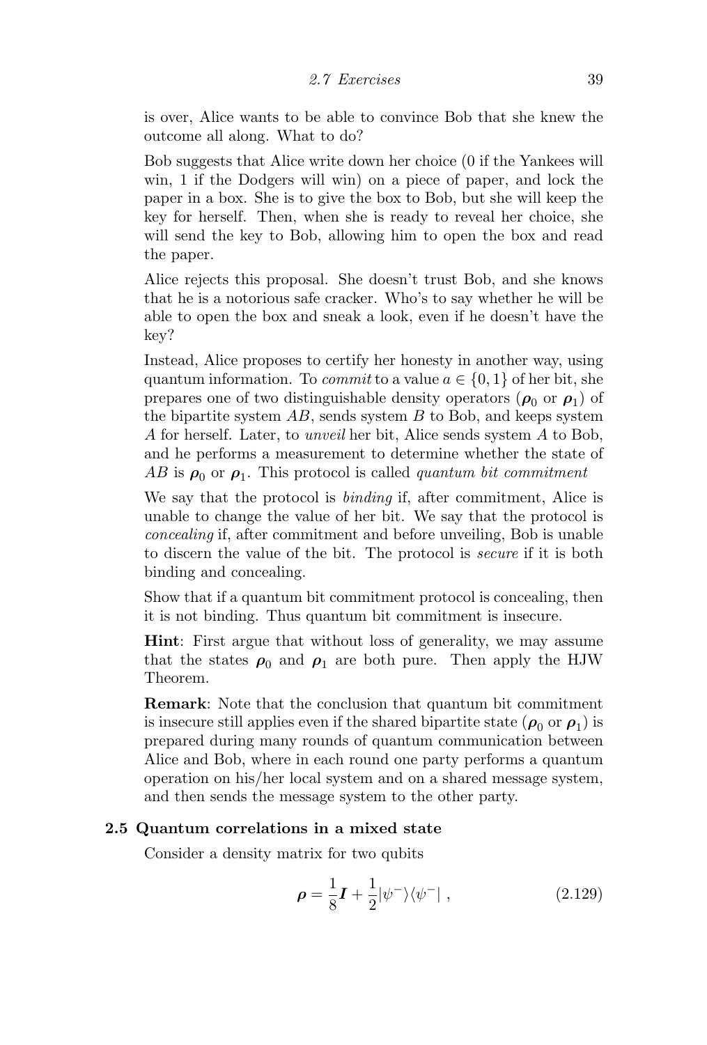is over, Alice wants to be able to convince Bob that she knew the outcome all along. What to do?

Bob suggests that Alice write down her choice (0 if the Yankees will win, 1 if the Dodgers will win) on a piece of paper, and lock the paper in a box. She is to give the box to Bob, but she will keep the key for herself. Then, when she is ready to reveal her choice, she will send the key to Bob, allowing him to open the box and read the paper.

Alice rejects this proposal. She doesn't trust Bob, and she knows that he is a notorious safe cracker. Who's to say whether he will be able to open the box and sneak a look, even if he doesn't have the key?

Instead, Alice proposes to certify her honesty in another way, using quantum information. To *commit* to a value $a \in \{0, 1\}$ of her bit, she prepares one of two distinguishable density operators ($\boldsymbol{\rho}_0$ or $\boldsymbol{\rho}_1$) of the bipartite system $AB$, sends system $B$ to Bob, and keeps system $A$ for herself. Later, to *unveil* her bit, Alice sends system $A$ to Bob, and he performs a measurement to determine whether the state of $AB$ is $\boldsymbol{\rho}_0$ or $\boldsymbol{\rho}_1$. This protocol is called *quantum bit commitment*

We say that the protocol is *binding* if, after commitment, Alice is unable to change the value of her bit. We say that the protocol is *concealing* if, after commitment and before unveiling, Bob is unable to discern the value of the bit. The protocol is *secure* if it is both binding and concealing.

Show that if a quantum bit commitment protocol is concealing, then it is not binding. Thus quantum bit commitment is insecure.

**Hint**: First argue that without loss of generality, we may assume that the states $\boldsymbol{\rho}_0$ and $\boldsymbol{\rho}_1$ are both pure. Then apply the HJW Theorem.

**Remark**: Note that the conclusion that quantum bit commitment is insecure still applies even if the shared bipartite state ($\boldsymbol{\rho}_0$ or $\boldsymbol{\rho}_1$) is prepared during many rounds of quantum communication between Alice and Bob, where in each round one party performs a quantum operation on his/her local system and on a shared message system, and then sends the message system to the other party.

**2.5 Quantum correlations in a mixed state**

Consider a density matrix for two qubits

$$\boldsymbol{\rho} = \frac{1}{8}\boldsymbol{I} + \frac{1}{2}|\psi^-\rangle\langle\psi^-| \, , \tag{2.129}$$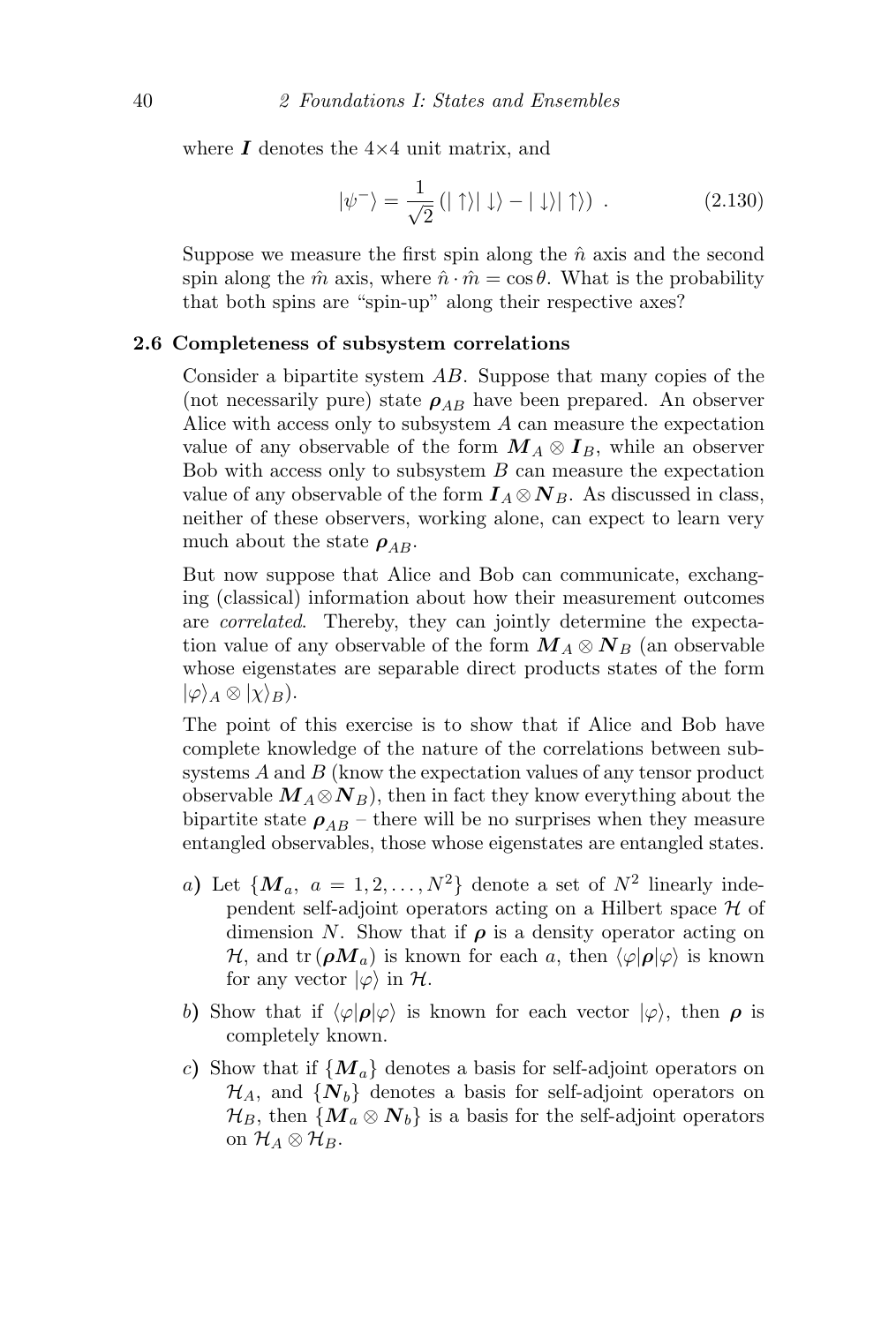where $\boldsymbol{I}$ denotes the 4×4 unit matrix, and

$$|\psi^-\rangle = \frac{1}{\sqrt{2}} \left( |\uparrow\rangle|\downarrow\rangle - |\downarrow\rangle|\uparrow\rangle \right) \ . \tag{2.130}$$

Suppose we measure the first spin along the $\hat{n}$ axis and the second spin along the $\hat{m}$ axis, where $\hat{n} \cdot \hat{m} = \cos\theta$. What is the probability that both spins are "spin-up" along their respective axes?

**2.6 Completeness of subsystem correlations**

Consider a bipartite system $AB$. Suppose that many copies of the (not necessarily pure) state $\boldsymbol{\rho}_{AB}$ have been prepared. An observer Alice with access only to subsystem $A$ can measure the expectation value of any observable of the form $\boldsymbol{M}_A \otimes \boldsymbol{I}_B$, while an observer Bob with access only to subsystem $B$ can measure the expectation value of any observable of the form $\boldsymbol{I}_A \otimes \boldsymbol{N}_B$. As discussed in class, neither of these observers, working alone, can expect to learn very much about the state $\boldsymbol{\rho}_{AB}$.

But now suppose that Alice and Bob can communicate, exchanging (classical) information about how their measurement outcomes are *correlated*. Thereby, they can jointly determine the expectation value of any observable of the form $\boldsymbol{M}_A \otimes \boldsymbol{N}_B$ (an observable whose eigenstates are separable direct products states of the form $|\varphi\rangle_A \otimes |\chi\rangle_B$).

The point of this exercise is to show that if Alice and Bob have complete knowledge of the nature of the correlations between subsystems $A$ and $B$ (know the expectation values of any tensor product observable $\boldsymbol{M}_A \otimes \boldsymbol{N}_B$), then in fact they know everything about the bipartite state $\boldsymbol{\rho}_{AB}$ – there will be no surprises when they measure entangled observables, those whose eigenstates are entangled states.

*a*) Let $\{\boldsymbol{M}_a,\ a = 1, 2, \ldots, N^2\}$ denote a set of $N^2$ linearly independent self-adjoint operators acting on a Hilbert space $\mathcal{H}$ of dimension $N$. Show that if $\boldsymbol{\rho}$ is a density operator acting on $\mathcal{H}$, and $\mathrm{tr}\,(\boldsymbol{\rho}\boldsymbol{M}_a)$ is known for each $a$, then $\langle\varphi|\boldsymbol{\rho}|\varphi\rangle$ is known for any vector $|\varphi\rangle$ in $\mathcal{H}$.

*b*) Show that if $\langle\varphi|\boldsymbol{\rho}|\varphi\rangle$ is known for each vector $|\varphi\rangle$, then $\boldsymbol{\rho}$ is completely known.

*c*) Show that if $\{\boldsymbol{M}_a\}$ denotes a basis for self-adjoint operators on $\mathcal{H}_A$, and $\{\boldsymbol{N}_b\}$ denotes a basis for self-adjoint operators on $\mathcal{H}_B$, then $\{\boldsymbol{M}_a \otimes \boldsymbol{N}_b\}$ is a basis for the self-adjoint operators on $\mathcal{H}_A \otimes \mathcal{H}_B$.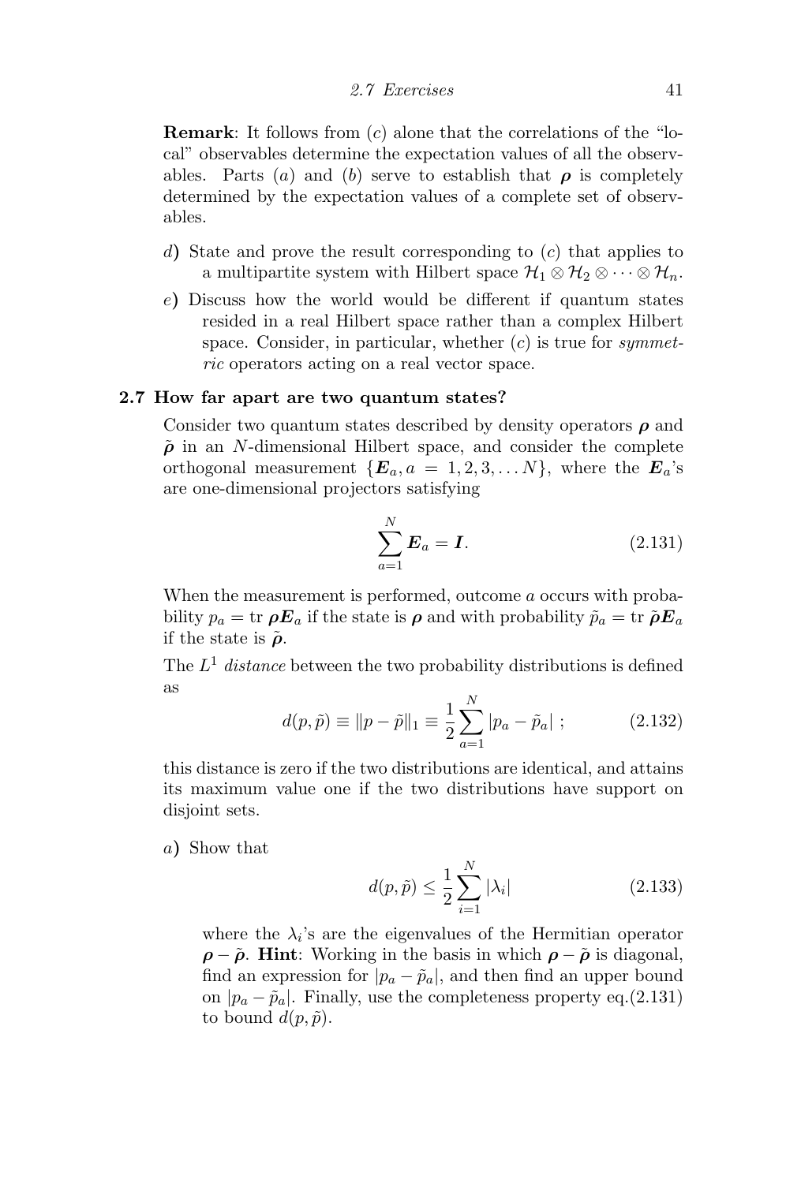**Remark**: It follows from ($c$) alone that the correlations of the "local" observables determine the expectation values of all the observables. Parts ($a$) and ($b$) serve to establish that $\boldsymbol{\rho}$ is completely determined by the expectation values of a complete set of observables.

$d$) State and prove the result corresponding to ($c$) that applies to a multipartite system with Hilbert space $\mathcal{H}_1 \otimes \mathcal{H}_2 \otimes \cdots \otimes \mathcal{H}_n$.

$e$) Discuss how the world would be different if quantum states resided in a real Hilbert space rather than a complex Hilbert space. Consider, in particular, whether ($c$) is true for *symmetric* operators acting on a real vector space.

**2.7 How far apart are two quantum states?**

Consider two quantum states described by density operators $\boldsymbol{\rho}$ and $\tilde{\boldsymbol{\rho}}$ in an $N$-dimensional Hilbert space, and consider the complete orthogonal measurement $\{\boldsymbol{E}_a, a = 1, 2, 3, \ldots N\}$, where the $\boldsymbol{E}_a$'s are one-dimensional projectors satisfying

$$\sum_{a=1}^{N} \boldsymbol{E}_a = \boldsymbol{I}. \tag{2.131}$$

When the measurement is performed, outcome $a$ occurs with probability $p_a = \text{tr}\, \boldsymbol{\rho} \boldsymbol{E}_a$ if the state is $\boldsymbol{\rho}$ and with probability $\tilde{p}_a = \text{tr}\, \tilde{\boldsymbol{\rho}} \boldsymbol{E}_a$ if the state is $\tilde{\boldsymbol{\rho}}$.

The $L^1$ *distance* between the two probability distributions is defined as

$$d(p, \tilde{p}) \equiv \|p - \tilde{p}\|_1 \equiv \frac{1}{2} \sum_{a=1}^{N} |p_a - \tilde{p}_a| \; ; \tag{2.132}$$

this distance is zero if the two distributions are identical, and attains its maximum value one if the two distributions have support on disjoint sets.

$a$) Show that

$$d(p, \tilde{p}) \leq \frac{1}{2} \sum_{i=1}^{N} |\lambda_i| \tag{2.133}$$

where the $\lambda_i$'s are the eigenvalues of the Hermitian operator $\boldsymbol{\rho} - \tilde{\boldsymbol{\rho}}$. **Hint**: Working in the basis in which $\boldsymbol{\rho} - \tilde{\boldsymbol{\rho}}$ is diagonal, find an expression for $|p_a - \tilde{p}_a|$, and then find an upper bound on $|p_a - \tilde{p}_a|$. Finally, use the completeness property eq.(2.131) to bound $d(p, \tilde{p})$.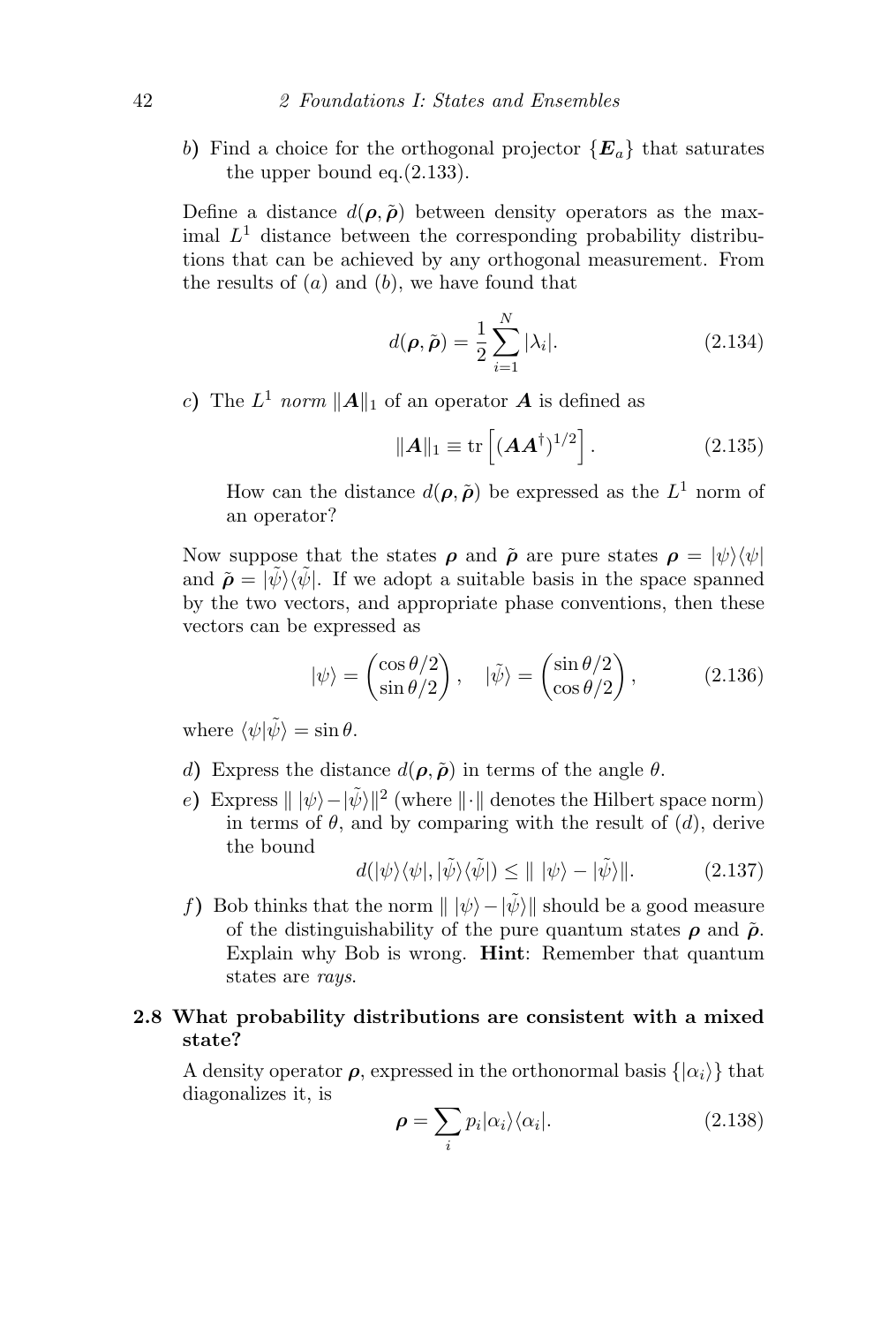*b*) Find a choice for the orthogonal projector $\{\boldsymbol{E}_a\}$ that saturates the upper bound eq.(2.133).

Define a distance $d(\boldsymbol{\rho}, \tilde{\boldsymbol{\rho}})$ between density operators as the maximal $L^1$ distance between the corresponding probability distributions that can be achieved by any orthogonal measurement. From the results of (*a*) and (*b*), we have found that

$$d(\boldsymbol{\rho}, \tilde{\boldsymbol{\rho}}) = \frac{1}{2}\sum_{i=1}^{N} |\lambda_i|. \tag{2.134}$$

*c*) The $L^1$ *norm* $\|\boldsymbol{A}\|_1$ of an operator $\boldsymbol{A}$ is defined as

$$\|\boldsymbol{A}\|_1 \equiv \mathrm{tr}\left[(\boldsymbol{A}\boldsymbol{A}^\dagger)^{1/2}\right]. \tag{2.135}$$

How can the distance $d(\boldsymbol{\rho}, \tilde{\boldsymbol{\rho}})$ be expressed as the $L^1$ norm of an operator?

Now suppose that the states $\boldsymbol{\rho}$ and $\tilde{\boldsymbol{\rho}}$ are pure states $\boldsymbol{\rho} = |\psi\rangle\langle\psi|$ and $\tilde{\boldsymbol{\rho}} = |\tilde{\psi}\rangle\langle\tilde{\psi}|$. If we adopt a suitable basis in the space spanned by the two vectors, and appropriate phase conventions, then these vectors can be expressed as

$$|\psi\rangle = \begin{pmatrix}\cos\theta/2\\ \sin\theta/2\end{pmatrix}, \quad |\tilde{\psi}\rangle = \begin{pmatrix}\sin\theta/2\\ \cos\theta/2\end{pmatrix}, \tag{2.136}$$

where $\langle\psi|\tilde{\psi}\rangle = \sin\theta$.

*d*) Express the distance $d(\boldsymbol{\rho}, \tilde{\boldsymbol{\rho}})$ in terms of the angle $\theta$.

*e*) Express $\|\,|\psi\rangle - |\tilde{\psi}\rangle\|^2$ (where $\|\cdot\|$ denotes the Hilbert space norm) in terms of $\theta$, and by comparing with the result of (*d*), derive the bound

$$d(|\psi\rangle\langle\psi|, |\tilde{\psi}\rangle\langle\tilde{\psi}|) \le \|\,|\psi\rangle - |\tilde{\psi}\rangle\|. \tag{2.137}$$

*f*) Bob thinks that the norm $\|\,|\psi\rangle - |\tilde{\psi}\rangle\|$ should be a good measure of the distinguishability of the pure quantum states $\boldsymbol{\rho}$ and $\tilde{\boldsymbol{\rho}}$. Explain why Bob is wrong. **Hint**: Remember that quantum states are *rays*.

**2.8 What probability distributions are consistent with a mixed state?**

A density operator $\boldsymbol{\rho}$, expressed in the orthonormal basis $\{|\alpha_i\rangle\}$ that diagonalizes it, is

$$\boldsymbol{\rho} = \sum_i p_i |\alpha_i\rangle\langle\alpha_i|. \tag{2.138}$$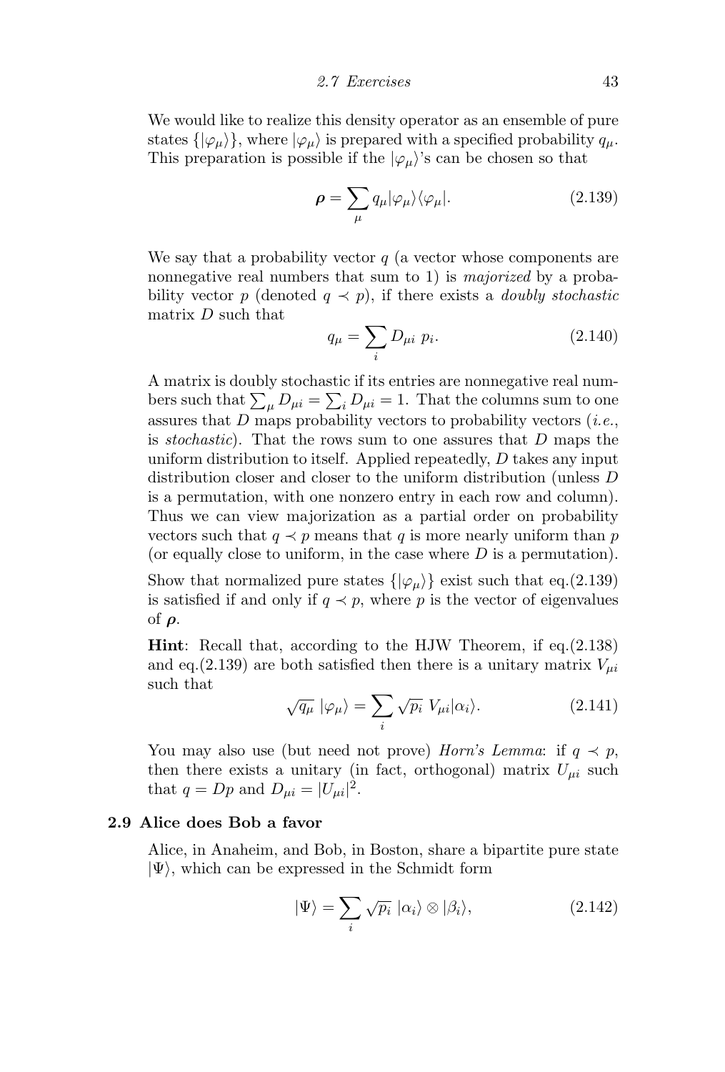We would like to realize this density operator as an ensemble of pure states $\{|\varphi_\mu\rangle\}$, where $|\varphi_\mu\rangle$ is prepared with a specified probability $q_\mu$. This preparation is possible if the $|\varphi_\mu\rangle$'s can be chosen so that

$$\boldsymbol{\rho} = \sum_\mu q_\mu |\varphi_\mu\rangle\langle\varphi_\mu|. \tag{2.139}$$

We say that a probability vector $q$ (a vector whose components are nonnegative real numbers that sum to 1) is *majorized* by a probability vector $p$ (denoted $q \prec p$), if there exists a *doubly stochastic* matrix $D$ such that

$$q_\mu = \sum_i D_{\mu i}\ p_i. \tag{2.140}$$

A matrix is doubly stochastic if its entries are nonnegative real numbers such that $\sum_\mu D_{\mu i} = \sum_i D_{\mu i} = 1$. That the columns sum to one assures that $D$ maps probability vectors to probability vectors (*i.e.*, is *stochastic*). That the rows sum to one assures that $D$ maps the uniform distribution to itself. Applied repeatedly, $D$ takes any input distribution closer and closer to the uniform distribution (unless $D$ is a permutation, with one nonzero entry in each row and column). Thus we can view majorization as a partial order on probability vectors such that $q \prec p$ means that $q$ is more nearly uniform than $p$ (or equally close to uniform, in the case where $D$ is a permutation).

Show that normalized pure states $\{|\varphi_\mu\rangle\}$ exist such that eq.(2.139) is satisfied if and only if $q \prec p$, where $p$ is the vector of eigenvalues of $\boldsymbol{\rho}$.

**Hint**: Recall that, according to the HJW Theorem, if eq.(2.138) and eq.(2.139) are both satisfied then there is a unitary matrix $V_{\mu i}$ such that

$$\sqrt{q_\mu}\ |\varphi_\mu\rangle = \sum_i \sqrt{p_i}\ V_{\mu i}|\alpha_i\rangle. \tag{2.141}$$

You may also use (but need not prove) *Horn's Lemma*: if $q \prec p$, then there exists a unitary (in fact, orthogonal) matrix $U_{\mu i}$ such that $q = Dp$ and $D_{\mu i} = |U_{\mu i}|^2$.

### 2.9 Alice does Bob a favor

Alice, in Anaheim, and Bob, in Boston, share a bipartite pure state $|\Psi\rangle$, which can be expressed in the Schmidt form

$$|\Psi\rangle = \sum_i \sqrt{p_i}\ |\alpha_i\rangle \otimes |\beta_i\rangle, \tag{2.142}$$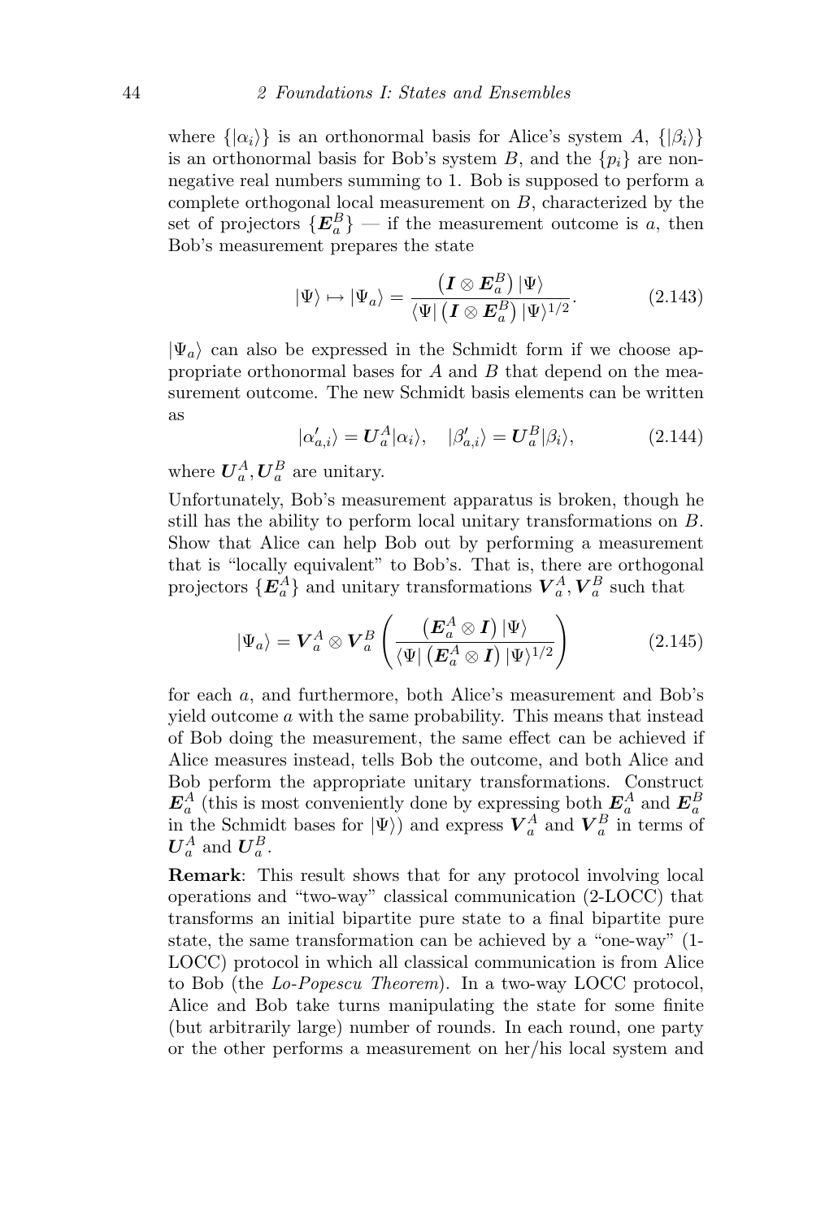where $\{|\alpha_i\rangle\}$ is an orthonormal basis for Alice's system $A$, $\{|\beta_i\rangle\}$ is an orthonormal basis for Bob's system $B$, and the $\{p_i\}$ are nonnegative real numbers summing to 1. Bob is supposed to perform a complete orthogonal local measurement on $B$, characterized by the set of projectors $\{\boldsymbol{E}_a^B\}$ — if the measurement outcome is $a$, then Bob's measurement prepares the state

$$|\Psi\rangle \mapsto |\Psi_a\rangle = \frac{\left(\boldsymbol{I} \otimes \boldsymbol{E}_a^B\right)|\Psi\rangle}{\langle\Psi|\left(\boldsymbol{I} \otimes \boldsymbol{E}_a^B\right)|\Psi\rangle^{1/2}}. \tag{2.143}$$

$|\Psi_a\rangle$ can also be expressed in the Schmidt form if we choose appropriate orthonormal bases for $A$ and $B$ that depend on the measurement outcome. The new Schmidt basis elements can be written as

$$|\alpha'_{a,i}\rangle = \boldsymbol{U}_a^A|\alpha_i\rangle, \quad |\beta'_{a,i}\rangle = \boldsymbol{U}_a^B|\beta_i\rangle, \tag{2.144}$$

where $\boldsymbol{U}_a^A, \boldsymbol{U}_a^B$ are unitary.

Unfortunately, Bob's measurement apparatus is broken, though he still has the ability to perform local unitary transformations on $B$. Show that Alice can help Bob out by performing a measurement that is "locally equivalent" to Bob's. That is, there are orthogonal projectors $\{\boldsymbol{E}_a^A\}$ and unitary transformations $\boldsymbol{V}_a^A, \boldsymbol{V}_a^B$ such that

$$|\Psi_a\rangle = \boldsymbol{V}_a^A \otimes \boldsymbol{V}_a^B \left(\frac{\left(\boldsymbol{E}_a^A \otimes \boldsymbol{I}\right)|\Psi\rangle}{\langle\Psi|\left(\boldsymbol{E}_a^A \otimes \boldsymbol{I}\right)|\Psi\rangle^{1/2}}\right) \tag{2.145}$$

for each $a$, and furthermore, both Alice's measurement and Bob's yield outcome $a$ with the same probability. This means that instead of Bob doing the measurement, the same effect can be achieved if Alice measures instead, tells Bob the outcome, and both Alice and Bob perform the appropriate unitary transformations. Construct $\boldsymbol{E}_a^A$ (this is most conveniently done by expressing both $\boldsymbol{E}_a^A$ and $\boldsymbol{E}_a^B$ in the Schmidt bases for $|\Psi\rangle$) and express $\boldsymbol{V}_a^A$ and $\boldsymbol{V}_a^B$ in terms of $\boldsymbol{U}_a^A$ and $\boldsymbol{U}_a^B$.

**Remark**: This result shows that for any protocol involving local operations and "two-way" classical communication (2-LOCC) that transforms an initial bipartite pure state to a final bipartite pure state, the same transformation can be achieved by a "one-way" (1-LOCC) protocol in which all classical communication is from Alice to Bob (the *Lo-Popescu Theorem*). In a two-way LOCC protocol, Alice and Bob take turns manipulating the state for some finite (but arbitrarily large) number of rounds. In each round, one party or the other performs a measurement on her/his local system and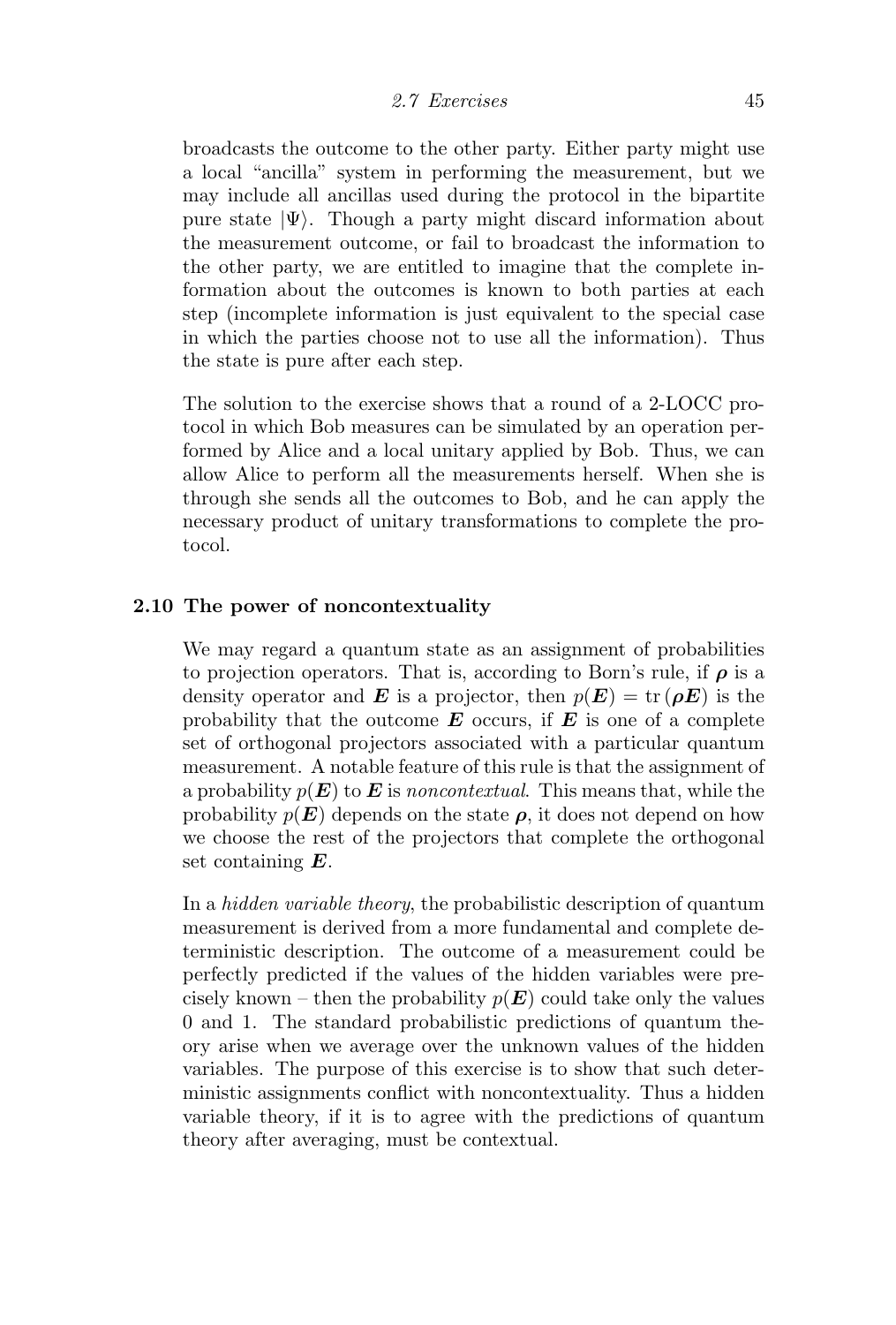broadcasts the outcome to the other party. Either party might use a local "ancilla" system in performing the measurement, but we may include all ancillas used during the protocol in the bipartite pure state $|\Psi\rangle$. Though a party might discard information about the measurement outcome, or fail to broadcast the information to the other party, we are entitled to imagine that the complete information about the outcomes is known to both parties at each step (incomplete information is just equivalent to the special case in which the parties choose not to use all the information). Thus the state is pure after each step.

The solution to the exercise shows that a round of a 2-LOCC protocol in which Bob measures can be simulated by an operation performed by Alice and a local unitary applied by Bob. Thus, we can allow Alice to perform all the measurements herself. When she is through she sends all the outcomes to Bob, and he can apply the necessary product of unitary transformations to complete the protocol.

### 2.10 The power of noncontextuality

We may regard a quantum state as an assignment of probabilities to projection operators. That is, according to Born's rule, if $\boldsymbol{\rho}$ is a density operator and $\boldsymbol{E}$ is a projector, then $p(\boldsymbol{E}) = \mathrm{tr}\,(\boldsymbol{\rho}\boldsymbol{E})$ is the probability that the outcome $\boldsymbol{E}$ occurs, if $\boldsymbol{E}$ is one of a complete set of orthogonal projectors associated with a particular quantum measurement. A notable feature of this rule is that the assignment of a probability $p(\boldsymbol{E})$ to $\boldsymbol{E}$ is *noncontextual*. This means that, while the probability $p(\boldsymbol{E})$ depends on the state $\boldsymbol{\rho}$, it does not depend on how we choose the rest of the projectors that complete the orthogonal set containing $\boldsymbol{E}$.

In a *hidden variable theory*, the probabilistic description of quantum measurement is derived from a more fundamental and complete deterministic description. The outcome of a measurement could be perfectly predicted if the values of the hidden variables were precisely known – then the probability $p(\boldsymbol{E})$ could take only the values 0 and 1. The standard probabilistic predictions of quantum theory arise when we average over the unknown values of the hidden variables. The purpose of this exercise is to show that such deterministic assignments conflict with noncontextuality. Thus a hidden variable theory, if it is to agree with the predictions of quantum theory after averaging, must be contextual.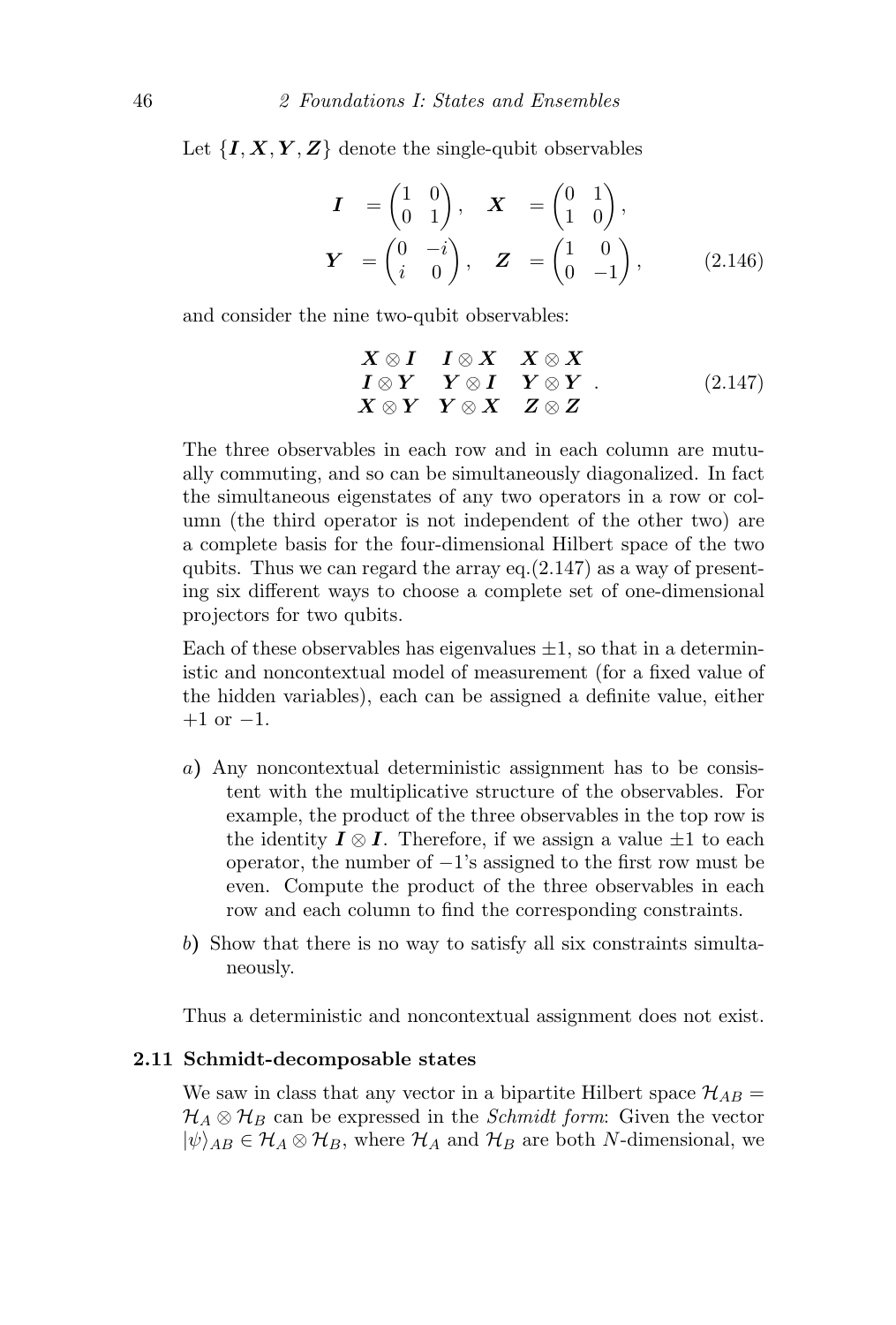Let $\{\boldsymbol{I}, \boldsymbol{X}, \boldsymbol{Y}, \boldsymbol{Z}\}$ denote the single-qubit observables

$$
\begin{aligned}
\boldsymbol{I} &= \begin{pmatrix} 1 & 0 \\ 0 & 1 \end{pmatrix}, \quad \boldsymbol{X} = \begin{pmatrix} 0 & 1 \\ 1 & 0 \end{pmatrix}, \\
\boldsymbol{Y} &= \begin{pmatrix} 0 & -i \\ i & 0 \end{pmatrix}, \quad \boldsymbol{Z} = \begin{pmatrix} 1 & 0 \\ 0 & -1 \end{pmatrix},
\end{aligned}
\tag{2.146}
$$

and consider the nine two-qubit observables:

$$
\begin{array}{ccc}
\boldsymbol{X} \otimes \boldsymbol{I} & \boldsymbol{I} \otimes \boldsymbol{X} & \boldsymbol{X} \otimes \boldsymbol{X} \\
\boldsymbol{I} \otimes \boldsymbol{Y} & \boldsymbol{Y} \otimes \boldsymbol{I} & \boldsymbol{Y} \otimes \boldsymbol{Y} \\
\boldsymbol{X} \otimes \boldsymbol{Y} & \boldsymbol{Y} \otimes \boldsymbol{X} & \boldsymbol{Z} \otimes \boldsymbol{Z}
\end{array} .
\tag{2.147}
$$

The three observables in each row and in each column are mutually commuting, and so can be simultaneously diagonalized. In fact the simultaneous eigenstates of any two operators in a row or column (the third operator is not independent of the other two) are a complete basis for the four-dimensional Hilbert space of the two qubits. Thus we can regard the array eq.(2.147) as a way of presenting six different ways to choose a complete set of one-dimensional projectors for two qubits.

Each of these observables has eigenvalues $\pm 1$, so that in a deterministic and noncontextual model of measurement (for a fixed value of the hidden variables), each can be assigned a definite value, either $+1$ or $-1$.

*a*) Any noncontextual deterministic assignment has to be consistent with the multiplicative structure of the observables. For example, the product of the three observables in the top row is the identity $\boldsymbol{I} \otimes \boldsymbol{I}$. Therefore, if we assign a value $\pm 1$ to each operator, the number of $-1$'s assigned to the first row must be even. Compute the product of the three observables in each row and each column to find the corresponding constraints.

*b*) Show that there is no way to satisfy all six constraints simultaneously.

Thus a deterministic and noncontextual assignment does not exist.

### 2.11 Schmidt-decomposable states

We saw in class that any vector in a bipartite Hilbert space $\mathcal{H}_{AB} = \mathcal{H}_A \otimes \mathcal{H}_B$ can be expressed in the *Schmidt form*: Given the vector $|\psi\rangle_{AB} \in \mathcal{H}_A \otimes \mathcal{H}_B$, where $\mathcal{H}_A$ and $\mathcal{H}_B$ are both $N$-dimensional, we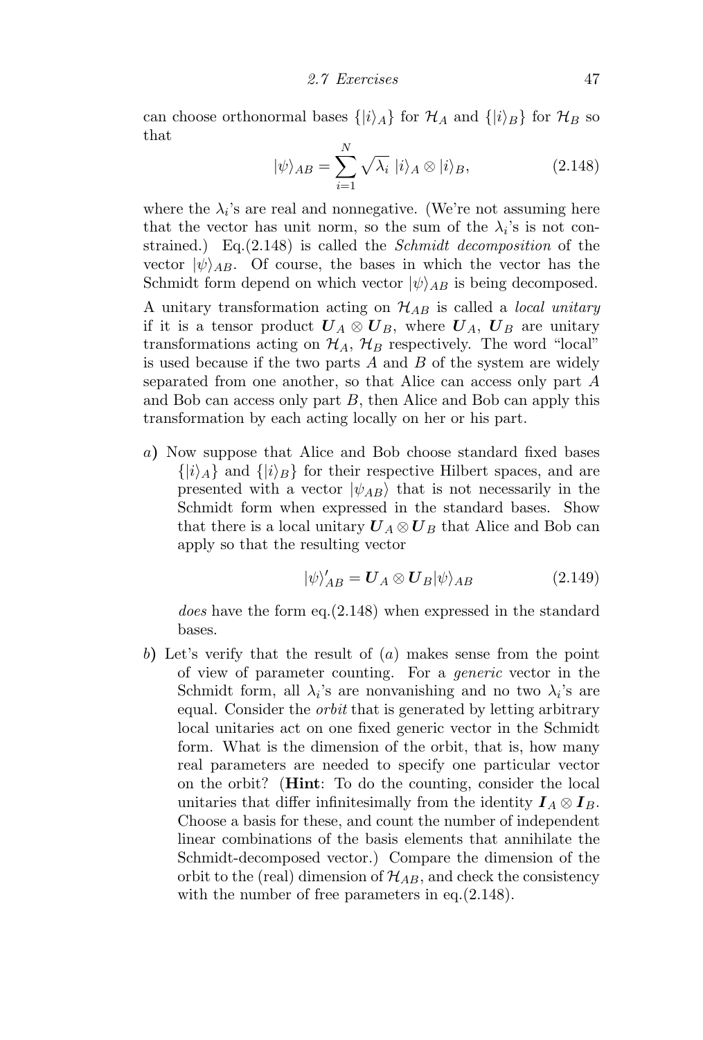can choose orthonormal bases $\{|i\rangle_A\}$ for $\mathcal{H}_A$ and $\{|i\rangle_B\}$ for $\mathcal{H}_B$ so that

$$|\psi\rangle_{AB} = \sum_{i=1}^{N} \sqrt{\lambda_i}\ |i\rangle_A \otimes |i\rangle_B, \tag{2.148}$$

where the $\lambda_i$'s are real and nonnegative. (We're not assuming here that the vector has unit norm, so the sum of the $\lambda_i$'s is not constrained.) Eq.(2.148) is called the *Schmidt decomposition* of the vector $|\psi\rangle_{AB}$. Of course, the bases in which the vector has the Schmidt form depend on which vector $|\psi\rangle_{AB}$ is being decomposed.

A unitary transformation acting on $\mathcal{H}_{AB}$ is called a *local unitary* if it is a tensor product $\boldsymbol{U}_A \otimes \boldsymbol{U}_B$, where $\boldsymbol{U}_A$, $\boldsymbol{U}_B$ are unitary transformations acting on $\mathcal{H}_A$, $\mathcal{H}_B$ respectively. The word "local" is used because if the two parts $A$ and $B$ of the system are widely separated from one another, so that Alice can access only part $A$ and Bob can access only part $B$, then Alice and Bob can apply this transformation by each acting locally on her or his part.

*a*) Now suppose that Alice and Bob choose standard fixed bases $\{|i\rangle_A\}$ and $\{|i\rangle_B\}$ for their respective Hilbert spaces, and are presented with a vector $|\psi_{AB}\rangle$ that is not necessarily in the Schmidt form when expressed in the standard bases. Show that there is a local unitary $\boldsymbol{U}_A \otimes \boldsymbol{U}_B$ that Alice and Bob can apply so that the resulting vector

$$|\psi\rangle'_{AB} = \boldsymbol{U}_A \otimes \boldsymbol{U}_B |\psi\rangle_{AB} \tag{2.149}$$

*does* have the form eq.(2.148) when expressed in the standard bases.

*b*) Let's verify that the result of (*a*) makes sense from the point of view of parameter counting. For a *generic* vector in the Schmidt form, all $\lambda_i$'s are nonvanishing and no two $\lambda_i$'s are equal. Consider the *orbit* that is generated by letting arbitrary local unitaries act on one fixed generic vector in the Schmidt form. What is the dimension of the orbit, that is, how many real parameters are needed to specify one particular vector on the orbit? (**Hint**: To do the counting, consider the local unitaries that differ infinitesimally from the identity $\boldsymbol{I}_A \otimes \boldsymbol{I}_B$. Choose a basis for these, and count the number of independent linear combinations of the basis elements that annihilate the Schmidt-decomposed vector.) Compare the dimension of the orbit to the (real) dimension of $\mathcal{H}_{AB}$, and check the consistency with the number of free parameters in eq.(2.148).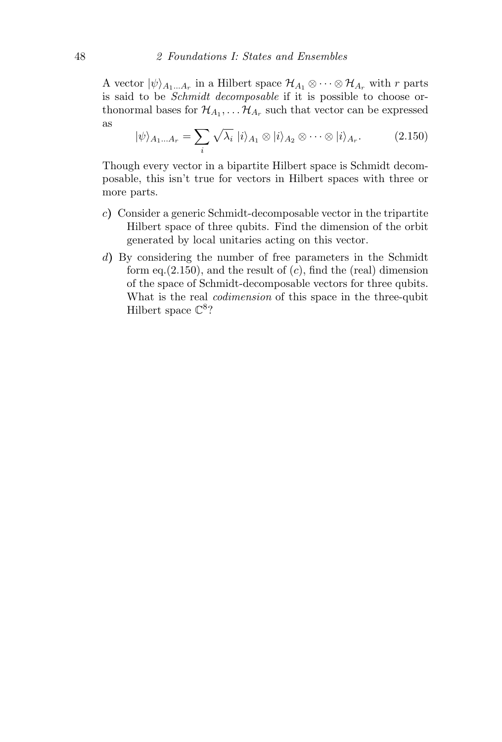A vector $|\psi\rangle_{A_1\ldots A_r}$ in a Hilbert space $\mathcal{H}_{A_1} \otimes \cdots \otimes \mathcal{H}_{A_r}$ with $r$ parts is said to be *Schmidt decomposable* if it is possible to choose orthonormal bases for $\mathcal{H}_{A_1}, \ldots \mathcal{H}_{A_r}$ such that vector can be expressed as

$$|\psi\rangle_{A_1\ldots A_r} = \sum_i \sqrt{\lambda_i}\ |i\rangle_{A_1} \otimes |i\rangle_{A_2} \otimes \cdots \otimes |i\rangle_{A_r}. \tag{2.150}$$

Though every vector in a bipartite Hilbert space is Schmidt decomposable, this isn't true for vectors in Hilbert spaces with three or more parts.

*c*) Consider a generic Schmidt-decomposable vector in the tripartite Hilbert space of three qubits. Find the dimension of the orbit generated by local unitaries acting on this vector.

*d*) By considering the number of free parameters in the Schmidt form eq.(2.150), and the result of (*c*), find the (real) dimension of the space of Schmidt-decomposable vectors for three qubits. What is the real *codimension* of this space in the three-qubit Hilbert space $\mathbb{C}^8$?